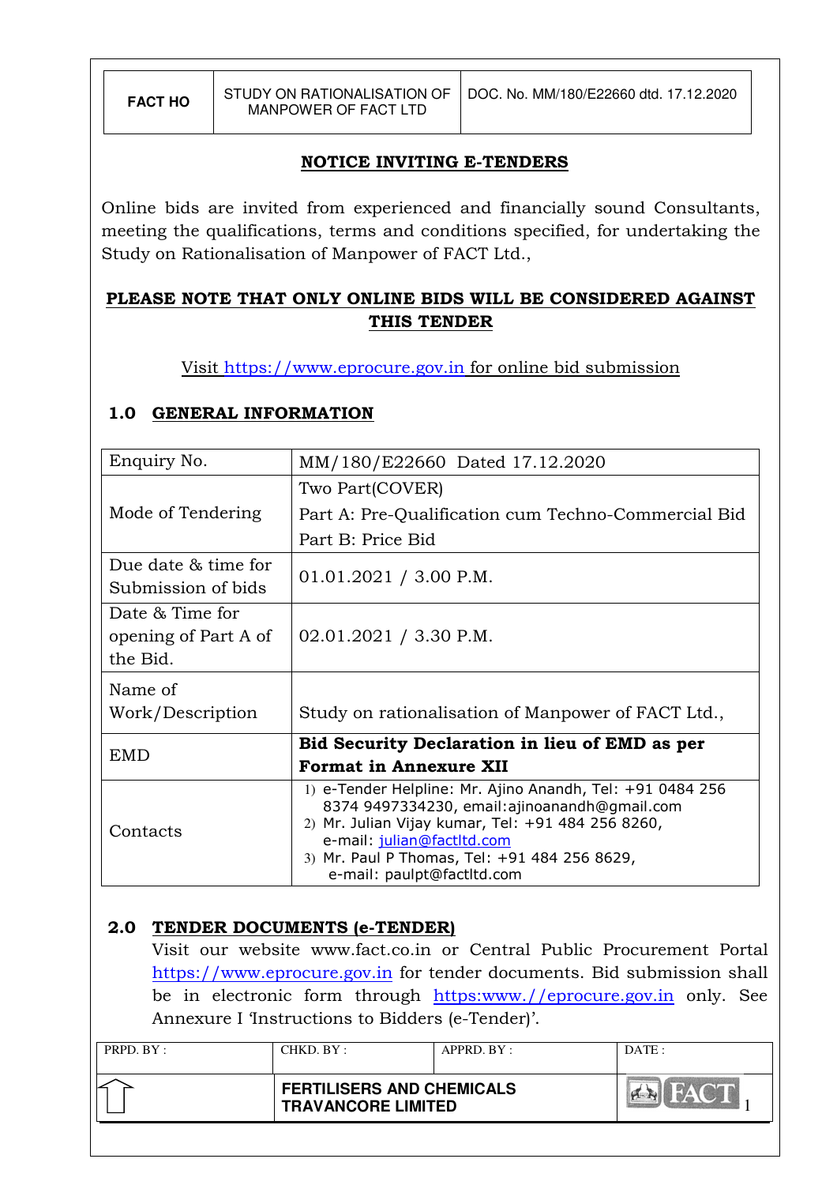| FACT HO | STUDY ON RATIONALISATION OF MANPOWER OF FACT LTD | DOC. No. MM/180/E22660 dtd. 17.12.2020 |
|---|---|---|

## NOTICE INVITING E-TENDERS

Online bids are invited from experienced and financially sound Consultants, meeting the qualifications, terms and conditions specified, for undertaking the Study on Rationalisation of Manpower of FACT Ltd.,

**PLEASE NOTE THAT ONLY ONLINE BIDS WILL BE CONSIDERED AGAINST THIS TENDER**

Visit https://www.eprocure.gov.in for online bid submission

## 1.0 GENERAL INFORMATION

| Enquiry No. | MM/180/E22660 Dated 17.12.2020 |
|---|---|
| Mode of Tendering | Two Part(COVER)<br>Part A: Pre-Qualification cum Techno-Commercial Bid<br>Part B: Price Bid |
| Due date & time for Submission of bids | 01.01.2021 / 3.00 P.M. |
| Date & Time for opening of Part A of the Bid. | 02.01.2021 / 3.30 P.M. |
| Name of Work/Description | Study on rationalisation of Manpower of FACT Ltd., |
| EMD | **Bid Security Declaration in lieu of EMD as per Format in Annexure XII** |
| Contacts | 1) e-Tender Helpline: Mr. Ajino Anandh, Tel: +91 0484 256 8374 9497334230, email:ajinoanandh@gmail.com<br>2) Mr. Julian Vijay kumar, Tel: +91 484 256 8260, e-mail: julian@factltd.com<br>3) Mr. Paul P Thomas, Tel: +91 484 256 8629, e-mail: paulpt@factltd.com |

## 2.0 TENDER DOCUMENTS (e-TENDER)

Visit our website www.fact.co.in or Central Public Procurement Portal https://www.eprocure.gov.in for tender documents. Bid submission shall be in electronic form through https:www.//eprocure.gov.in only. See Annexure I 'Instructions to Bidders (e-Tender)'.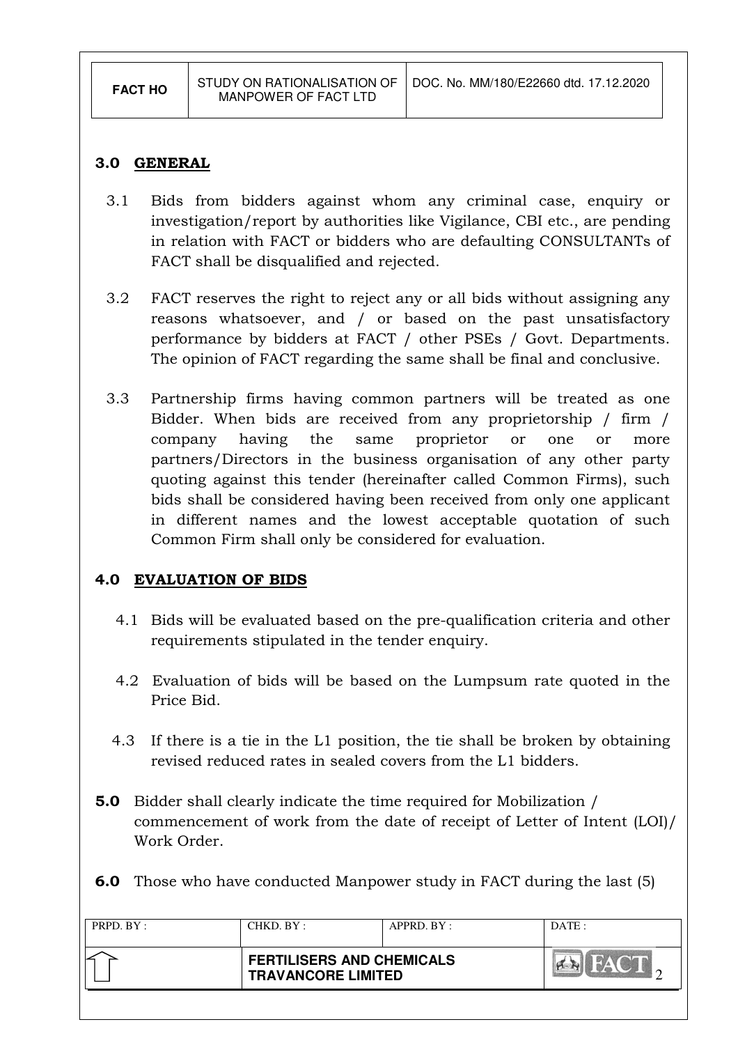## 3.0 GENERAL

3.1 Bids from bidders against whom any criminal case, enquiry or investigation/report by authorities like Vigilance, CBI etc., are pending in relation with FACT or bidders who are defaulting CONSULTANTs of FACT shall be disqualified and rejected.

3.2 FACT reserves the right to reject any or all bids without assigning any reasons whatsoever, and / or based on the past unsatisfactory performance by bidders at FACT / other PSEs / Govt. Departments. The opinion of FACT regarding the same shall be final and conclusive.

3.3 Partnership firms having common partners will be treated as one Bidder. When bids are received from any proprietorship / firm / company having the same proprietor or one or more partners/Directors in the business organisation of any other party quoting against this tender (hereinafter called Common Firms), such bids shall be considered having been received from only one applicant in different names and the lowest acceptable quotation of such Common Firm shall only be considered for evaluation.

## 4.0 EVALUATION OF BIDS

4.1 Bids will be evaluated based on the pre-qualification criteria and other requirements stipulated in the tender enquiry.

4.2 Evaluation of bids will be based on the Lumpsum rate quoted in the Price Bid.

4.3 If there is a tie in the L1 position, the tie shall be broken by obtaining revised reduced rates in sealed covers from the L1 bidders.

**5.0** Bidder shall clearly indicate the time required for Mobilization / commencement of work from the date of receipt of Letter of Intent (LOI)/ Work Order.

**6.0** Those who have conducted Manpower study in FACT during the last (5)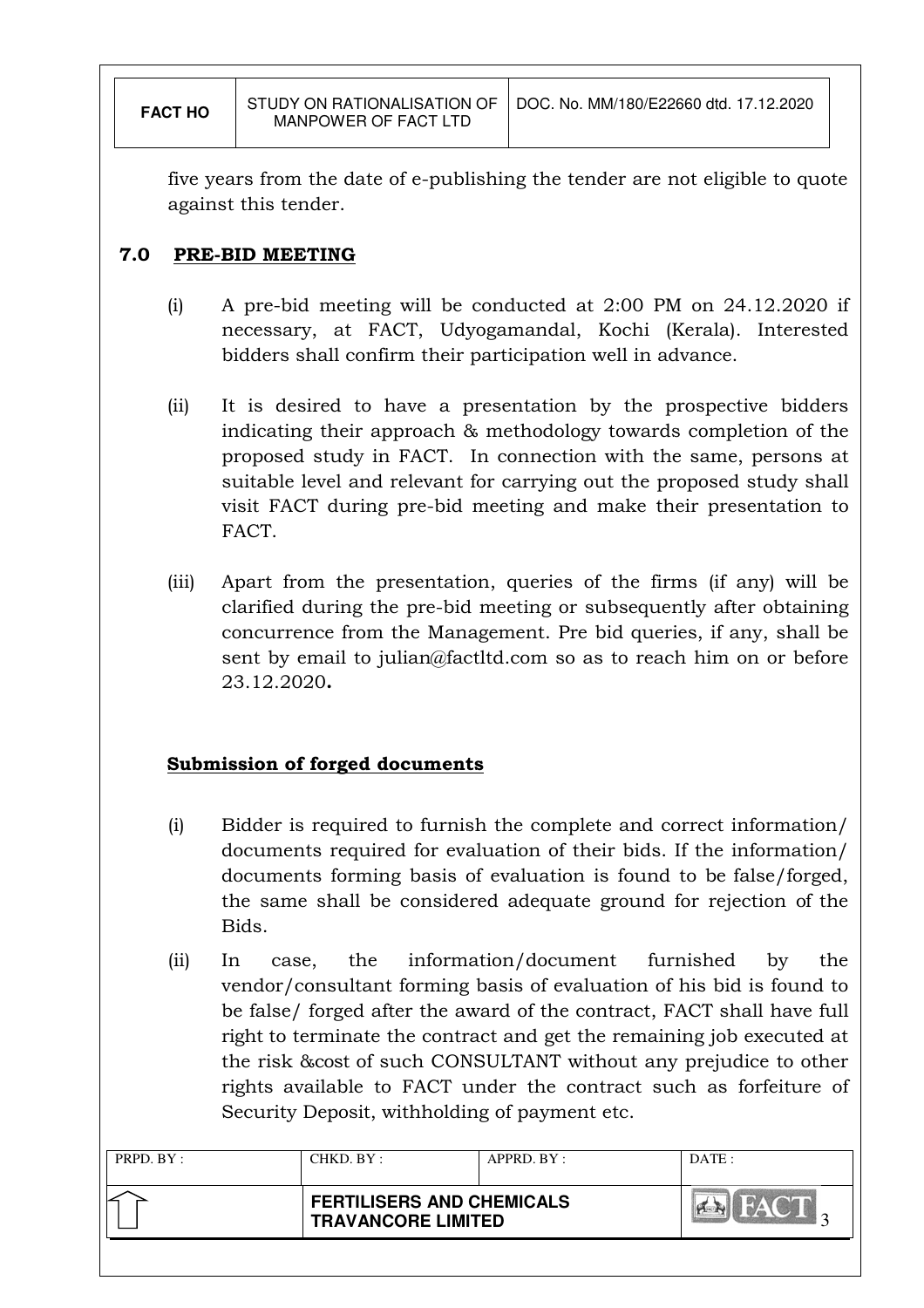five years from the date of e-publishing the tender are not eligible to quote against this tender.

## 7.0 PRE-BID MEETING

(i) A pre-bid meeting will be conducted at 2:00 PM on 24.12.2020 if necessary, at FACT, Udyogamandal, Kochi (Kerala). Interested bidders shall confirm their participation well in advance.

(ii) It is desired to have a presentation by the prospective bidders indicating their approach & methodology towards completion of the proposed study in FACT. In connection with the same, persons at suitable level and relevant for carrying out the proposed study shall visit FACT during pre-bid meeting and make their presentation to FACT.

(iii) Apart from the presentation, queries of the firms (if any) will be clarified during the pre-bid meeting or subsequently after obtaining concurrence from the Management. Pre bid queries, if any, shall be sent by email to julian@factltd.com so as to reach him on or before 23.12.2020**.**

### Submission of forged documents

(i) Bidder is required to furnish the complete and correct information/ documents required for evaluation of their bids. If the information/ documents forming basis of evaluation is found to be false/forged, the same shall be considered adequate ground for rejection of the Bids.

(ii) In case, the information/document furnished by the vendor/consultant forming basis of evaluation of his bid is found to be false/ forged after the award of the contract, FACT shall have full right to terminate the contract and get the remaining job executed at the risk &cost of such CONSULTANT without any prejudice to other rights available to FACT under the contract such as forfeiture of Security Deposit, withholding of payment etc.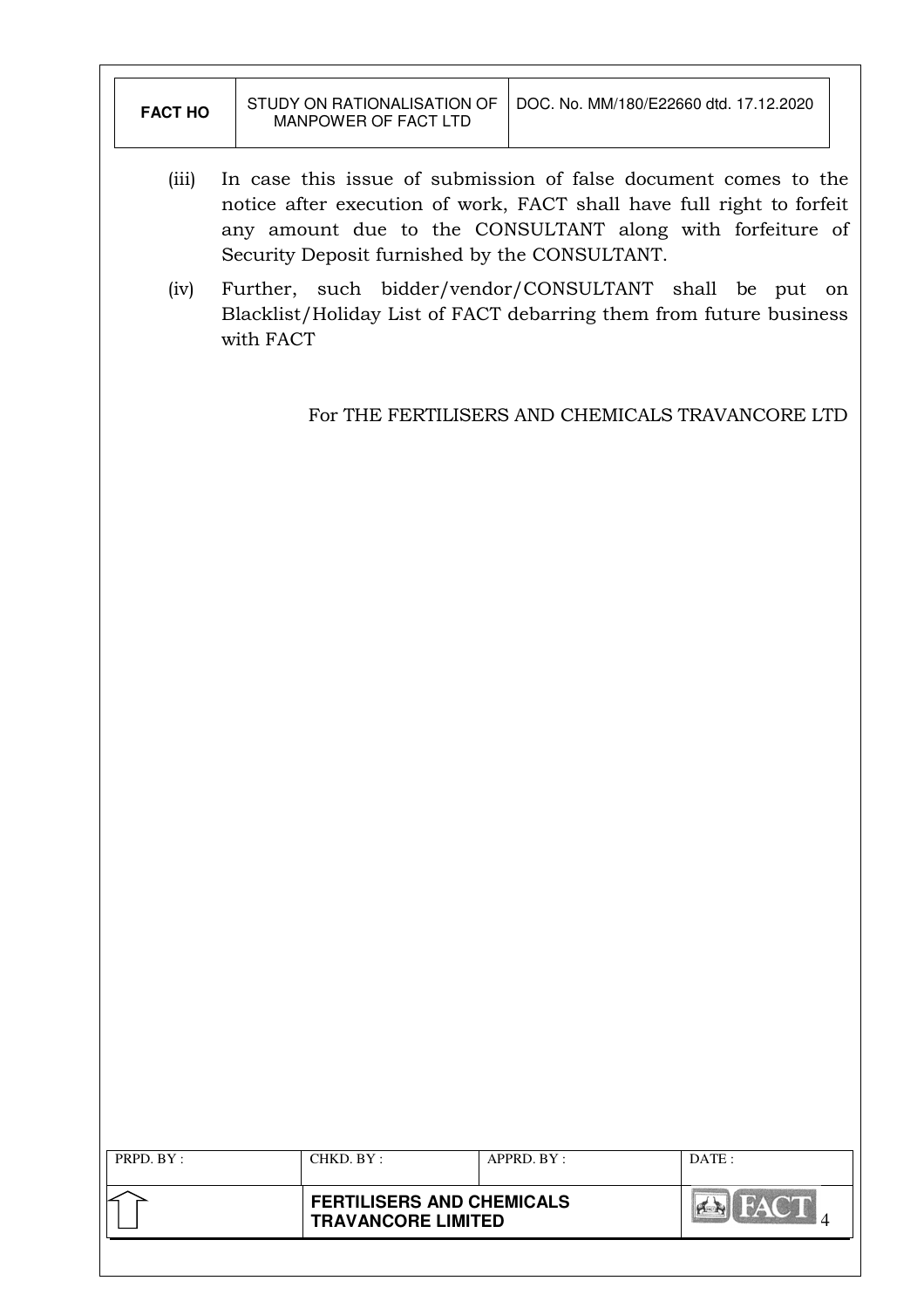(iii) In case this issue of submission of false document comes to the notice after execution of work, FACT shall have full right to forfeit any amount due to the CONSULTANT along with forfeiture of Security Deposit furnished by the CONSULTANT.

(iv) Further, such bidder/vendor/CONSULTANT shall be put on Blacklist/Holiday List of FACT debarring them from future business with FACT

For THE FERTILISERS AND CHEMICALS TRAVANCORE LTD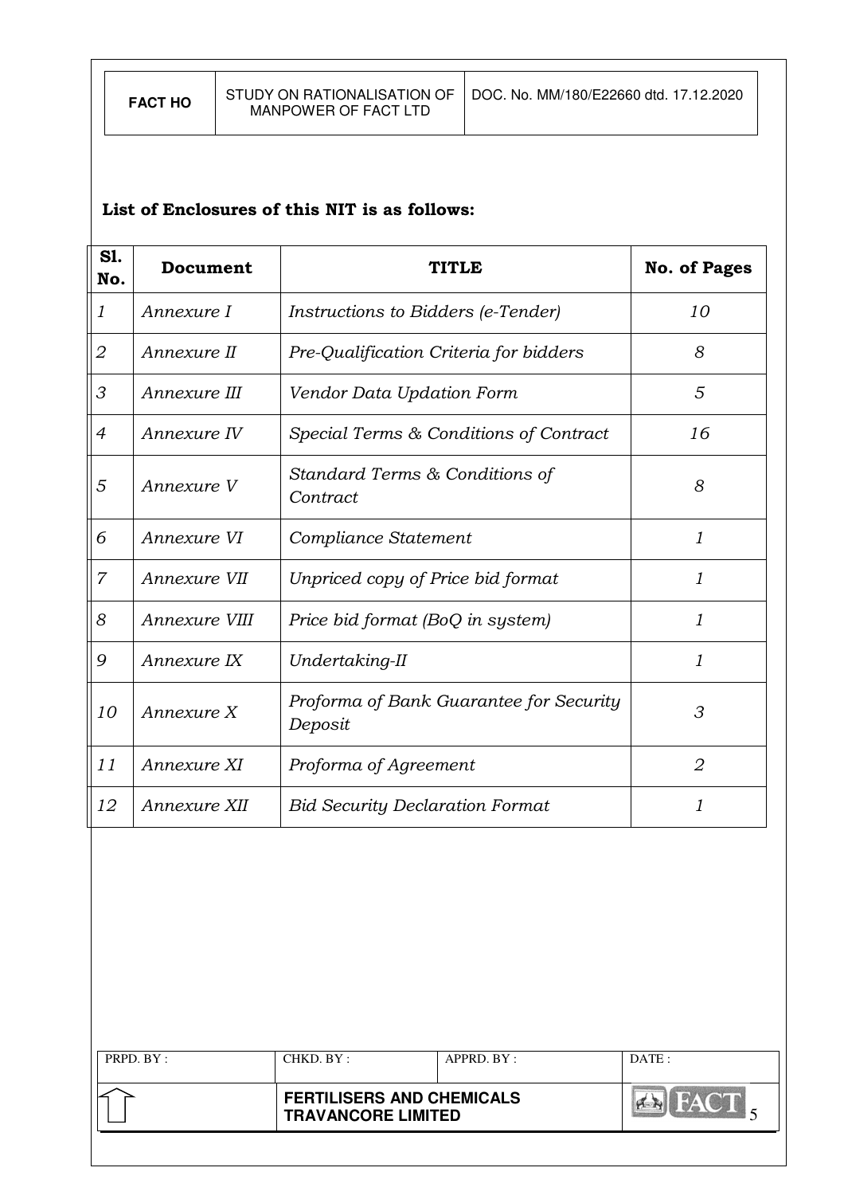**List of Enclosures of this NIT is as follows:**

| Sl. No. | Document | TITLE | No. of Pages |
|---|---|---|---|
| *1* | *Annexure I* | *Instructions to Bidders (e-Tender)* | *10* |
| *2* | *Annexure II* | *Pre-Qualification Criteria for bidders* | *8* |
| *3* | *Annexure III* | *Vendor Data Updation Form* | *5* |
| *4* | *Annexure IV* | *Special Terms & Conditions of Contract* | *16* |
| *5* | *Annexure V* | *Standard Terms & Conditions of Contract* | *8* |
| *6* | *Annexure VI* | *Compliance Statement* | *1* |
| *7* | *Annexure VII* | *Unpriced copy of Price bid format* | *1* |
| *8* | *Annexure VIII* | *Price bid format (BoQ in system)* | *1* |
| *9* | *Annexure IX* | *Undertaking-II* | *1* |
| *10* | *Annexure X* | *Proforma of Bank Guarantee for Security Deposit* | *3* |
| *11* | *Annexure XI* | *Proforma of Agreement* | *2* |
| *12* | *Annexure XII* | *Bid Security Declaration Format* | *1* |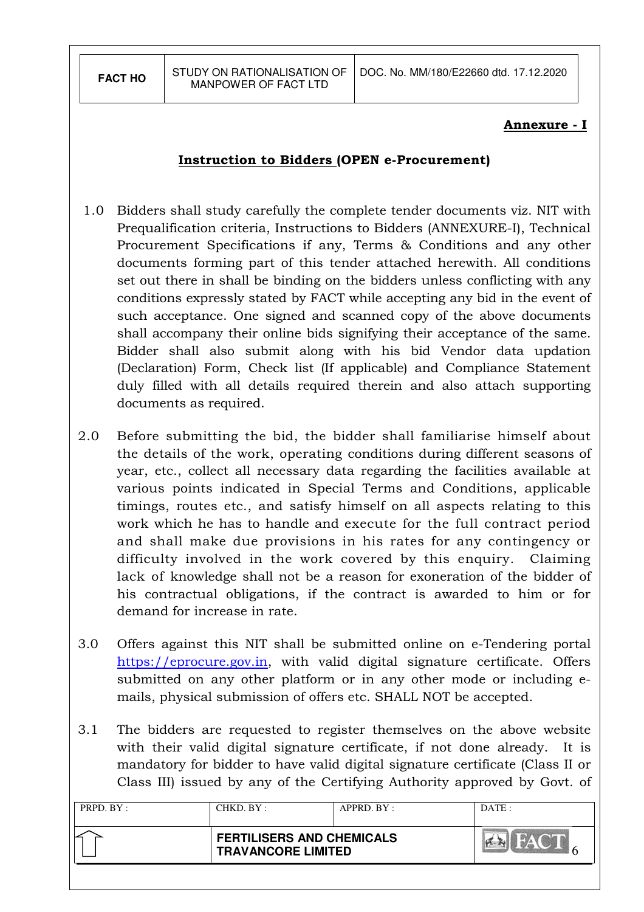**Annexure - I**

## Instruction to Bidders (OPEN e-Procurement)

1.0 Bidders shall study carefully the complete tender documents viz. NIT with Prequalification criteria, Instructions to Bidders (ANNEXURE-I), Technical Procurement Specifications if any, Terms & Conditions and any other documents forming part of this tender attached herewith. All conditions set out there in shall be binding on the bidders unless conflicting with any conditions expressly stated by FACT while accepting any bid in the event of such acceptance. One signed and scanned copy of the above documents shall accompany their online bids signifying their acceptance of the same. Bidder shall also submit along with his bid Vendor data updation (Declaration) Form, Check list (If applicable) and Compliance Statement duly filled with all details required therein and also attach supporting documents as required.

2.0 Before submitting the bid, the bidder shall familiarise himself about the details of the work, operating conditions during different seasons of year, etc., collect all necessary data regarding the facilities available at various points indicated in Special Terms and Conditions, applicable timings, routes etc., and satisfy himself on all aspects relating to this work which he has to handle and execute for the full contract period and shall make due provisions in his rates for any contingency or difficulty involved in the work covered by this enquiry. Claiming lack of knowledge shall not be a reason for exoneration of the bidder of his contractual obligations, if the contract is awarded to him or for demand for increase in rate.

3.0 Offers against this NIT shall be submitted online on e-Tendering portal https://eprocure.gov.in, with valid digital signature certificate. Offers submitted on any other platform or in any other mode or including e-mails, physical submission of offers etc. SHALL NOT be accepted.

3.1 The bidders are requested to register themselves on the above website with their valid digital signature certificate, if not done already. It is mandatory for bidder to have valid digital signature certificate (Class II or Class III) issued by any of the Certifying Authority approved by Govt. of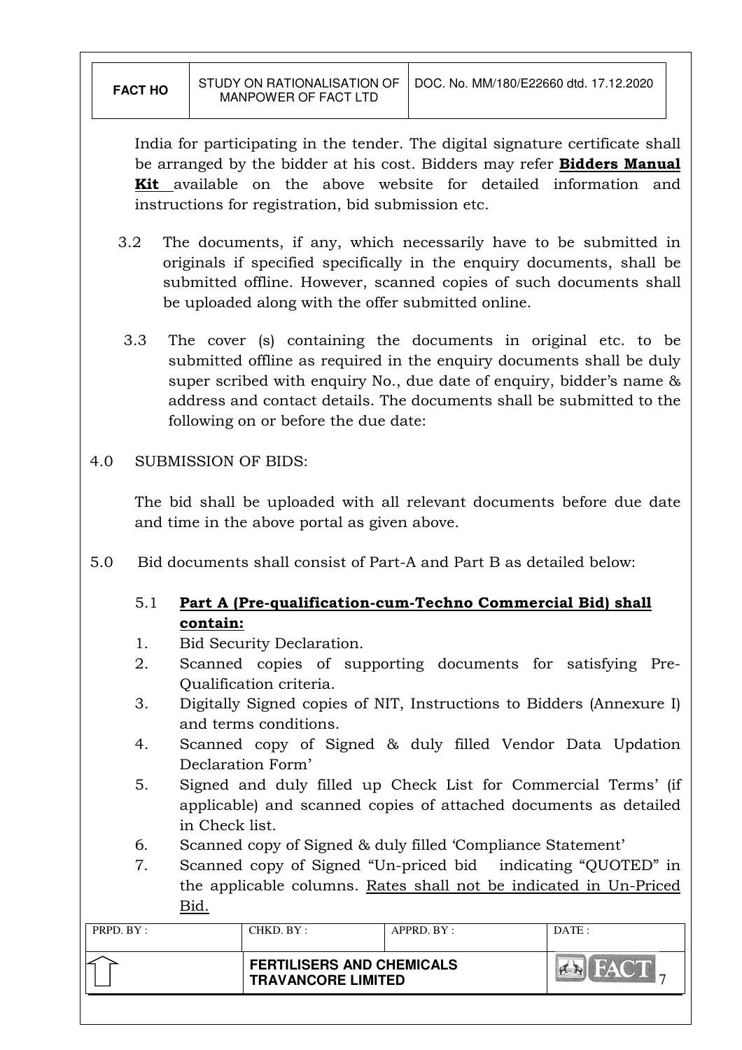India for participating in the tender. The digital signature certificate shall be arranged by the bidder at his cost. Bidders may refer **<u>Bidders Manual Kit</u>** available on the above website for detailed information and instructions for registration, bid submission etc.

3.2 The documents, if any, which necessarily have to be submitted in originals if specified specifically in the enquiry documents, shall be submitted offline. However, scanned copies of such documents shall be uploaded along with the offer submitted online.

3.3 The cover (s) containing the documents in original etc. to be submitted offline as required in the enquiry documents shall be duly super scribed with enquiry No., due date of enquiry, bidder's name & address and contact details. The documents shall be submitted to the following on or before the due date:

4.0 SUBMISSION OF BIDS:

The bid shall be uploaded with all relevant documents before due date and time in the above portal as given above.

5.0 Bid documents shall consist of Part-A and Part B as detailed below:

5.1 **<u>Part A (Pre-qualification-cum-Techno Commercial Bid) shall contain:</u>**

1. Bid Security Declaration.
2. Scanned copies of supporting documents for satisfying Pre-Qualification criteria.
3. Digitally Signed copies of NIT, Instructions to Bidders (Annexure I) and terms conditions.
4. Scanned copy of Signed & duly filled Vendor Data Updation Declaration Form'
5. Signed and duly filled up Check List for Commercial Terms' (if applicable) and scanned copies of attached documents as detailed in Check list.
6. Scanned copy of Signed & duly filled 'Compliance Statement'
7. Scanned copy of Signed "Un-priced bid indicating "QUOTED" in the applicable columns. <u>Rates shall not be indicated in Un-Priced Bid.</u>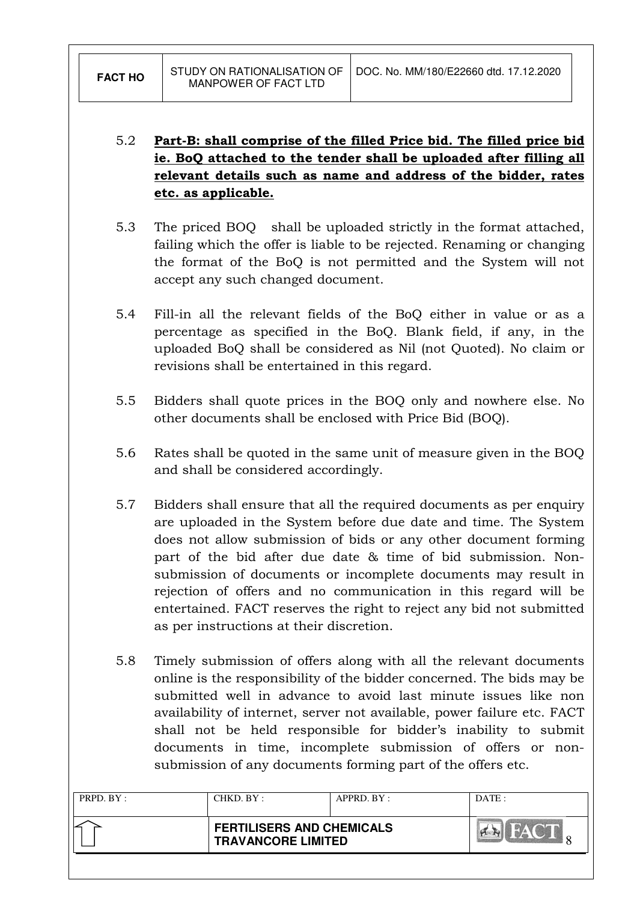5.2 **Part-B: shall comprise of the filled Price bid. The filled price bid ie. BoQ attached to the tender shall be uploaded after filling all relevant details such as name and address of the bidder, rates etc. as applicable.**

5.3 The priced BOQ shall be uploaded strictly in the format attached, failing which the offer is liable to be rejected. Renaming or changing the format of the BoQ is not permitted and the System will not accept any such changed document.

5.4 Fill-in all the relevant fields of the BoQ either in value or as a percentage as specified in the BoQ. Blank field, if any, in the uploaded BoQ shall be considered as Nil (not Quoted). No claim or revisions shall be entertained in this regard.

5.5 Bidders shall quote prices in the BOQ only and nowhere else. No other documents shall be enclosed with Price Bid (BOQ).

5.6 Rates shall be quoted in the same unit of measure given in the BOQ and shall be considered accordingly.

5.7 Bidders shall ensure that all the required documents as per enquiry are uploaded in the System before due date and time. The System does not allow submission of bids or any other document forming part of the bid after due date & time of bid submission. Non-submission of documents or incomplete documents may result in rejection of offers and no communication in this regard will be entertained. FACT reserves the right to reject any bid not submitted as per instructions at their discretion.

5.8 Timely submission of offers along with all the relevant documents online is the responsibility of the bidder concerned. The bids may be submitted well in advance to avoid last minute issues like non availability of internet, server not available, power failure etc. FACT shall not be held responsible for bidder's inability to submit documents in time, incomplete submission of offers or non-submission of any documents forming part of the offers etc.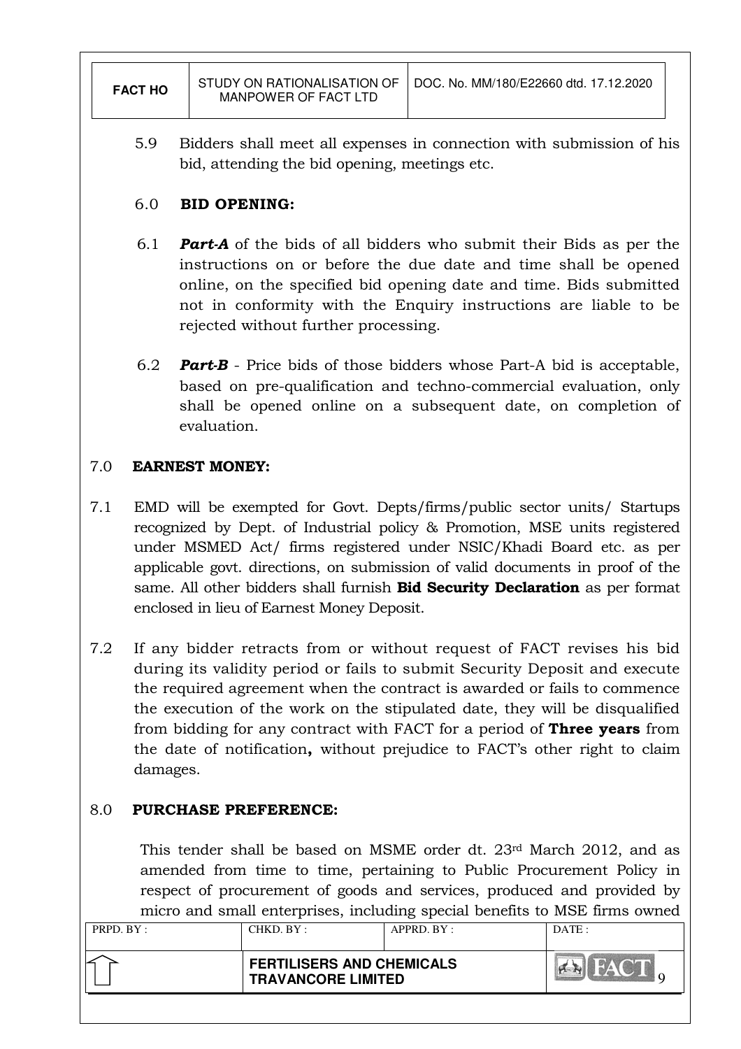5.9 Bidders shall meet all expenses in connection with submission of his bid, attending the bid opening, meetings etc.

## 6.0 BID OPENING:

6.1 ***Part-A*** of the bids of all bidders who submit their Bids as per the instructions on or before the due date and time shall be opened online, on the specified bid opening date and time. Bids submitted not in conformity with the Enquiry instructions are liable to be rejected without further processing.

6.2 ***Part-B*** - Price bids of those bidders whose Part-A bid is acceptable, based on pre-qualification and techno-commercial evaluation, only shall be opened online on a subsequent date, on completion of evaluation.

## 7.0 EARNEST MONEY:

7.1 EMD will be exempted for Govt. Depts/firms/public sector units/ Startups recognized by Dept. of Industrial policy & Promotion, MSE units registered under MSMED Act/ firms registered under NSIC/Khadi Board etc. as per applicable govt. directions, on submission of valid documents in proof of the same. All other bidders shall furnish **Bid Security Declaration** as per format enclosed in lieu of Earnest Money Deposit.

7.2 If any bidder retracts from or without request of FACT revises his bid during its validity period or fails to submit Security Deposit and execute the required agreement when the contract is awarded or fails to commence the execution of the work on the stipulated date, they will be disqualified from bidding for any contract with FACT for a period of **Three years** from the date of notification**,** without prejudice to FACT's other right to claim damages.

## 8.0 PURCHASE PREFERENCE:

This tender shall be based on MSME order dt. 23rd March 2012, and as amended from time to time, pertaining to Public Procurement Policy in respect of procurement of goods and services, produced and provided by micro and small enterprises, including special benefits to MSE firms owned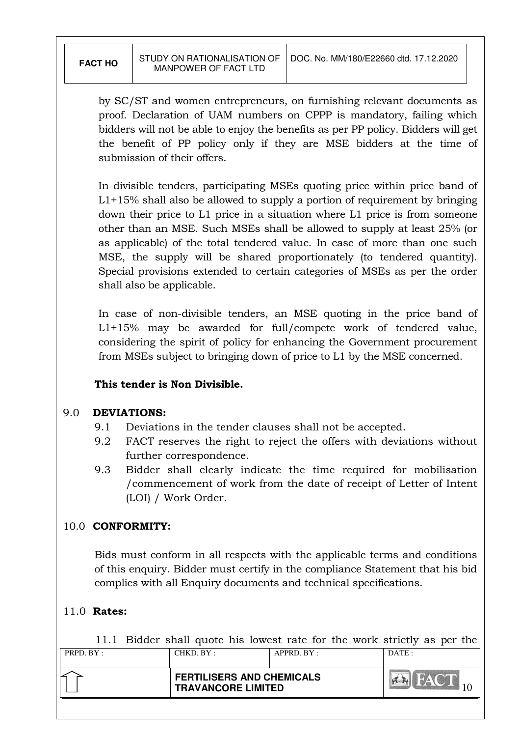by SC/ST and women entrepreneurs, on furnishing relevant documents as proof. Declaration of UAM numbers on CPPP is mandatory, failing which bidders will not be able to enjoy the benefits as per PP policy. Bidders will get the benefit of PP policy only if they are MSE bidders at the time of submission of their offers.

In divisible tenders, participating MSEs quoting price within price band of L1+15% shall also be allowed to supply a portion of requirement by bringing down their price to L1 price in a situation where L1 price is from someone other than an MSE. Such MSEs shall be allowed to supply at least 25% (or as applicable) of the total tendered value. In case of more than one such MSE, the supply will be shared proportionately (to tendered quantity). Special provisions extended to certain categories of MSEs as per the order shall also be applicable.

In case of non-divisible tenders, an MSE quoting in the price band of L1+15% may be awarded for full/compete work of tendered value, considering the spirit of policy for enhancing the Government procurement from MSEs subject to bringing down of price to L1 by the MSE concerned.

**This tender is Non Divisible.**

## 9.0 DEVIATIONS:

9.1 Deviations in the tender clauses shall not be accepted.

9.2 FACT reserves the right to reject the offers with deviations without further correspondence.

9.3 Bidder shall clearly indicate the time required for mobilisation /commencement of work from the date of receipt of Letter of Intent (LOI) / Work Order.

## 10.0 CONFORMITY:

Bids must conform in all respects with the applicable terms and conditions of this enquiry. Bidder must certify in the compliance Statement that his bid complies with all Enquiry documents and technical specifications.

## 11.0 Rates:

11.1 Bidder shall quote his lowest rate for the work strictly as per the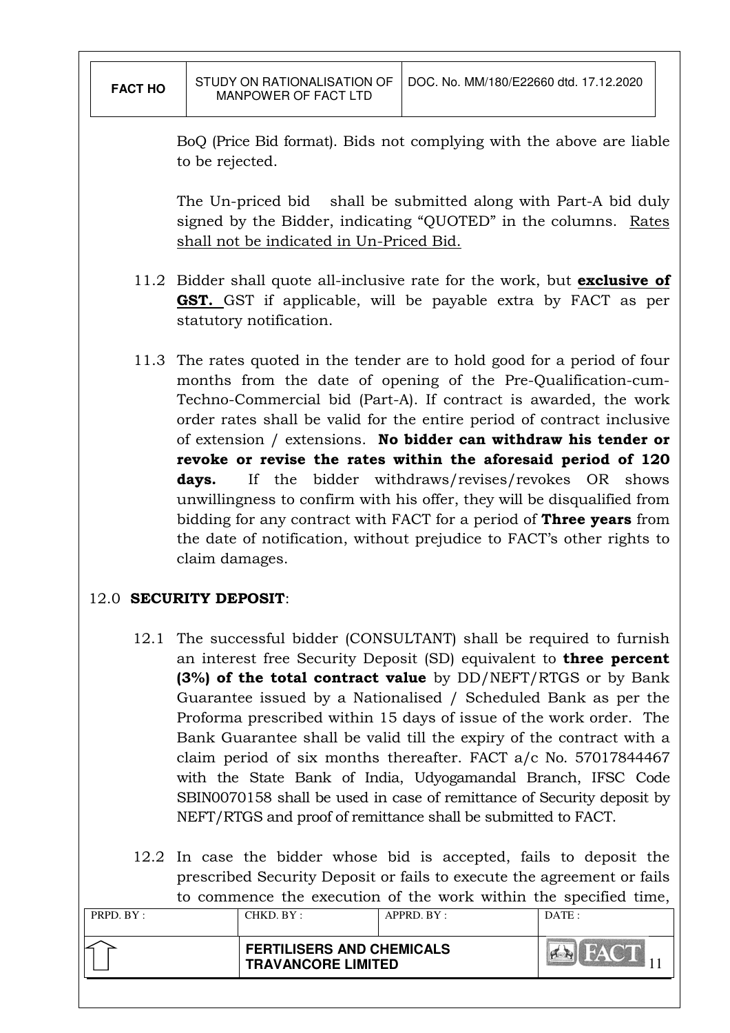BoQ (Price Bid format). Bids not complying with the above are liable to be rejected.

The Un-priced bid shall be submitted along with Part-A bid duly signed by the Bidder, indicating "QUOTED" in the columns. Rates shall not be indicated in Un-Priced Bid.

11.2 Bidder shall quote all-inclusive rate for the work, but **exclusive of GST.** GST if applicable, will be payable extra by FACT as per statutory notification.

11.3 The rates quoted in the tender are to hold good for a period of four months from the date of opening of the Pre-Qualification-cum-Techno-Commercial bid (Part-A). If contract is awarded, the work order rates shall be valid for the entire period of contract inclusive of extension / extensions. **No bidder can withdraw his tender or revoke or revise the rates within the aforesaid period of 120 days.** If the bidder withdraws/revises/revokes OR shows unwillingness to confirm with his offer, they will be disqualified from bidding for any contract with FACT for a period of **Three years** from the date of notification, without prejudice to FACT's other rights to claim damages.

## 12.0 SECURITY DEPOSIT:

12.1 The successful bidder (CONSULTANT) shall be required to furnish an interest free Security Deposit (SD) equivalent to **three percent (3%) of the total contract value** by DD/NEFT/RTGS or by Bank Guarantee issued by a Nationalised / Scheduled Bank as per the Proforma prescribed within 15 days of issue of the work order. The Bank Guarantee shall be valid till the expiry of the contract with a claim period of six months thereafter. FACT a/c No. 57017844467 with the State Bank of India, Udyogamandal Branch, IFSC Code SBIN0070158 shall be used in case of remittance of Security deposit by NEFT/RTGS and proof of remittance shall be submitted to FACT.

12.2 In case the bidder whose bid is accepted, fails to deposit the prescribed Security Deposit or fails to execute the agreement or fails to commence the execution of the work within the specified time,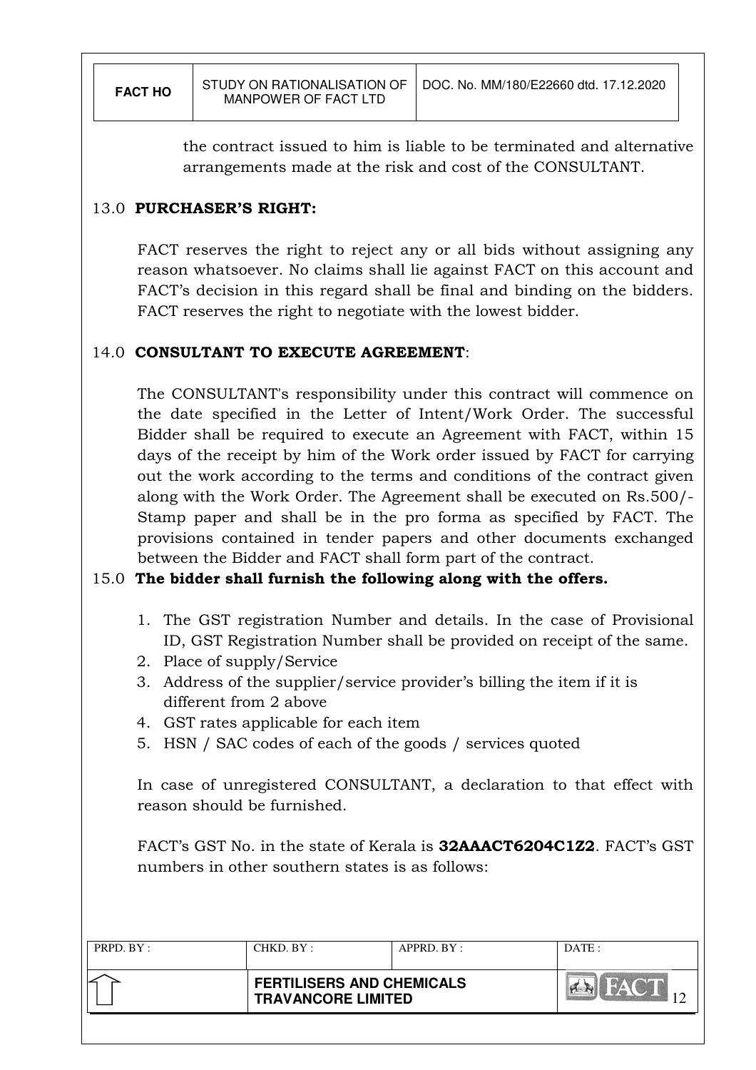the contract issued to him is liable to be terminated and alternative arrangements made at the risk and cost of the CONSULTANT.

## 13.0 PURCHASER'S RIGHT:

FACT reserves the right to reject any or all bids without assigning any reason whatsoever. No claims shall lie against FACT on this account and FACT's decision in this regard shall be final and binding on the bidders. FACT reserves the right to negotiate with the lowest bidder.

## 14.0 CONSULTANT TO EXECUTE AGREEMENT:

The CONSULTANT's responsibility under this contract will commence on the date specified in the Letter of Intent/Work Order. The successful Bidder shall be required to execute an Agreement with FACT, within 15 days of the receipt by him of the Work order issued by FACT for carrying out the work according to the terms and conditions of the contract given along with the Work Order. The Agreement shall be executed on Rs.500/- Stamp paper and shall be in the pro forma as specified by FACT. The provisions contained in tender papers and other documents exchanged between the Bidder and FACT shall form part of the contract.

## 15.0 The bidder shall furnish the following along with the offers.

1. The GST registration Number and details. In the case of Provisional ID, GST Registration Number shall be provided on receipt of the same.
2. Place of supply/Service
3. Address of the supplier/service provider's billing the item if it is different from 2 above
4. GST rates applicable for each item
5. HSN / SAC codes of each of the goods / services quoted

In case of unregistered CONSULTANT, a declaration to that effect with reason should be furnished.

FACT's GST No. in the state of Kerala is **32AAACT6204C1Z2**. FACT's GST numbers in other southern states is as follows: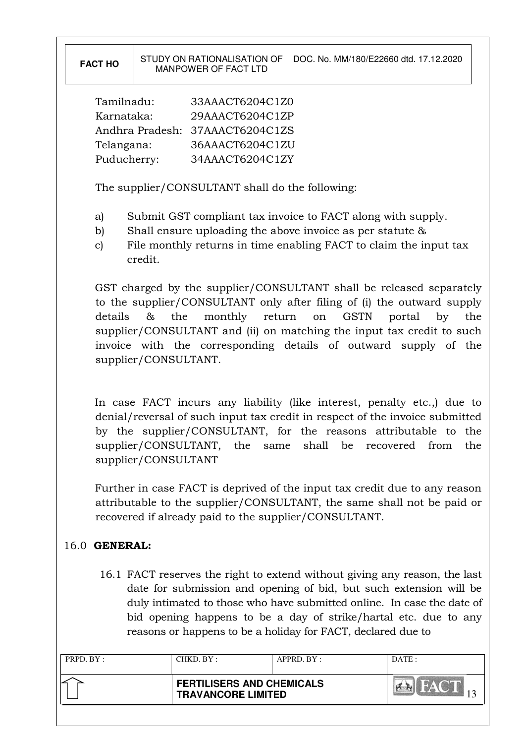Tamilnadu: 33AAACT6204C1Z0
Karnataka: 29AAACT6204C1ZP
Andhra Pradesh: 37AAACT6204C1ZS
Telangana: 36AAACT6204C1ZU
Puducherry: 34AAACT6204C1ZY

The supplier/CONSULTANT shall do the following:

a) Submit GST compliant tax invoice to FACT along with supply.
b) Shall ensure uploading the above invoice as per statute &
c) File monthly returns in time enabling FACT to claim the input tax credit.

GST charged by the supplier/CONSULTANT shall be released separately to the supplier/CONSULTANT only after filing of (i) the outward supply details & the monthly return on GSTN portal by the supplier/CONSULTANT and (ii) on matching the input tax credit to such invoice with the corresponding details of outward supply of the supplier/CONSULTANT.

In case FACT incurs any liability (like interest, penalty etc.,) due to denial/reversal of such input tax credit in respect of the invoice submitted by the supplier/CONSULTANT, for the reasons attributable to the supplier/CONSULTANT, the same shall be recovered from the supplier/CONSULTANT

Further in case FACT is deprived of the input tax credit due to any reason attributable to the supplier/CONSULTANT, the same shall not be paid or recovered if already paid to the supplier/CONSULTANT.

## 16.0 GENERAL:

16.1 FACT reserves the right to extend without giving any reason, the last date for submission and opening of bid, but such extension will be duly intimated to those who have submitted online. In case the date of bid opening happens to be a day of strike/hartal etc. due to any reasons or happens to be a holiday for FACT, declared due to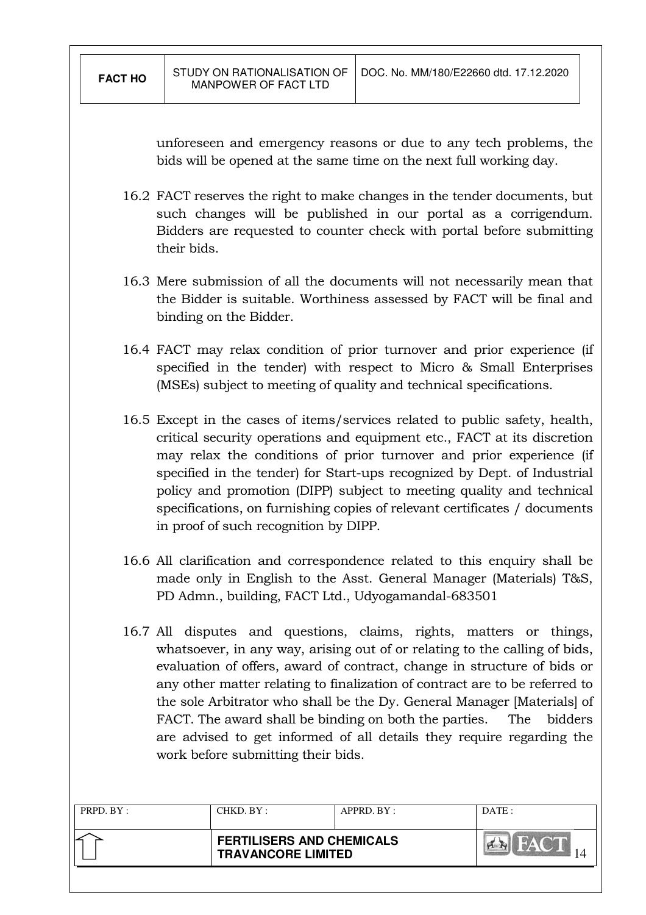unforeseen and emergency reasons or due to any tech problems, the bids will be opened at the same time on the next full working day.

16.2 FACT reserves the right to make changes in the tender documents, but such changes will be published in our portal as a corrigendum. Bidders are requested to counter check with portal before submitting their bids.

16.3 Mere submission of all the documents will not necessarily mean that the Bidder is suitable. Worthiness assessed by FACT will be final and binding on the Bidder.

16.4 FACT may relax condition of prior turnover and prior experience (if specified in the tender) with respect to Micro & Small Enterprises (MSEs) subject to meeting of quality and technical specifications.

16.5 Except in the cases of items/services related to public safety, health, critical security operations and equipment etc., FACT at its discretion may relax the conditions of prior turnover and prior experience (if specified in the tender) for Start-ups recognized by Dept. of Industrial policy and promotion (DIPP) subject to meeting quality and technical specifications, on furnishing copies of relevant certificates / documents in proof of such recognition by DIPP.

16.6 All clarification and correspondence related to this enquiry shall be made only in English to the Asst. General Manager (Materials) T&S, PD Admn., building, FACT Ltd., Udyogamandal-683501

16.7 All disputes and questions, claims, rights, matters or things, whatsoever, in any way, arising out of or relating to the calling of bids, evaluation of offers, award of contract, change in structure of bids or any other matter relating to finalization of contract are to be referred to the sole Arbitrator who shall be the Dy. General Manager [Materials] of FACT. The award shall be binding on both the parties. The bidders are advised to get informed of all details they require regarding the work before submitting their bids.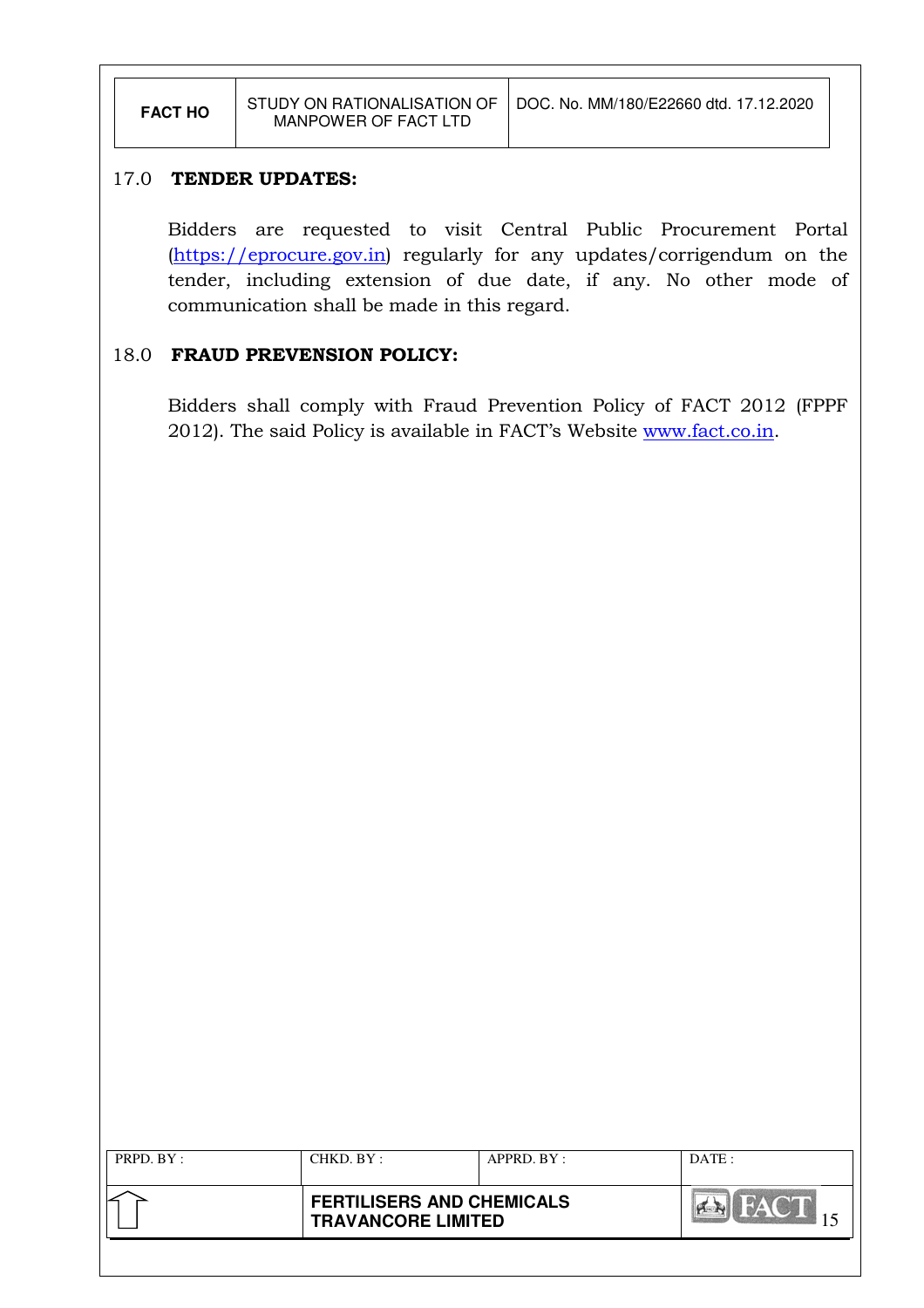## 17.0 TENDER UPDATES:

Bidders are requested to visit Central Public Procurement Portal (https://eprocure.gov.in) regularly for any updates/corrigendum on the tender, including extension of due date, if any. No other mode of communication shall be made in this regard.

## 18.0 FRAUD PREVENSION POLICY:

Bidders shall comply with Fraud Prevention Policy of FACT 2012 (FPPF 2012). The said Policy is available in FACT's Website www.fact.co.in.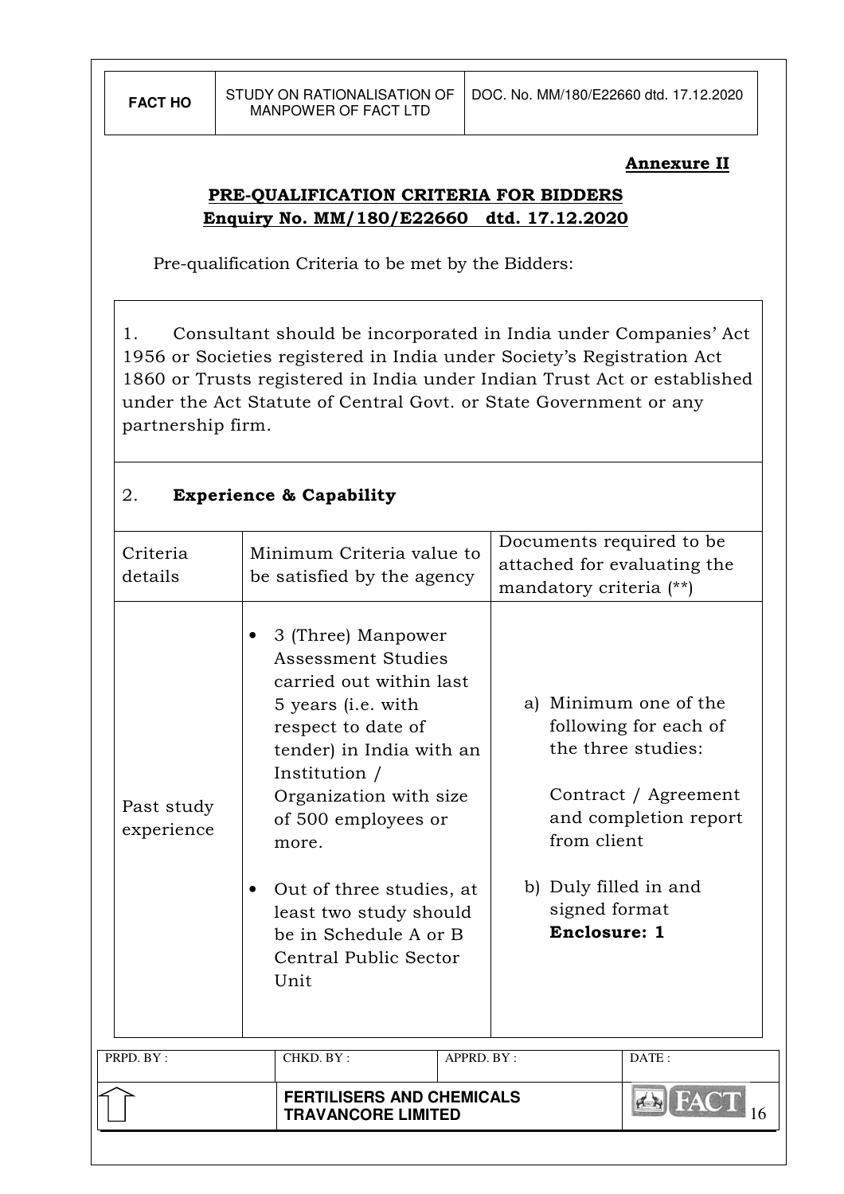**Annexure II**

## PRE-QUALIFICATION CRITERIA FOR BIDDERS
## Enquiry No. MM/180/E22660 dtd. 17.12.2020

Pre-qualification Criteria to be met by the Bidders:

1. Consultant should be incorporated in India under Companies' Act 1956 or Societies registered in India under Society's Registration Act 1860 or Trusts registered in India under Indian Trust Act or established under the Act Statute of Central Govt. or State Government or any partnership firm.

2. **Experience & Capability**

| Criteria details | Minimum Criteria value to be satisfied by the agency | Documents required to be attached for evaluating the mandatory criteria (**) |
|---|---|---|
| Past study experience | • 3 (Three) Manpower Assessment Studies carried out within last 5 years (i.e. with respect to date of tender) in India with an Institution / Organization with size of 500 employees or more.<br>• Out of three studies, at least two study should be in Schedule A or B Central Public Sector Unit | a) Minimum one of the following for each of the three studies:<br>Contract / Agreement and completion report from client<br>b) Duly filled in and signed format **Enclosure: 1** |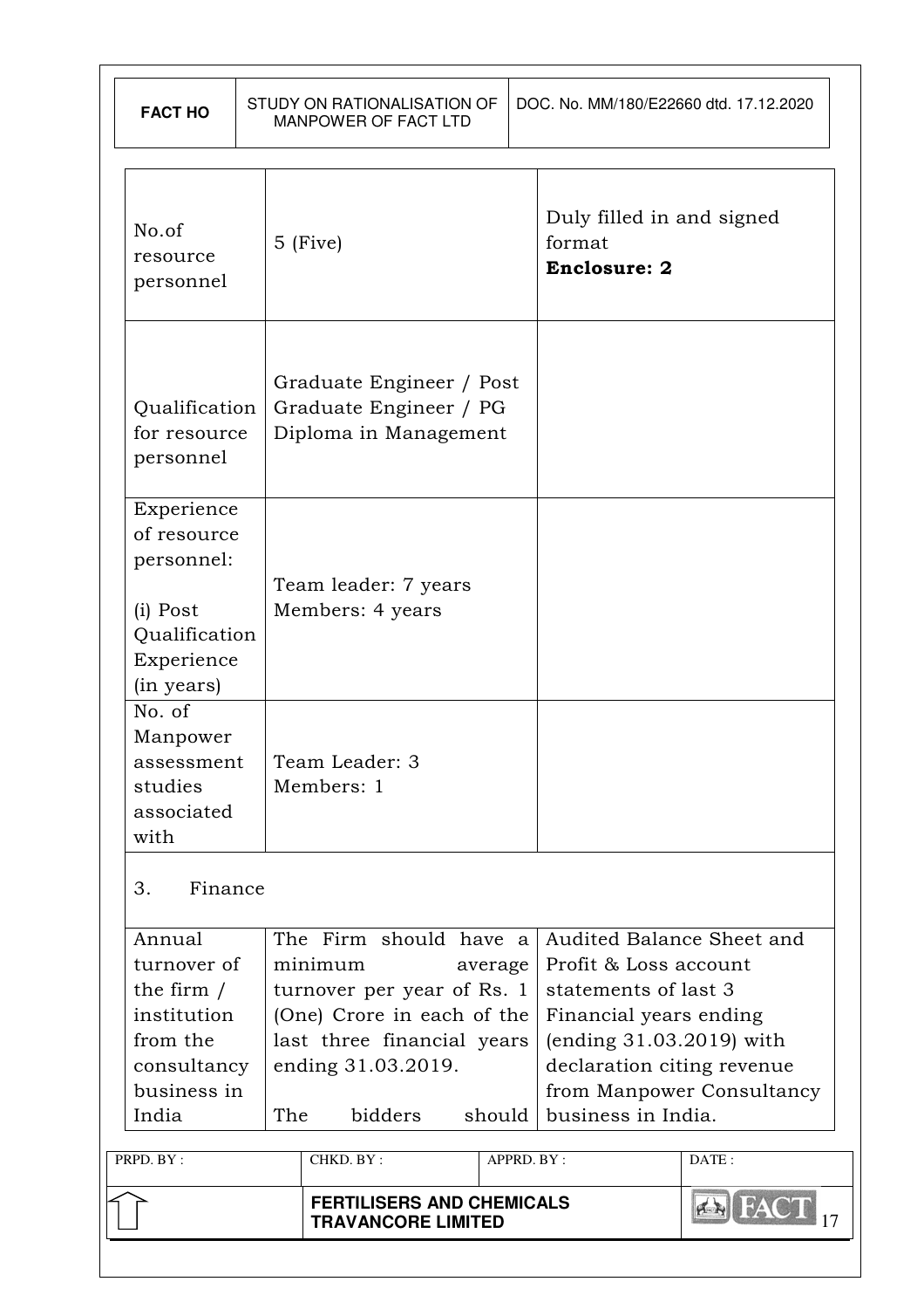| | | |
|---|---|---|
| No.of resource personnel | 5 (Five) | Duly filled in and signed format **Enclosure: 2** |
| Qualification for resource personnel | Graduate Engineer / Post Graduate Engineer / PG Diploma in Management | |
| Experience of resource personnel:<br><br>(i) Post Qualification Experience (in years) | Team leader: 7 years<br>Members: 4 years | |
| No. of Manpower assessment studies associated with | Team Leader: 3<br>Members: 1 | |
| 3. Finance | | |
| Annual turnover of the firm / institution from the consultancy business in India | The Firm should have a minimum average turnover per year of Rs. 1 (One) Crore in each of the last three financial years ending 31.03.2019.<br><br>The bidders should | Audited Balance Sheet and Profit & Loss account statements of last 3 Financial years ending (ending 31.03.2019) with declaration citing revenue from Manpower Consultancy business in India. |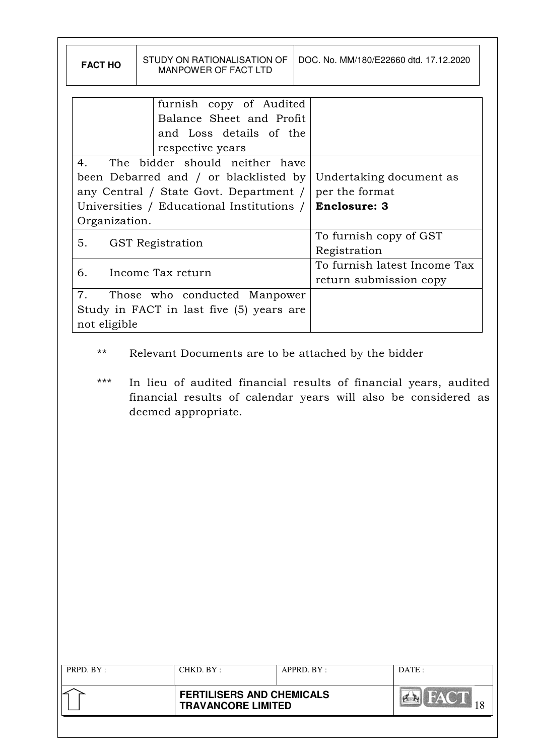| | | |
|---|---|---|
| | furnish copy of Audited Balance Sheet and Profit and Loss details of the respective years | |
| 4. The bidder should neither have been Debarred and / or blacklisted by any Central / State Govt. Department / Universities / Educational Institutions / Organization. | | Undertaking document as per the format **Enclosure: 3** |
| 5. GST Registration | | To furnish copy of GST Registration |
| 6. Income Tax return | | To furnish latest Income Tax return submission copy |
| 7. Those who conducted Manpower Study in FACT in last five (5) years are not eligible | | |

** Relevant Documents are to be attached by the bidder

*** In lieu of audited financial results of financial years, audited financial results of calendar years will also be considered as deemed appropriate.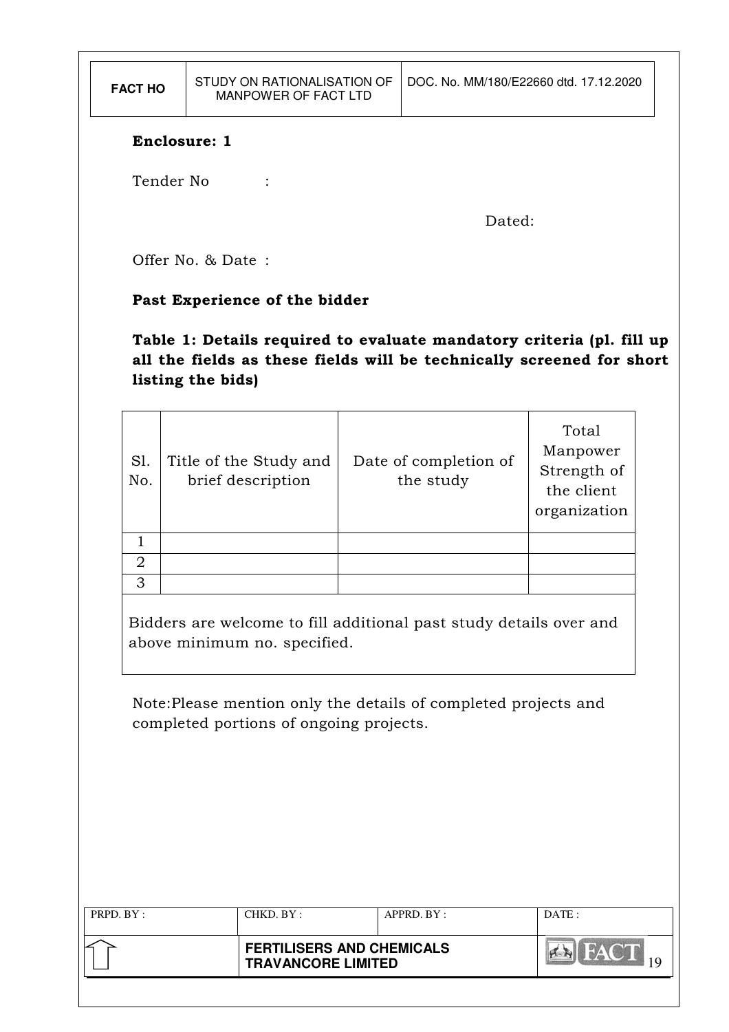**Enclosure: 1**

Tender No :

Dated:

Offer No. & Date :

**Past Experience of the bidder**

**Table 1: Details required to evaluate mandatory criteria (pl. fill up all the fields as these fields will be technically screened for short listing the bids)**

| Sl. No. | Title of the Study and brief description | Date of completion of the study | Total Manpower Strength of the client organization |
|---|---|---|---|
| 1 | | | |
| 2 | | | |
| 3 | | | |

Bidders are welcome to fill additional past study details over and above minimum no. specified.

Note:Please mention only the details of completed projects and completed portions of ongoing projects.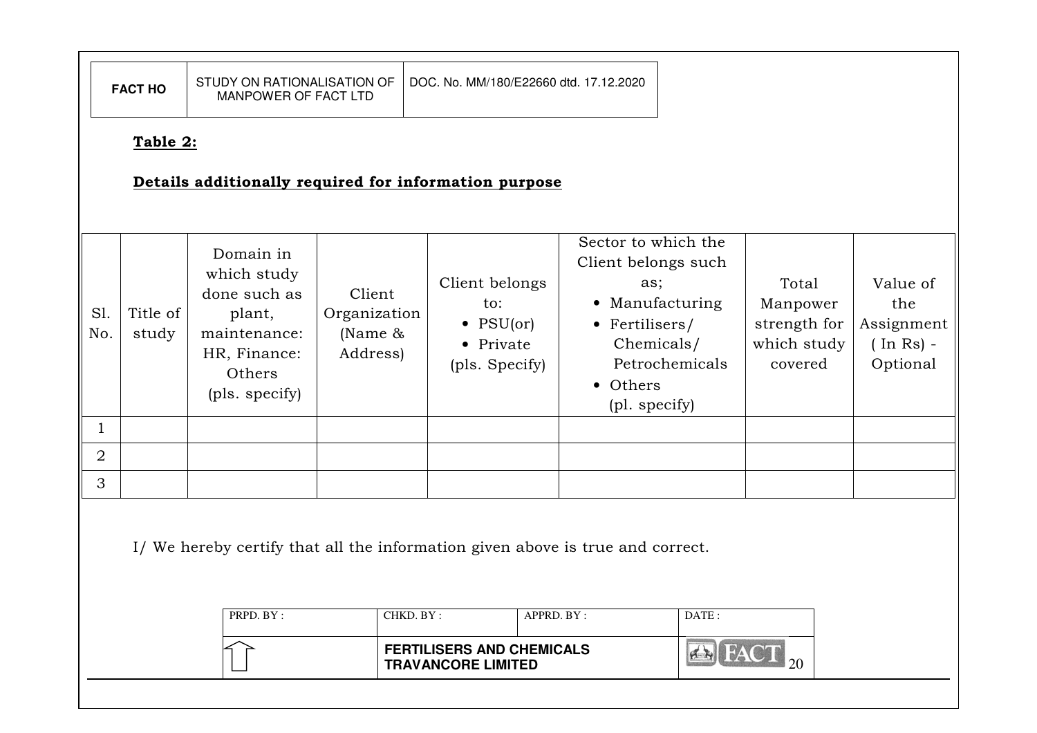**Table 2:**

**Details additionally required for information purpose**

| Sl. No. | Title of study | Domain in which study done such as plant, maintenance: HR, Finance: Others (pls. specify) | Client Organization (Name & Address) | Client belongs to: • PSU(or) • Private (pls. Specify) | Sector to which the Client belongs such as; • Manufacturing • Fertilisers/ Chemicals/ Petrochemicals • Others (pl. specify) | Total Manpower strength for which study covered | Value of the Assignment ( In Rs) - Optional |
|---|---|---|---|---|---|---|---|
| 1 | | | | | | | |
| 2 | | | | | | | |
| 3 | | | | | | | |

I/ We hereby certify that all the information given above is true and correct.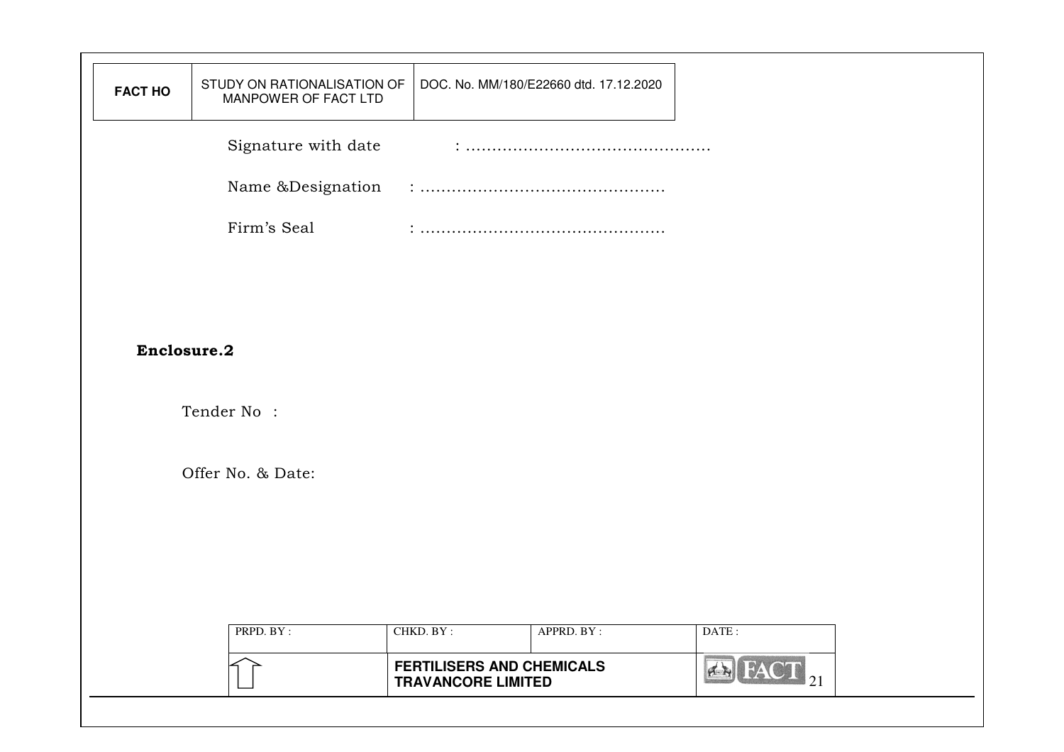Signature with date : ...............................................

Name &Designation : ...............................................

Firm's Seal : ...............................................

**Enclosure.2**

Tender No :

Offer No. & Date: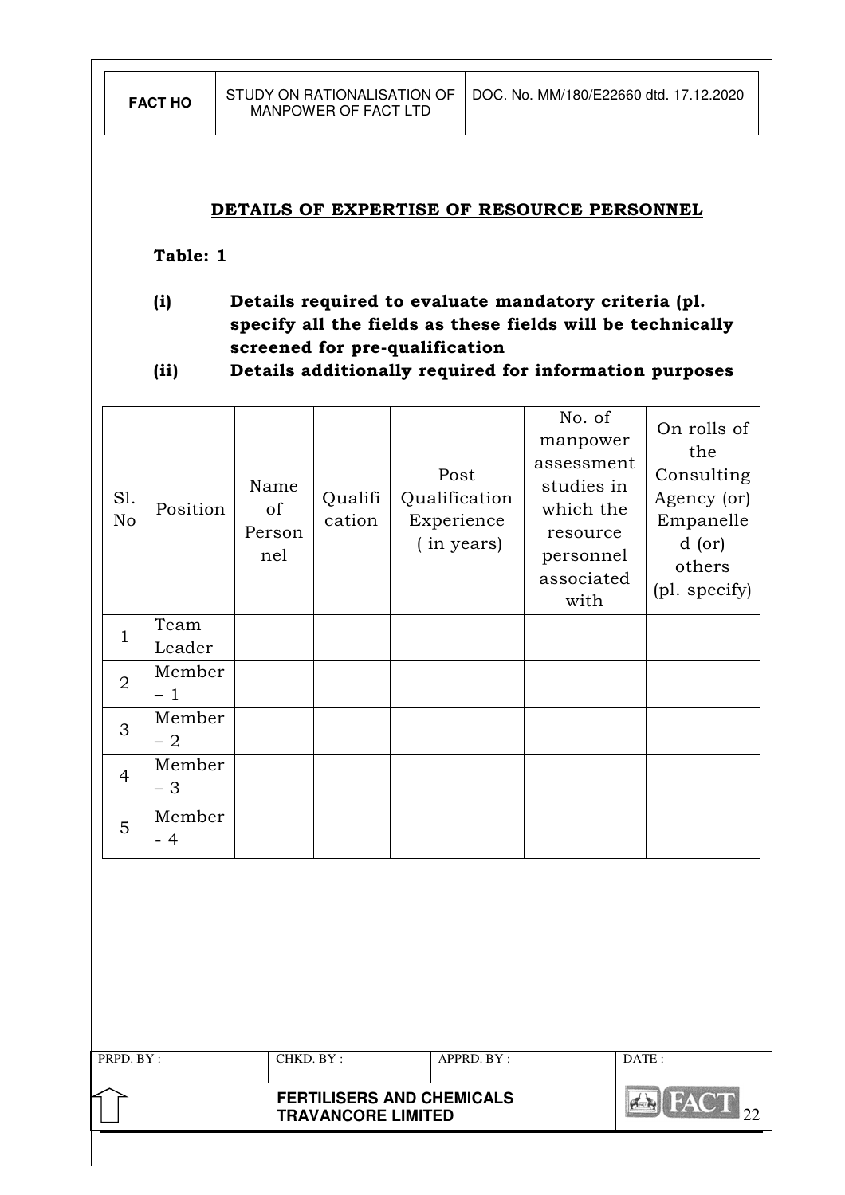## DETAILS OF EXPERTISE OF RESOURCE PERSONNEL

**Table: 1**

**(i) Details required to evaluate mandatory criteria (pl. specify all the fields as these fields will be technically screened for pre-qualification**

**(ii) Details additionally required for information purposes**

| Sl. No | Position | Name of Personnel | Qualification | Post Qualification Experience ( in years) | No. of manpower assessment studies in which the resource personnel associated with | On rolls of the Consulting Agency (or) Empanelled (or) others (pl. specify) |
|---|---|---|---|---|---|---|
| 1 | Team Leader | | | | | |
| 2 | Member – 1 | | | | | |
| 3 | Member – 2 | | | | | |
| 4 | Member – 3 | | | | | |
| 5 | Member - 4 | | | | | |

| PRPD. BY : | CHKD. BY : | APPRD. BY : | DATE : |
|---|---|---|---|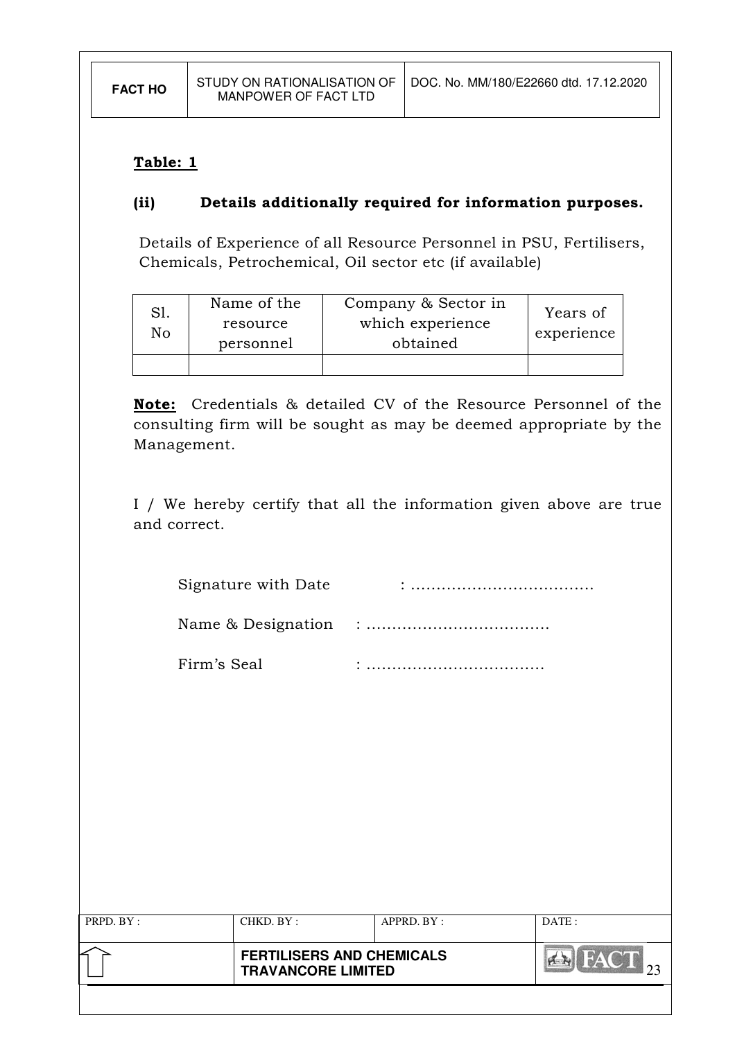**Table: 1**

**(ii) Details additionally required for information purposes.**

Details of Experience of all Resource Personnel in PSU, Fertilisers, Chemicals, Petrochemical, Oil sector etc (if available)

| Sl. No | Name of the resource personnel | Company & Sector in which experience obtained | Years of experience |
|---|---|---|---|
| | | | |

**Note:** Credentials & detailed CV of the Resource Personnel of the consulting firm will be sought as may be deemed appropriate by the Management.

I / We hereby certify that all the information given above are true and correct.

Signature with Date : ………………………………

Name & Designation : ………………………………

Firm's Seal : ………………………………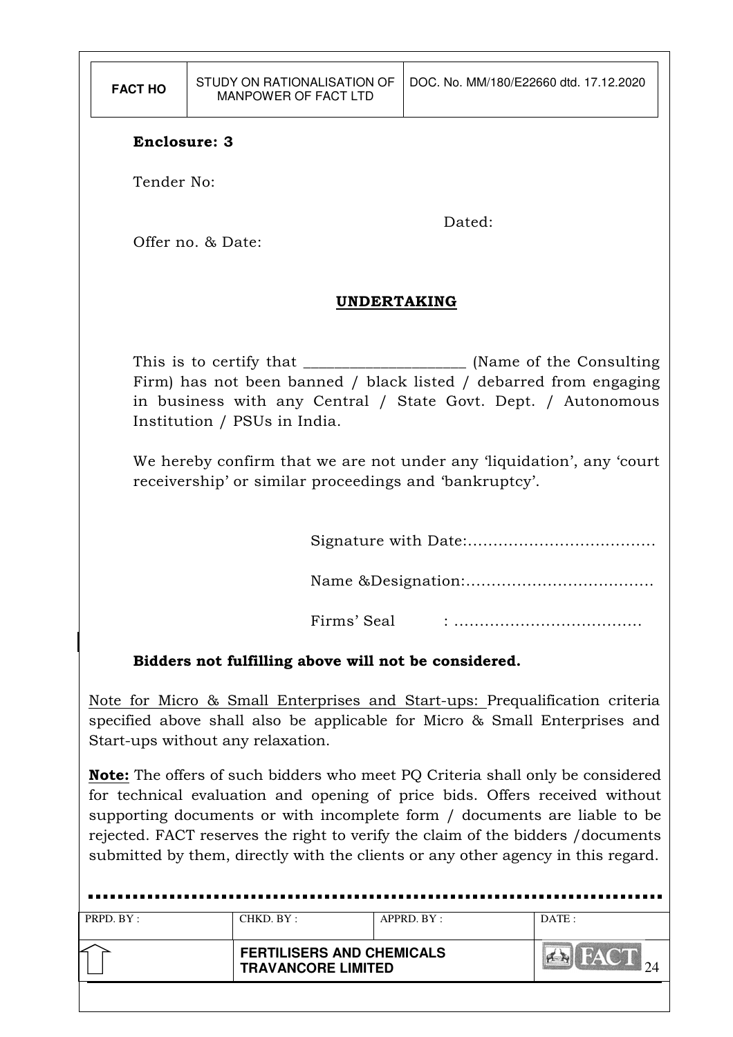**Enclosure: 3**

Tender No:

Dated:

Offer no. & Date:

## UNDERTAKING

This is to certify that ____________________ (Name of the Consulting Firm) has not been banned / black listed / debarred from engaging in business with any Central / State Govt. Dept. / Autonomous Institution / PSUs in India.

We hereby confirm that we are not under any 'liquidation', any 'court receivership' or similar proceedings and 'bankruptcy'.

Signature with Date:.....................................

Name &Designation:.....................................

Firms' Seal : .....................................

**Bidders not fulfilling above will not be considered.**

Note for Micro & Small Enterprises and Start-ups: Prequalification criteria specified above shall also be applicable for Micro & Small Enterprises and Start-ups without any relaxation.

**Note:** The offers of such bidders who meet PQ Criteria shall only be considered for technical evaluation and opening of price bids. Offers received without supporting documents or with incomplete form / documents are liable to be rejected. FACT reserves the right to verify the claim of the bidders /documents submitted by them, directly with the clients or any other agency in this regard.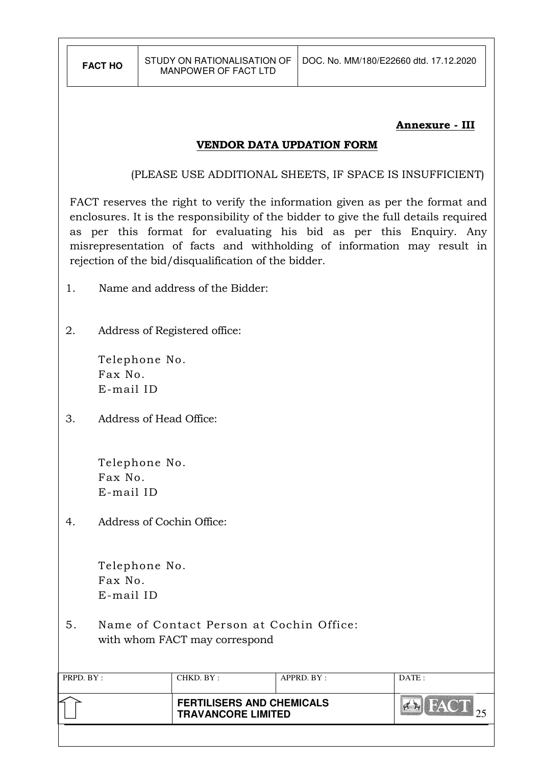**Annexure - III**

## VENDOR DATA UPDATION FORM

(PLEASE USE ADDITIONAL SHEETS, IF SPACE IS INSUFFICIENT)

FACT reserves the right to verify the information given as per the format and enclosures. It is the responsibility of the bidder to give the full details required as per this format for evaluating his bid as per this Enquiry. Any misrepresentation of facts and withholding of information may result in rejection of the bid/disqualification of the bidder.

1. Name and address of the Bidder:

2. Address of Registered office:

   Telephone No.
   Fax No.
   E-mail ID

3. Address of Head Office:

   Telephone No.
   Fax No.
   E-mail ID

4. Address of Cochin Office:

   Telephone No.
   Fax No.
   E-mail ID

5. Name of Contact Person at Cochin Office:
   with whom FACT may correspond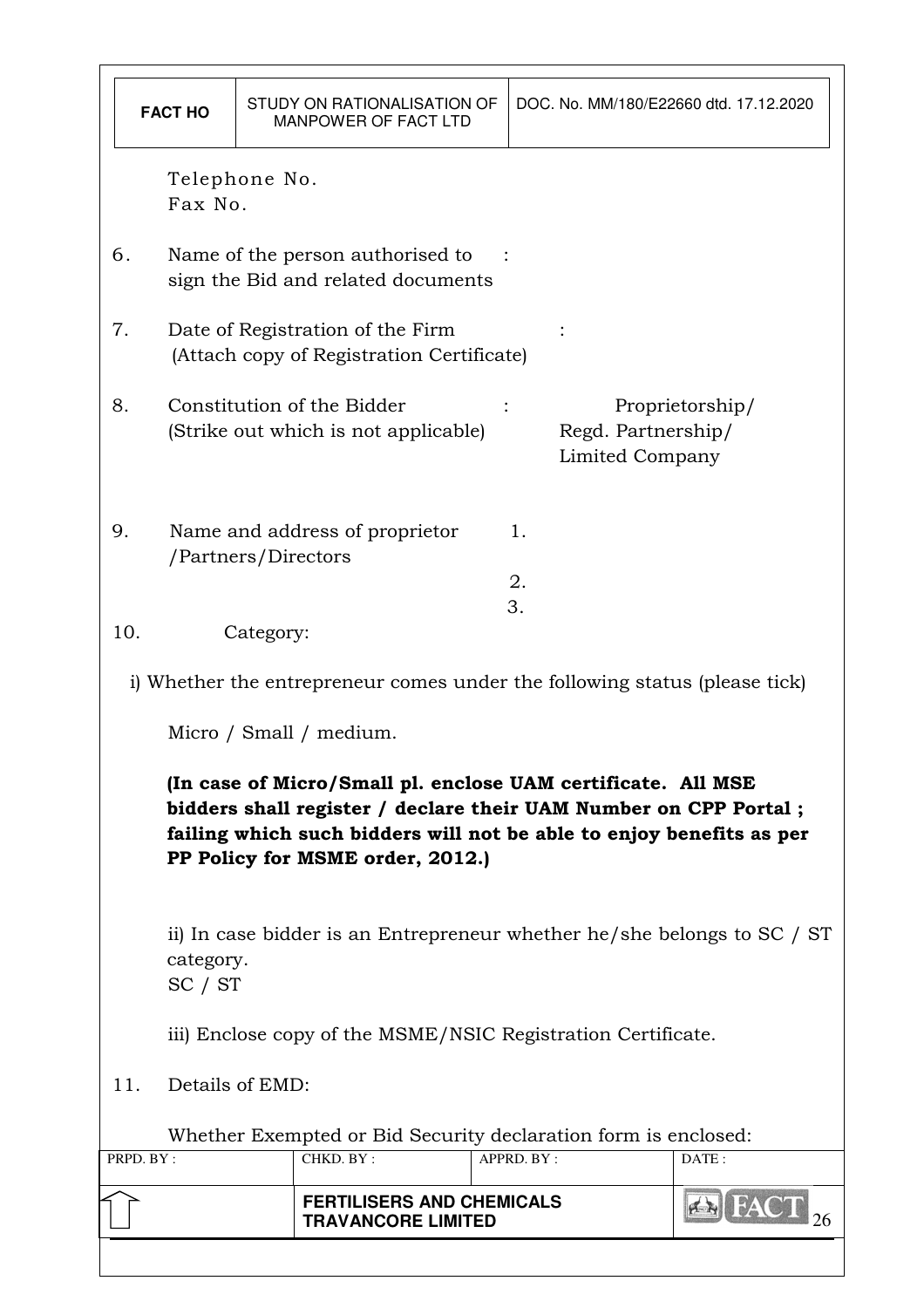Telephone No.
Fax No.

6. Name of the person authorised to sign the Bid and related documents :

7. Date of Registration of the Firm (Attach copy of Registration Certificate) :

8. Constitution of the Bidder (Strike out which is not applicable) : Proprietorship/ Regd. Partnership/ Limited Company

9. Name and address of proprietor /Partners/Directors
   1.
   2.
   3.

10. Category:

i) Whether the entrepreneur comes under the following status (please tick)

Micro / Small / medium.

**(In case of Micro/Small pl. enclose UAM certificate. All MSE bidders shall register / declare their UAM Number on CPP Portal ; failing which such bidders will not be able to enjoy benefits as per PP Policy for MSME order, 2012.)**

ii) In case bidder is an Entrepreneur whether he/she belongs to SC / ST category.
SC / ST

iii) Enclose copy of the MSME/NSIC Registration Certificate.

11. Details of EMD:

Whether Exempted or Bid Security declaration form is enclosed: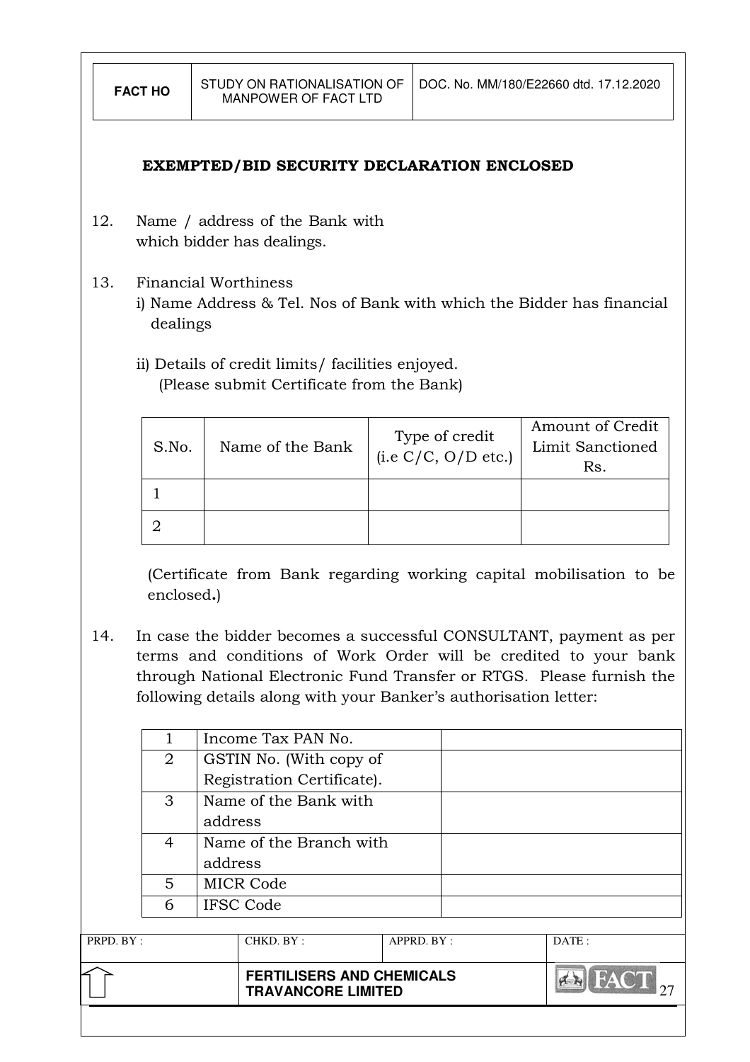**EXEMPTED/BID SECURITY DECLARATION ENCLOSED**

12. Name / address of the Bank with which bidder has dealings.

13. Financial Worthiness
    i) Name Address & Tel. Nos of Bank with which the Bidder has financial dealings

    ii) Details of credit limits/ facilities enjoyed.
    (Please submit Certificate from the Bank)

| S.No. | Name of the Bank | Type of credit (i.e C/C, O/D etc.) | Amount of Credit Limit Sanctioned Rs. |
|---|---|---|---|
| 1 | | | |
| 2 | | | |

(Certificate from Bank regarding working capital mobilisation to be enclosed**.**)

14. In case the bidder becomes a successful CONSULTANT, payment as per terms and conditions of Work Order will be credited to your bank through National Electronic Fund Transfer or RTGS. Please furnish the following details along with your Banker's authorisation letter:

| | | |
|---|---|---|
| 1 | Income Tax PAN No. | |
| 2 | GSTIN No. (With copy of Registration Certificate). | |
| 3 | Name of the Bank with address | |
| 4 | Name of the Branch with address | |
| 5 | MICR Code | |
| 6 | IFSC Code | |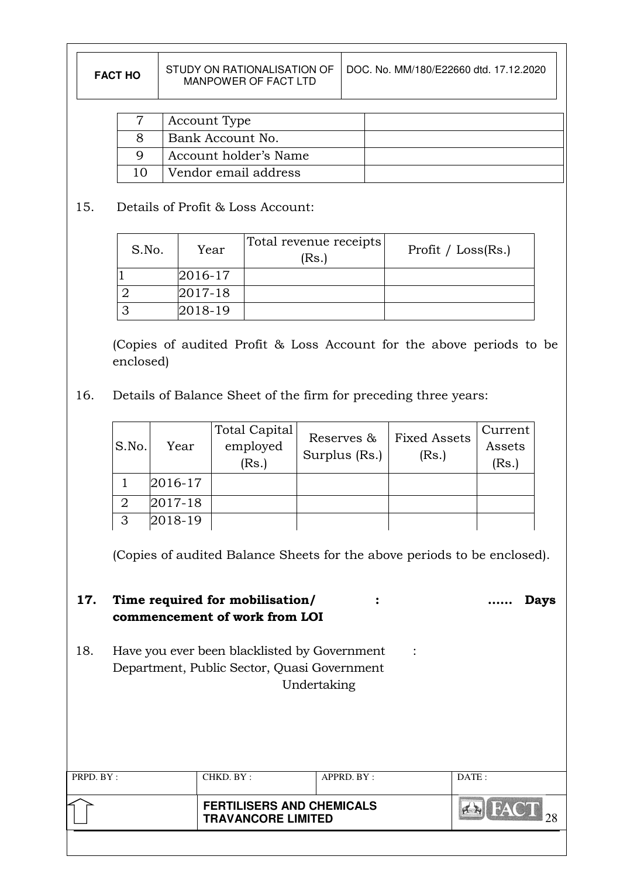| 7 | Account Type | |
|---|---|---|
| 8 | Bank Account No. | |
| 9 | Account holder's Name | |
| 10 | Vendor email address | |

15. Details of Profit & Loss Account:

| S.No. | Year | Total revenue receipts (Rs.) | Profit / Loss(Rs.) |
|---|---|---|---|
| 1 | 2016-17 | | |
| 2 | 2017-18 | | |
| 3 | 2018-19 | | |

(Copies of audited Profit & Loss Account for the above periods to be enclosed)

16. Details of Balance Sheet of the firm for preceding three years:

| S.No. | Year | Total Capital employed (Rs.) | Reserves & Surplus (Rs.) | Fixed Assets (Rs.) | Current Assets (Rs.) |
|---|---|---|---|---|---|
| 1 | 2016-17 | | | | |
| 2 | 2017-18 | | | | |
| 3 | 2018-19 | | | | |

(Copies of audited Balance Sheets for the above periods to be enclosed).

**17. Time required for mobilisation/ commencement of work from LOI : …… Days**

18. Have you ever been blacklisted by Government Department, Public Sector, Quasi Government Undertaking :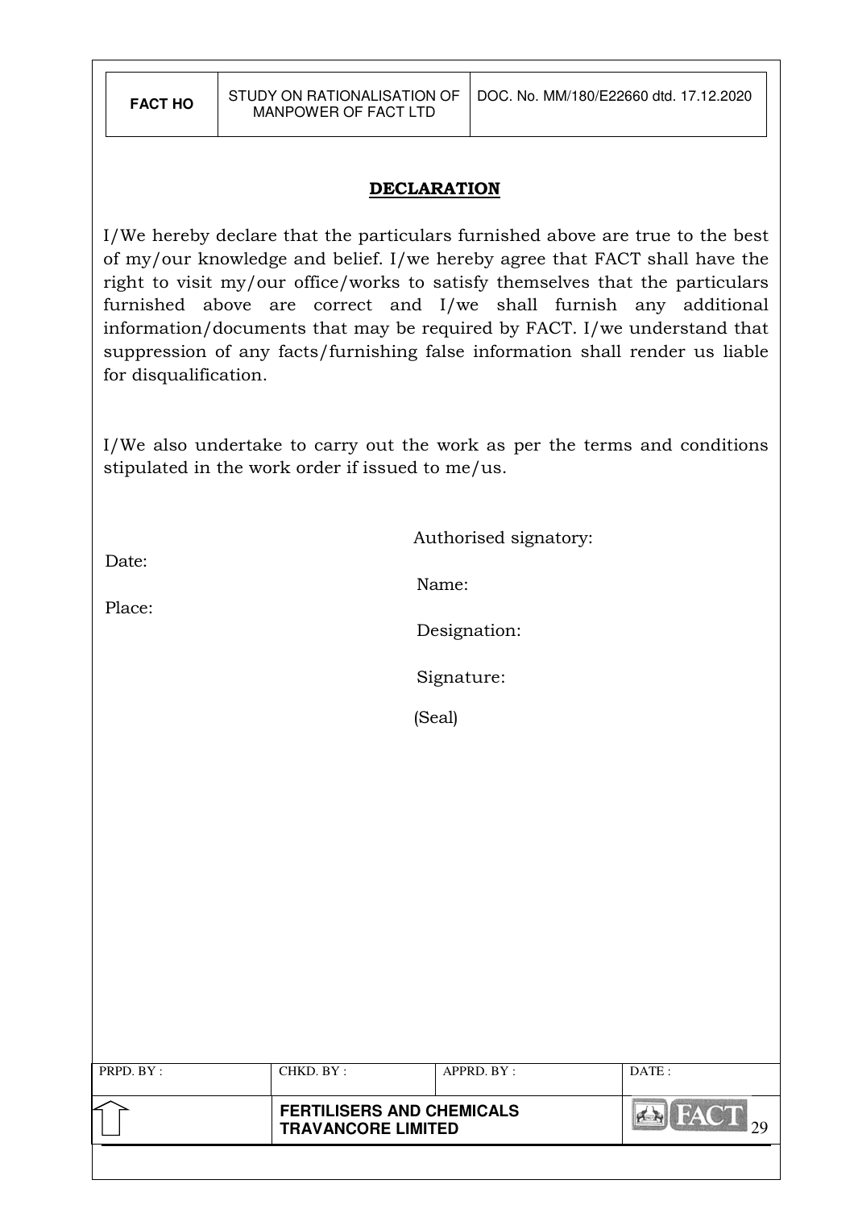## DECLARATION

I/We hereby declare that the particulars furnished above are true to the best of my/our knowledge and belief. I/we hereby agree that FACT shall have the right to visit my/our office/works to satisfy themselves that the particulars furnished above are correct and I/we shall furnish any additional information/documents that may be required by FACT. I/we understand that suppression of any facts/furnishing false information shall render us liable for disqualification.

I/We also undertake to carry out the work as per the terms and conditions stipulated in the work order if issued to me/us.

Authorised signatory:

Date:

Name:

Place:

Designation:

Signature:

(Seal)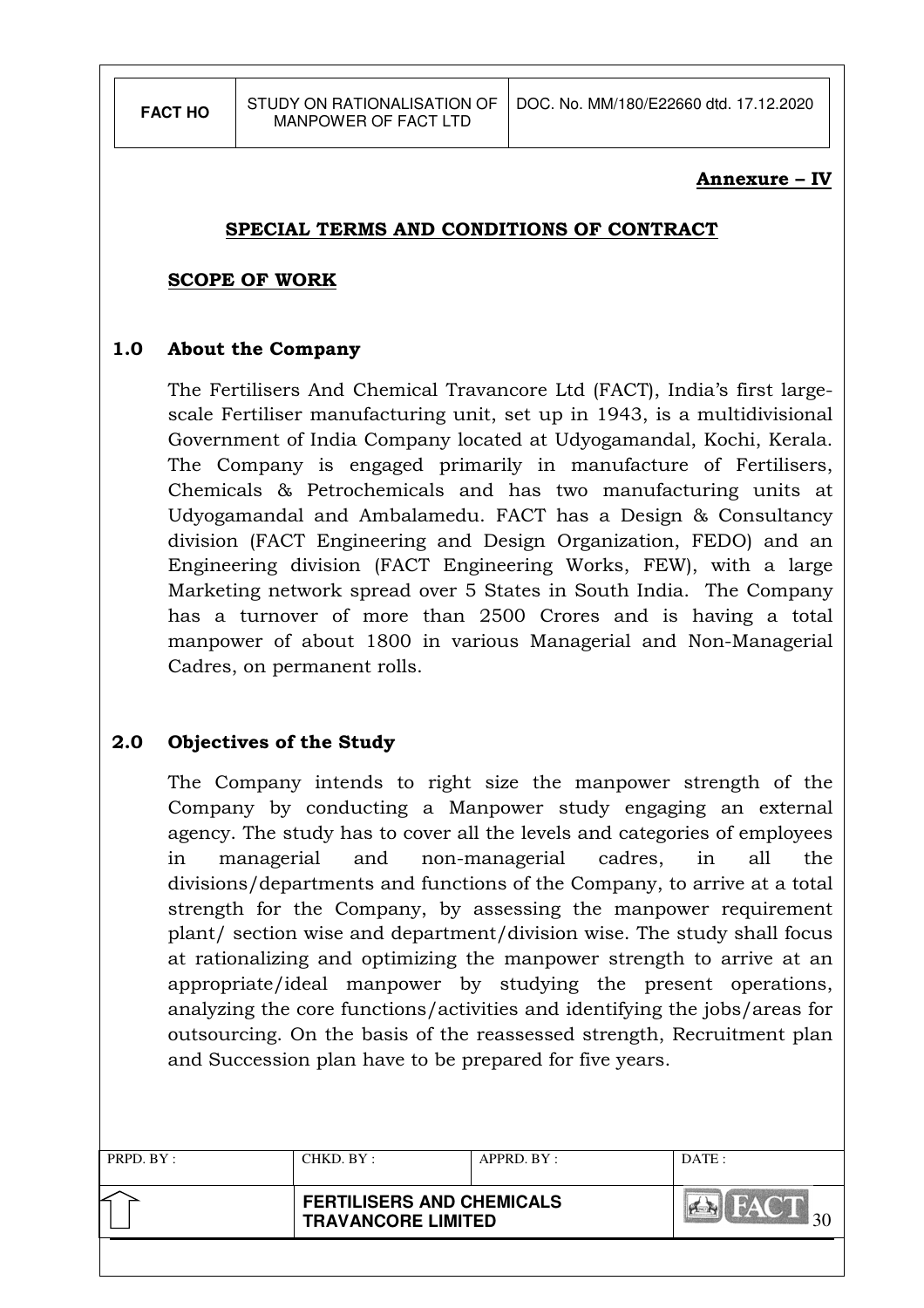**Annexure – IV**

## SPECIAL TERMS AND CONDITIONS OF CONTRACT

### SCOPE OF WORK

### 1.0 About the Company

The Fertilisers And Chemical Travancore Ltd (FACT), India's first large-scale Fertiliser manufacturing unit, set up in 1943, is a multidivisional Government of India Company located at Udyogamandal, Kochi, Kerala. The Company is engaged primarily in manufacture of Fertilisers, Chemicals & Petrochemicals and has two manufacturing units at Udyogamandal and Ambalamedu. FACT has a Design & Consultancy division (FACT Engineering and Design Organization, FEDO) and an Engineering division (FACT Engineering Works, FEW), with a large Marketing network spread over 5 States in South India. The Company has a turnover of more than 2500 Crores and is having a total manpower of about 1800 in various Managerial and Non-Managerial Cadres, on permanent rolls.

### 2.0 Objectives of the Study

The Company intends to right size the manpower strength of the Company by conducting a Manpower study engaging an external agency. The study has to cover all the levels and categories of employees in managerial and non-managerial cadres, in all the divisions/departments and functions of the Company, to arrive at a total strength for the Company, by assessing the manpower requirement plant/ section wise and department/division wise. The study shall focus at rationalizing and optimizing the manpower strength to arrive at an appropriate/ideal manpower by studying the present operations, analyzing the core functions/activities and identifying the jobs/areas for outsourcing. On the basis of the reassessed strength, Recruitment plan and Succession plan have to be prepared for five years.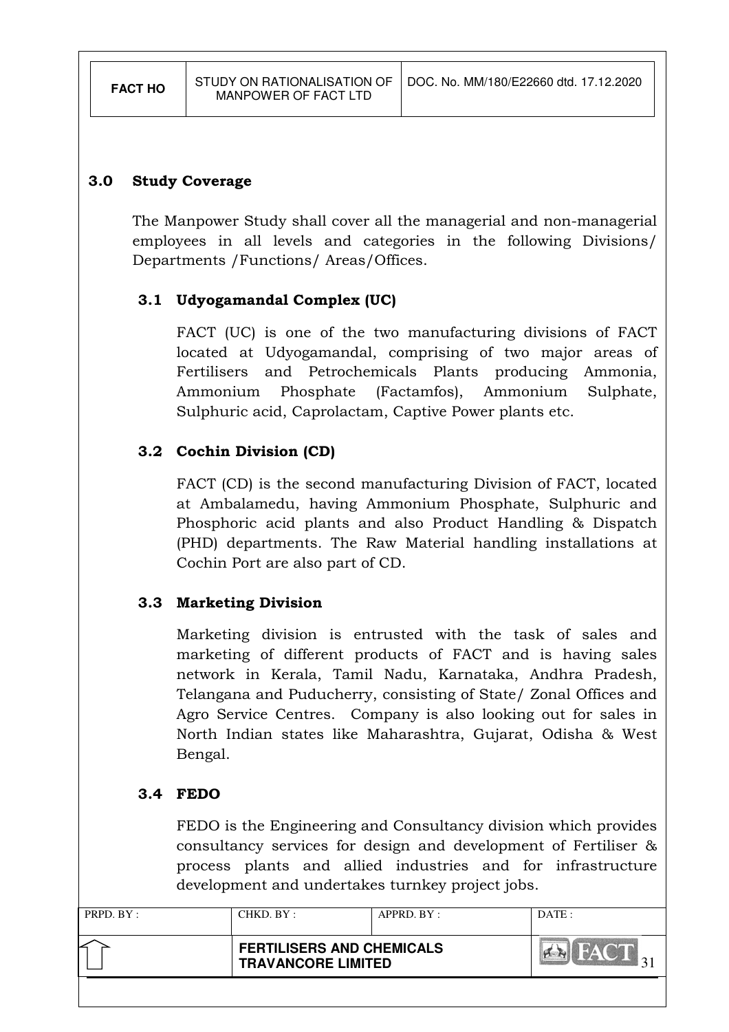## 3.0 Study Coverage

The Manpower Study shall cover all the managerial and non-managerial employees in all levels and categories in the following Divisions/ Departments /Functions/ Areas/Offices.

### 3.1 Udyogamandal Complex (UC)

FACT (UC) is one of the two manufacturing divisions of FACT located at Udyogamandal, comprising of two major areas of Fertilisers and Petrochemicals Plants producing Ammonia, Ammonium Phosphate (Factamfos), Ammonium Sulphate, Sulphuric acid, Caprolactam, Captive Power plants etc.

### 3.2 Cochin Division (CD)

FACT (CD) is the second manufacturing Division of FACT, located at Ambalamedu, having Ammonium Phosphate, Sulphuric and Phosphoric acid plants and also Product Handling & Dispatch (PHD) departments. The Raw Material handling installations at Cochin Port are also part of CD.

### 3.3 Marketing Division

Marketing division is entrusted with the task of sales and marketing of different products of FACT and is having sales network in Kerala, Tamil Nadu, Karnataka, Andhra Pradesh, Telangana and Puducherry, consisting of State/ Zonal Offices and Agro Service Centres. Company is also looking out for sales in North Indian states like Maharashtra, Gujarat, Odisha & West Bengal.

### 3.4 FEDO

FEDO is the Engineering and Consultancy division which provides consultancy services for design and development of Fertiliser & process plants and allied industries and for infrastructure development and undertakes turnkey project jobs.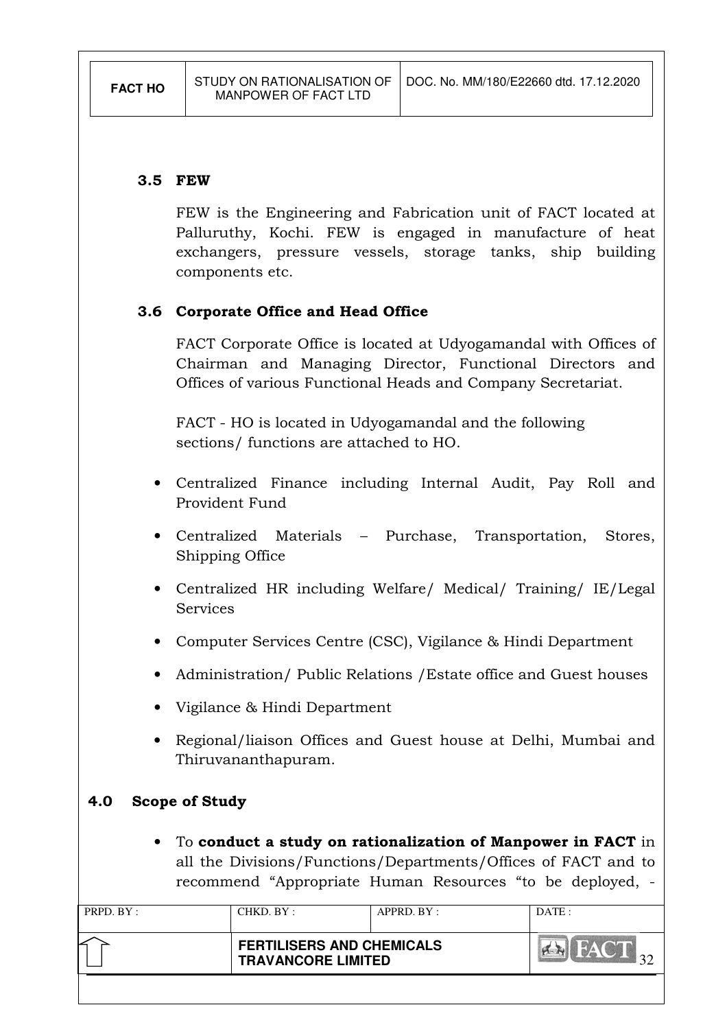### 3.5 FEW

FEW is the Engineering and Fabrication unit of FACT located at Palluruthy, Kochi. FEW is engaged in manufacture of heat exchangers, pressure vessels, storage tanks, ship building components etc.

### 3.6 Corporate Office and Head Office

FACT Corporate Office is located at Udyogamandal with Offices of Chairman and Managing Director, Functional Directors and Offices of various Functional Heads and Company Secretariat.

FACT - HO is located in Udyogamandal and the following sections/ functions are attached to HO.

- Centralized Finance including Internal Audit, Pay Roll and Provident Fund
- Centralized Materials – Purchase, Transportation, Stores, Shipping Office
- Centralized HR including Welfare/ Medical/ Training/ IE/Legal Services
- Computer Services Centre (CSC), Vigilance & Hindi Department
- Administration/ Public Relations /Estate office and Guest houses
- Vigilance & Hindi Department
- Regional/liaison Offices and Guest house at Delhi, Mumbai and Thiruvananthapuram.

## 4.0 Scope of Study

- To **conduct a study on rationalization of Manpower in FACT** in all the Divisions/Functions/Departments/Offices of FACT and to recommend "Appropriate Human Resources "to be deployed, -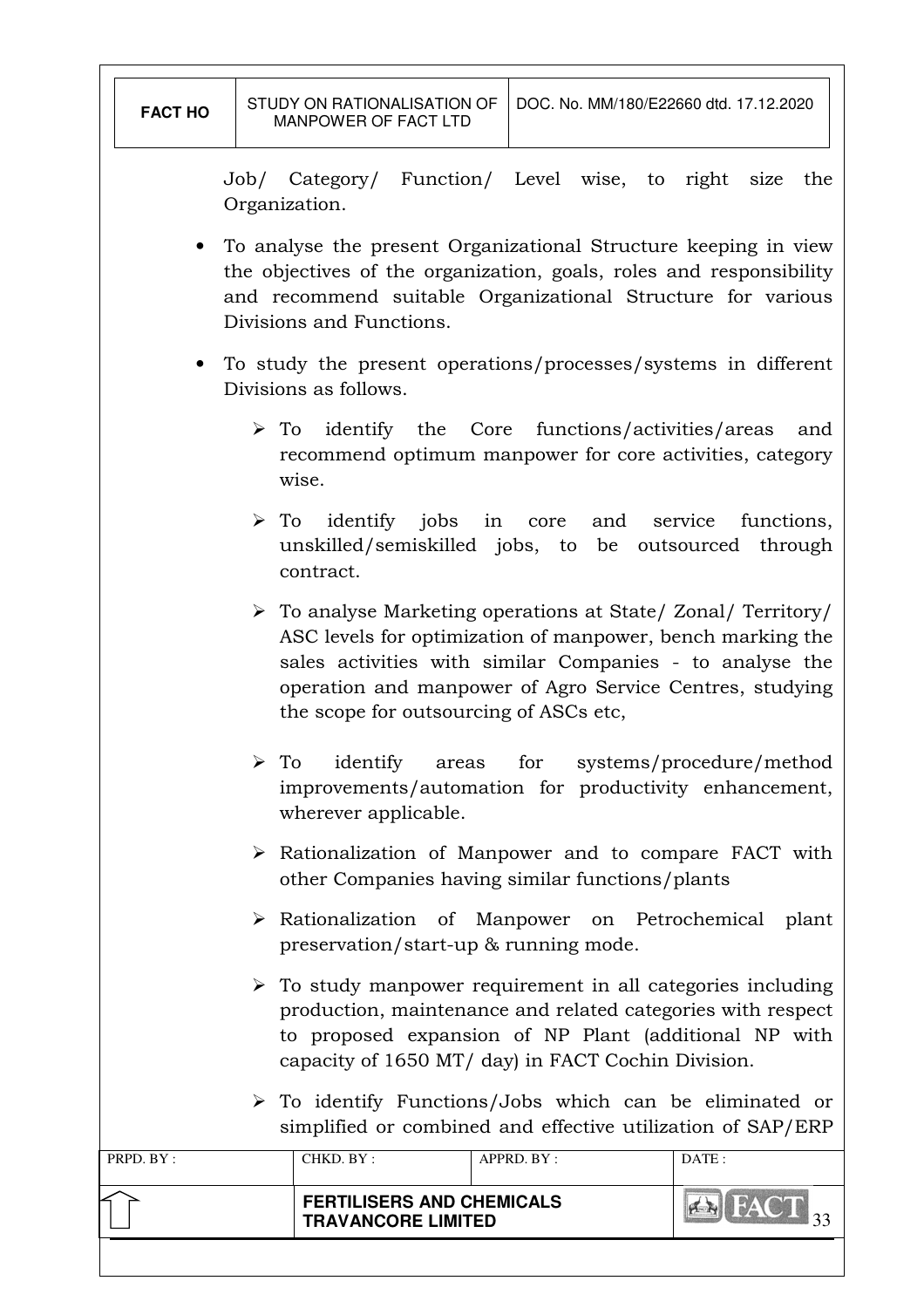Job/ Category/ Function/ Level wise, to right size the Organization.

- To analyse the present Organizational Structure keeping in view the objectives of the organization, goals, roles and responsibility and recommend suitable Organizational Structure for various Divisions and Functions.

- To study the present operations/processes/systems in different Divisions as follows.

    - To identify the Core functions/activities/areas and recommend optimum manpower for core activities, category wise.

    - To identify jobs in core and service functions, unskilled/semiskilled jobs, to be outsourced through contract.

    - To analyse Marketing operations at State/ Zonal/ Territory/ ASC levels for optimization of manpower, bench marking the sales activities with similar Companies - to analyse the operation and manpower of Agro Service Centres, studying the scope for outsourcing of ASCs etc,

    - To identify areas for systems/procedure/method improvements/automation for productivity enhancement, wherever applicable.

    - Rationalization of Manpower and to compare FACT with other Companies having similar functions/plants

    - Rationalization of Manpower on Petrochemical plant preservation/start-up & running mode.

    - To study manpower requirement in all categories including production, maintenance and related categories with respect to proposed expansion of NP Plant (additional NP with capacity of 1650 MT/ day) in FACT Cochin Division.

    - To identify Functions/Jobs which can be eliminated or simplified or combined and effective utilization of SAP/ERP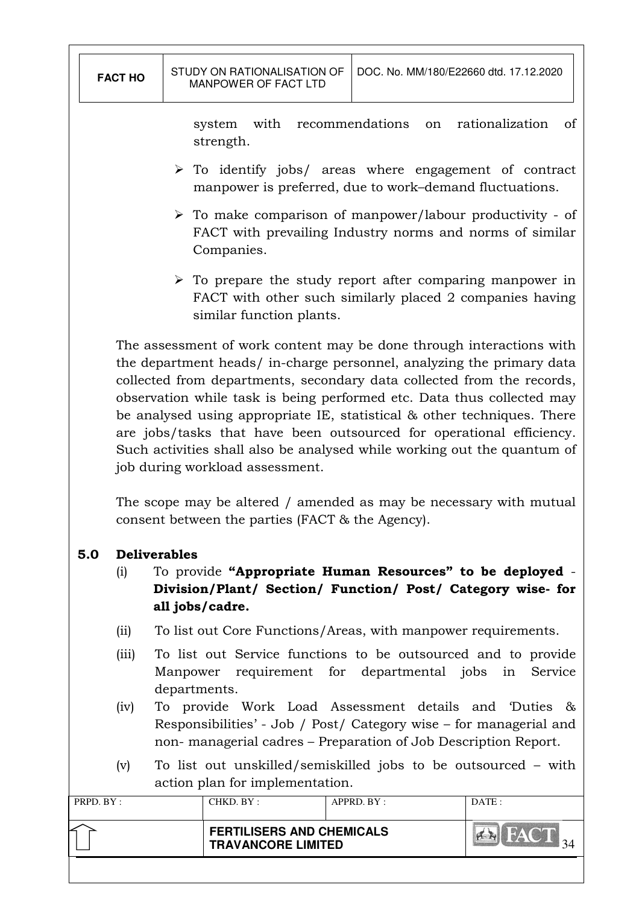system with recommendations on rationalization of strength.

- To identify jobs/ areas where engagement of contract manpower is preferred, due to work–demand fluctuations.
- To make comparison of manpower/labour productivity - of FACT with prevailing Industry norms and norms of similar Companies.
- To prepare the study report after comparing manpower in FACT with other such similarly placed 2 companies having similar function plants.

The assessment of work content may be done through interactions with the department heads/ in-charge personnel, analyzing the primary data collected from departments, secondary data collected from the records, observation while task is being performed etc. Data thus collected may be analysed using appropriate IE, statistical & other techniques. There are jobs/tasks that have been outsourced for operational efficiency. Such activities shall also be analysed while working out the quantum of job during workload assessment.

The scope may be altered / amended as may be necessary with mutual consent between the parties (FACT & the Agency).

## 5.0 Deliverables

(i) To provide **"Appropriate Human Resources" to be deployed** - **Division/Plant/ Section/ Function/ Post/ Category wise- for all jobs/cadre.**

(ii) To list out Core Functions/Areas, with manpower requirements.

(iii) To list out Service functions to be outsourced and to provide Manpower requirement for departmental jobs in Service departments.

(iv) To provide Work Load Assessment details and 'Duties & Responsibilities' - Job / Post/ Category wise – for managerial and non- managerial cadres – Preparation of Job Description Report.

(v) To list out unskilled/semiskilled jobs to be outsourced – with action plan for implementation.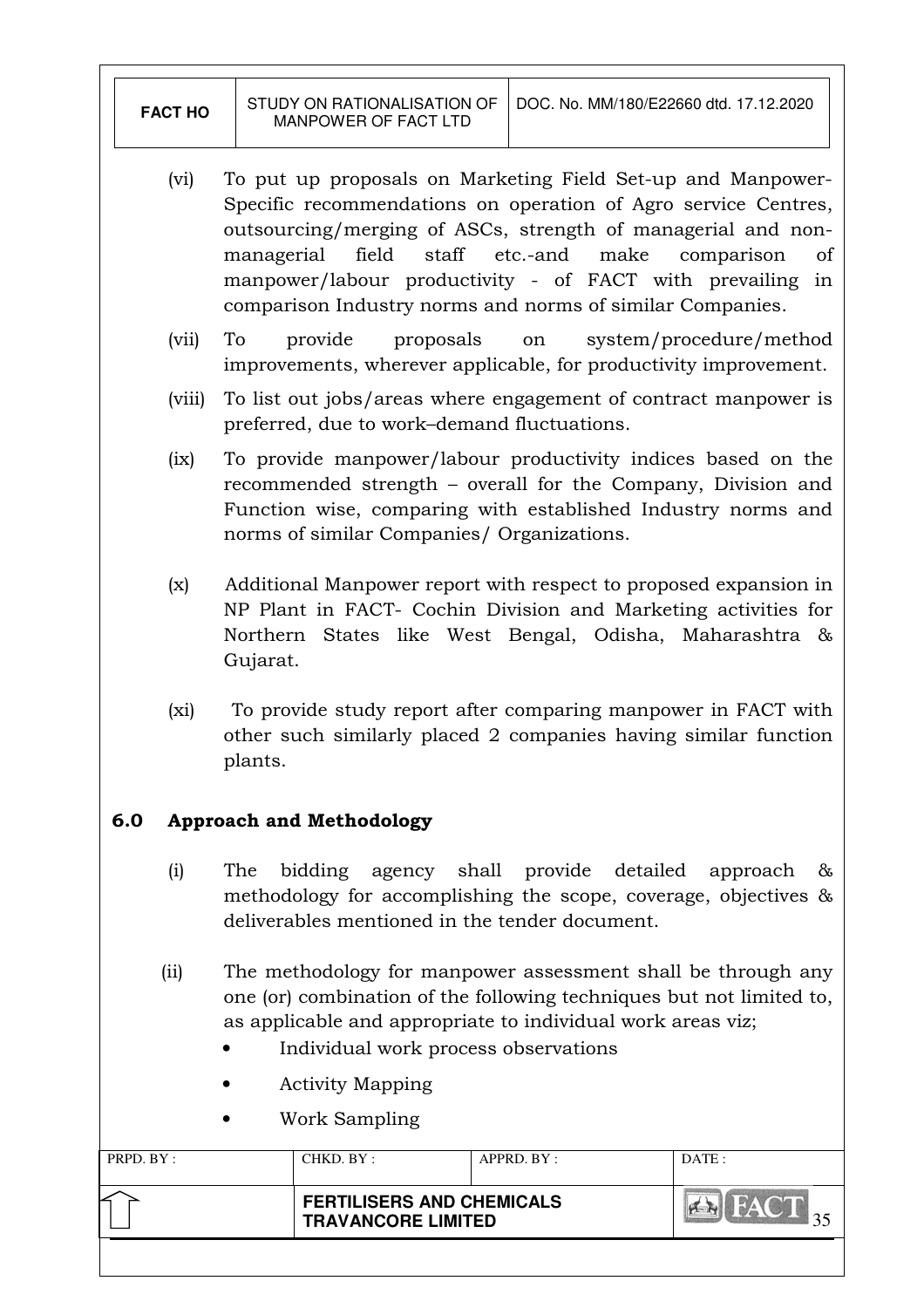(vi) To put up proposals on Marketing Field Set-up and Manpower-Specific recommendations on operation of Agro service Centres, outsourcing/merging of ASCs, strength of managerial and non-managerial field staff etc.-and make comparison of manpower/labour productivity - of FACT with prevailing in comparison Industry norms and norms of similar Companies.

(vii) To provide proposals on system/procedure/method improvements, wherever applicable, for productivity improvement.

(viii) To list out jobs/areas where engagement of contract manpower is preferred, due to work–demand fluctuations.

(ix) To provide manpower/labour productivity indices based on the recommended strength – overall for the Company, Division and Function wise, comparing with established Industry norms and norms of similar Companies/ Organizations.

(x) Additional Manpower report with respect to proposed expansion in NP Plant in FACT- Cochin Division and Marketing activities for Northern States like West Bengal, Odisha, Maharashtra & Gujarat.

(xi) To provide study report after comparing manpower in FACT with other such similarly placed 2 companies having similar function plants.

## 6.0 Approach and Methodology

(i) The bidding agency shall provide detailed approach & methodology for accomplishing the scope, coverage, objectives & deliverables mentioned in the tender document.

(ii) The methodology for manpower assessment shall be through any one (or) combination of the following techniques but not limited to, as applicable and appropriate to individual work areas viz;

- Individual work process observations
- Activity Mapping
- Work Sampling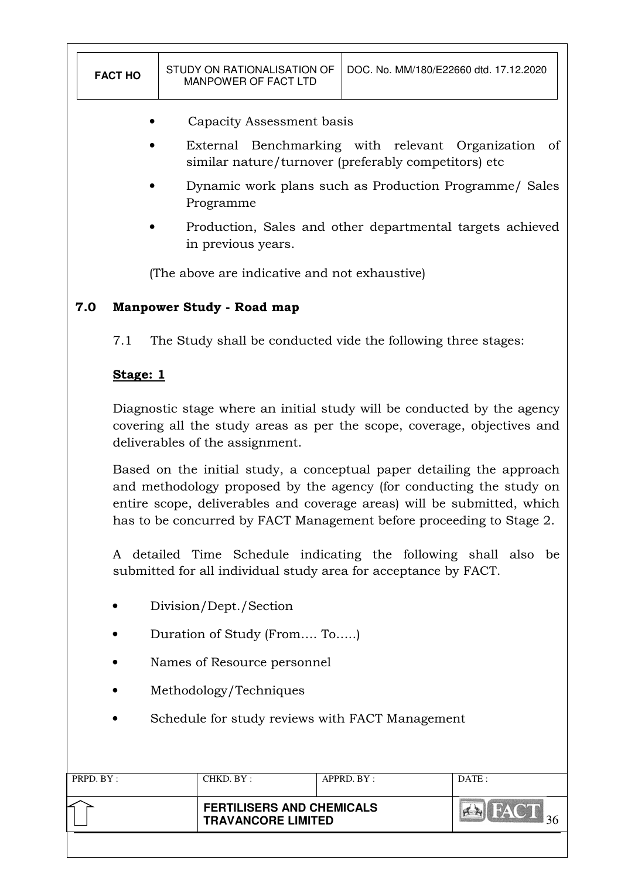- Capacity Assessment basis
- External Benchmarking with relevant Organization of similar nature/turnover (preferably competitors) etc
- Dynamic work plans such as Production Programme/ Sales Programme
- Production, Sales and other departmental targets achieved in previous years.

(The above are indicative and not exhaustive)

## 7.0 Manpower Study - Road map

7.1 The Study shall be conducted vide the following three stages:

**Stage: 1**

Diagnostic stage where an initial study will be conducted by the agency covering all the study areas as per the scope, coverage, objectives and deliverables of the assignment.

Based on the initial study, a conceptual paper detailing the approach and methodology proposed by the agency (for conducting the study on entire scope, deliverables and coverage areas) will be submitted, which has to be concurred by FACT Management before proceeding to Stage 2.

A detailed Time Schedule indicating the following shall also be submitted for all individual study area for acceptance by FACT.

- Division/Dept./Section
- Duration of Study (From.... To.....)
- Names of Resource personnel
- Methodology/Techniques
- Schedule for study reviews with FACT Management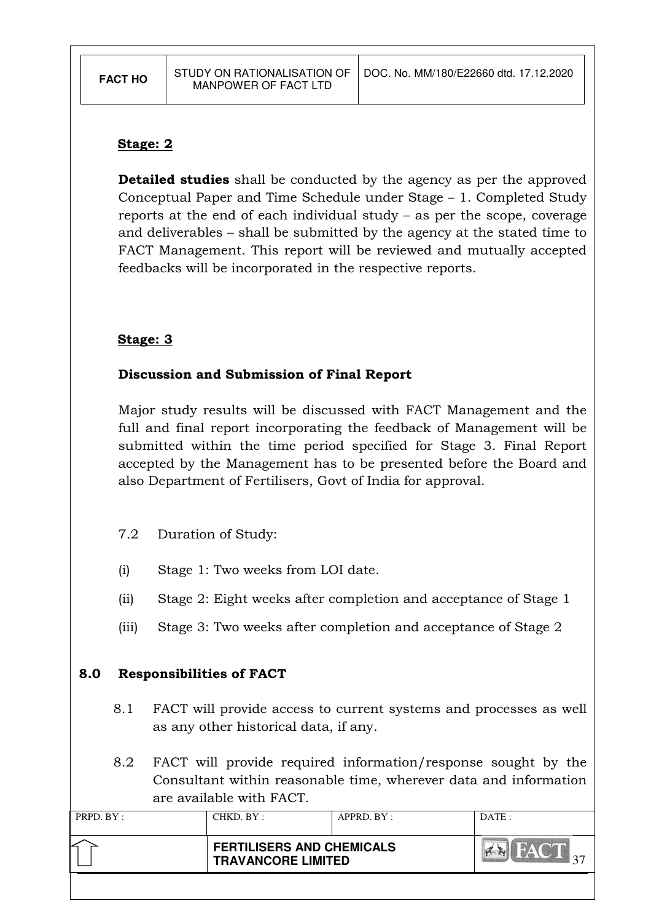**Stage: 2**

**Detailed studies** shall be conducted by the agency as per the approved Conceptual Paper and Time Schedule under Stage – 1. Completed Study reports at the end of each individual study – as per the scope, coverage and deliverables – shall be submitted by the agency at the stated time to FACT Management. This report will be reviewed and mutually accepted feedbacks will be incorporated in the respective reports.

**Stage: 3**

**Discussion and Submission of Final Report**

Major study results will be discussed with FACT Management and the full and final report incorporating the feedback of Management will be submitted within the time period specified for Stage 3. Final Report accepted by the Management has to be presented before the Board and also Department of Fertilisers, Govt of India for approval.

7.2 Duration of Study:

(i) Stage 1: Two weeks from LOI date.

(ii) Stage 2: Eight weeks after completion and acceptance of Stage 1

(iii) Stage 3: Two weeks after completion and acceptance of Stage 2

## 8.0 Responsibilities of FACT

8.1 FACT will provide access to current systems and processes as well as any other historical data, if any.

8.2 FACT will provide required information/response sought by the Consultant within reasonable time, wherever data and information are available with FACT.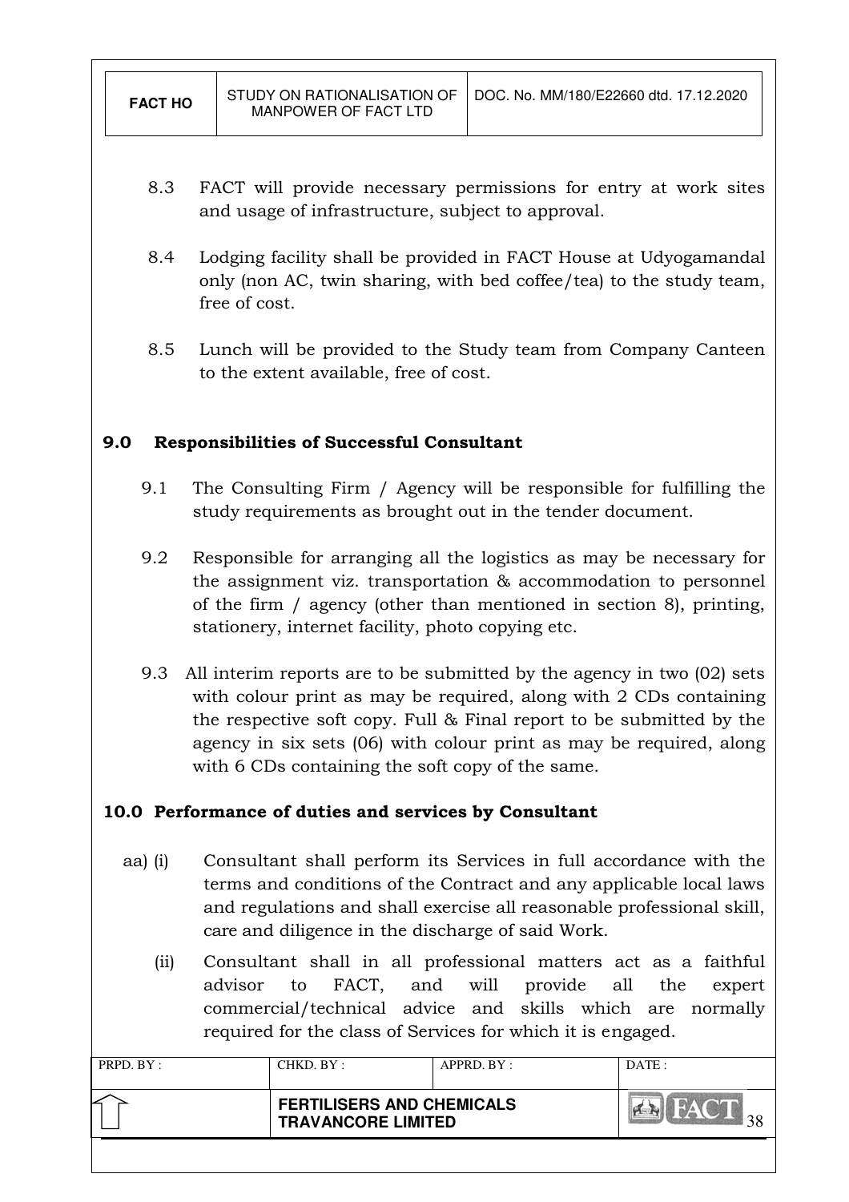8.3 FACT will provide necessary permissions for entry at work sites and usage of infrastructure, subject to approval.

8.4 Lodging facility shall be provided in FACT House at Udyogamandal only (non AC, twin sharing, with bed coffee/tea) to the study team, free of cost.

8.5 Lunch will be provided to the Study team from Company Canteen to the extent available, free of cost.

## 9.0 Responsibilities of Successful Consultant

9.1 The Consulting Firm / Agency will be responsible for fulfilling the study requirements as brought out in the tender document.

9.2 Responsible for arranging all the logistics as may be necessary for the assignment viz. transportation & accommodation to personnel of the firm / agency (other than mentioned in section 8), printing, stationery, internet facility, photo copying etc.

9.3 All interim reports are to be submitted by the agency in two (02) sets with colour print as may be required, along with 2 CDs containing the respective soft copy. Full & Final report to be submitted by the agency in six sets (06) with colour print as may be required, along with 6 CDs containing the soft copy of the same.

## 10.0 Performance of duties and services by Consultant

aa) (i) Consultant shall perform its Services in full accordance with the terms and conditions of the Contract and any applicable local laws and regulations and shall exercise all reasonable professional skill, care and diligence in the discharge of said Work.

(ii) Consultant shall in all professional matters act as a faithful advisor to FACT, and will provide all the expert commercial/technical advice and skills which are normally required for the class of Services for which it is engaged.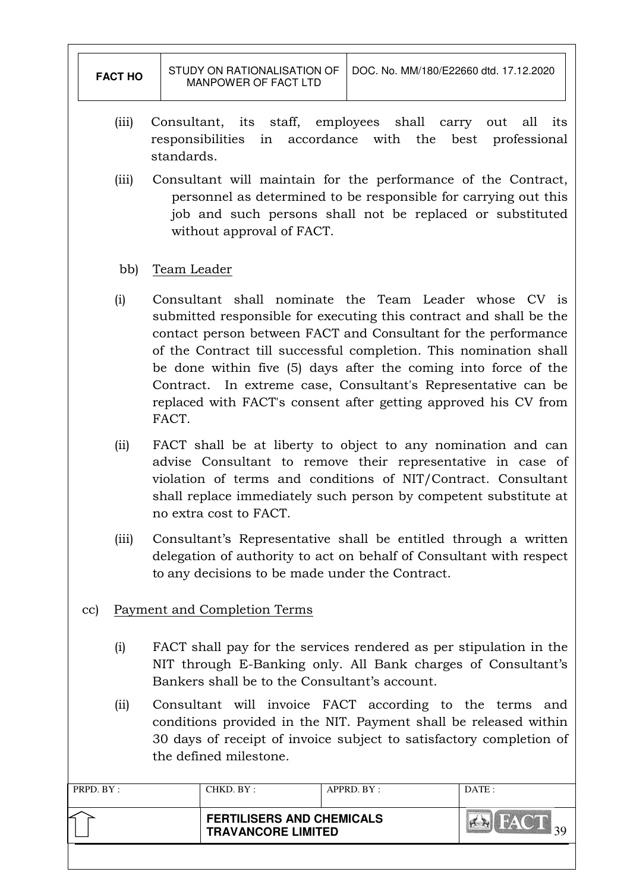(iii) Consultant, its staff, employees shall carry out all its responsibilities in accordance with the best professional standards.

(iii) Consultant will maintain for the performance of the Contract, personnel as determined to be responsible for carrying out this job and such persons shall not be replaced or substituted without approval of FACT.

bb) Team Leader

(i) Consultant shall nominate the Team Leader whose CV is submitted responsible for executing this contract and shall be the contact person between FACT and Consultant for the performance of the Contract till successful completion. This nomination shall be done within five (5) days after the coming into force of the Contract. In extreme case, Consultant's Representative can be replaced with FACT's consent after getting approved his CV from FACT.

(ii) FACT shall be at liberty to object to any nomination and can advise Consultant to remove their representative in case of violation of terms and conditions of NIT/Contract. Consultant shall replace immediately such person by competent substitute at no extra cost to FACT.

(iii) Consultant's Representative shall be entitled through a written delegation of authority to act on behalf of Consultant with respect to any decisions to be made under the Contract.

cc) Payment and Completion Terms

(i) FACT shall pay for the services rendered as per stipulation in the NIT through E-Banking only. All Bank charges of Consultant's Bankers shall be to the Consultant's account.

(ii) Consultant will invoice FACT according to the terms and conditions provided in the NIT. Payment shall be released within 30 days of receipt of invoice subject to satisfactory completion of the defined milestone.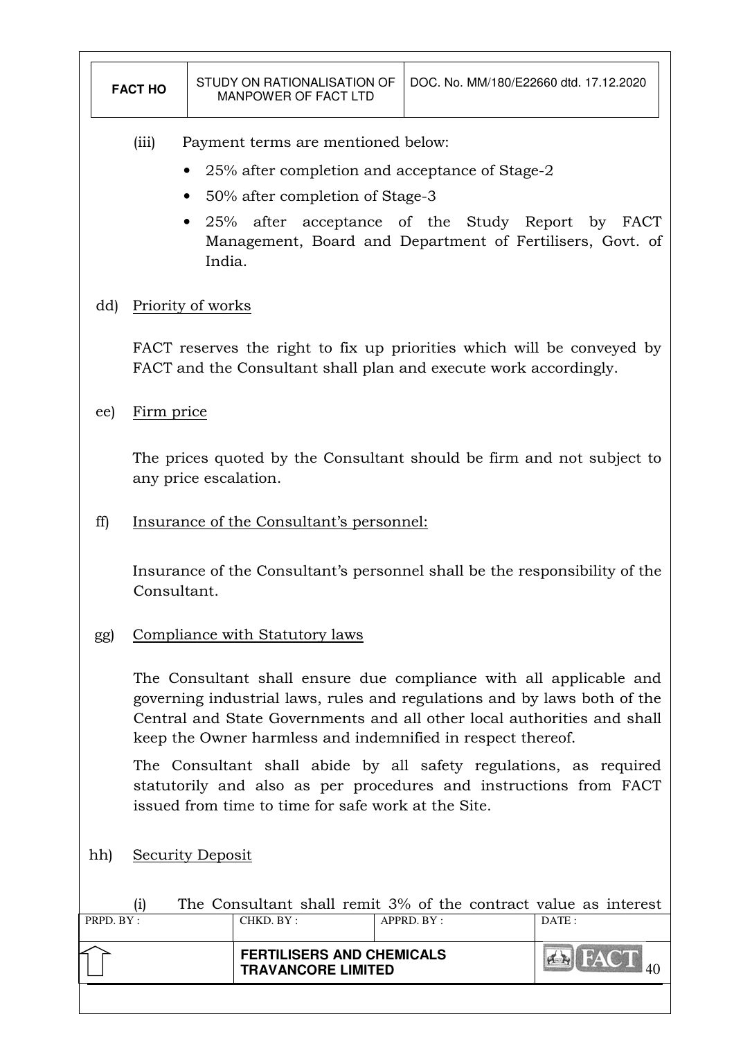(iii) Payment terms are mentioned below:

- 25% after completion and acceptance of Stage-2
- 50% after completion of Stage-3
- 25% after acceptance of the Study Report by FACT Management, Board and Department of Fertilisers, Govt. of India.

dd) Priority of works

FACT reserves the right to fix up priorities which will be conveyed by FACT and the Consultant shall plan and execute work accordingly.

ee) Firm price

The prices quoted by the Consultant should be firm and not subject to any price escalation.

ff) Insurance of the Consultant's personnel:

Insurance of the Consultant's personnel shall be the responsibility of the Consultant.

gg) Compliance with Statutory laws

The Consultant shall ensure due compliance with all applicable and governing industrial laws, rules and regulations and by laws both of the Central and State Governments and all other local authorities and shall keep the Owner harmless and indemnified in respect thereof.

The Consultant shall abide by all safety regulations, as required statutorily and also as per procedures and instructions from FACT issued from time to time for safe work at the Site.

hh) Security Deposit

(i) The Consultant shall remit 3% of the contract value as interest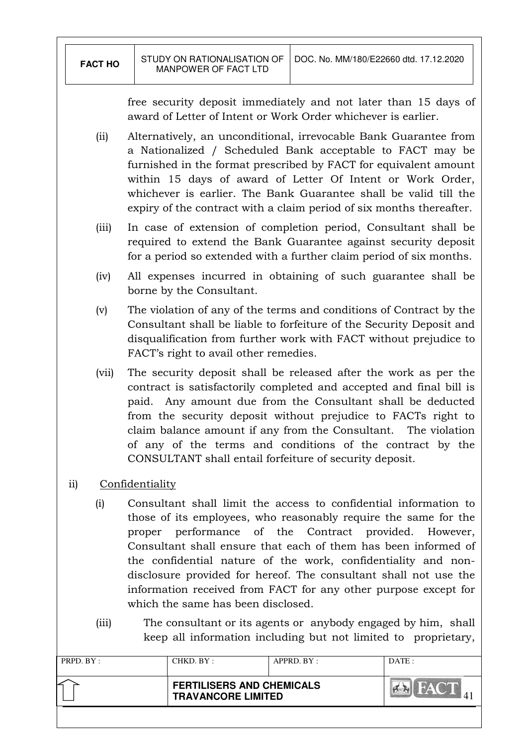free security deposit immediately and not later than 15 days of award of Letter of Intent or Work Order whichever is earlier.

(ii) Alternatively, an unconditional, irrevocable Bank Guarantee from a Nationalized / Scheduled Bank acceptable to FACT may be furnished in the format prescribed by FACT for equivalent amount within 15 days of award of Letter Of Intent or Work Order, whichever is earlier. The Bank Guarantee shall be valid till the expiry of the contract with a claim period of six months thereafter.

(iii) In case of extension of completion period, Consultant shall be required to extend the Bank Guarantee against security deposit for a period so extended with a further claim period of six months.

(iv) All expenses incurred in obtaining of such guarantee shall be borne by the Consultant.

(v) The violation of any of the terms and conditions of Contract by the Consultant shall be liable to forfeiture of the Security Deposit and disqualification from further work with FACT without prejudice to FACT's right to avail other remedies.

(vii) The security deposit shall be released after the work as per the contract is satisfactorily completed and accepted and final bill is paid. Any amount due from the Consultant shall be deducted from the security deposit without prejudice to FACTs right to claim balance amount if any from the Consultant. The violation of any of the terms and conditions of the contract by the CONSULTANT shall entail forfeiture of security deposit.

ii) Confidentiality

(i) Consultant shall limit the access to confidential information to those of its employees, who reasonably require the same for the proper performance of the Contract provided. However, Consultant shall ensure that each of them has been informed of the confidential nature of the work, confidentiality and non-disclosure provided for hereof. The consultant shall not use the information received from FACT for any other purpose except for which the same has been disclosed.

(iii) The consultant or its agents or anybody engaged by him, shall keep all information including but not limited to proprietary,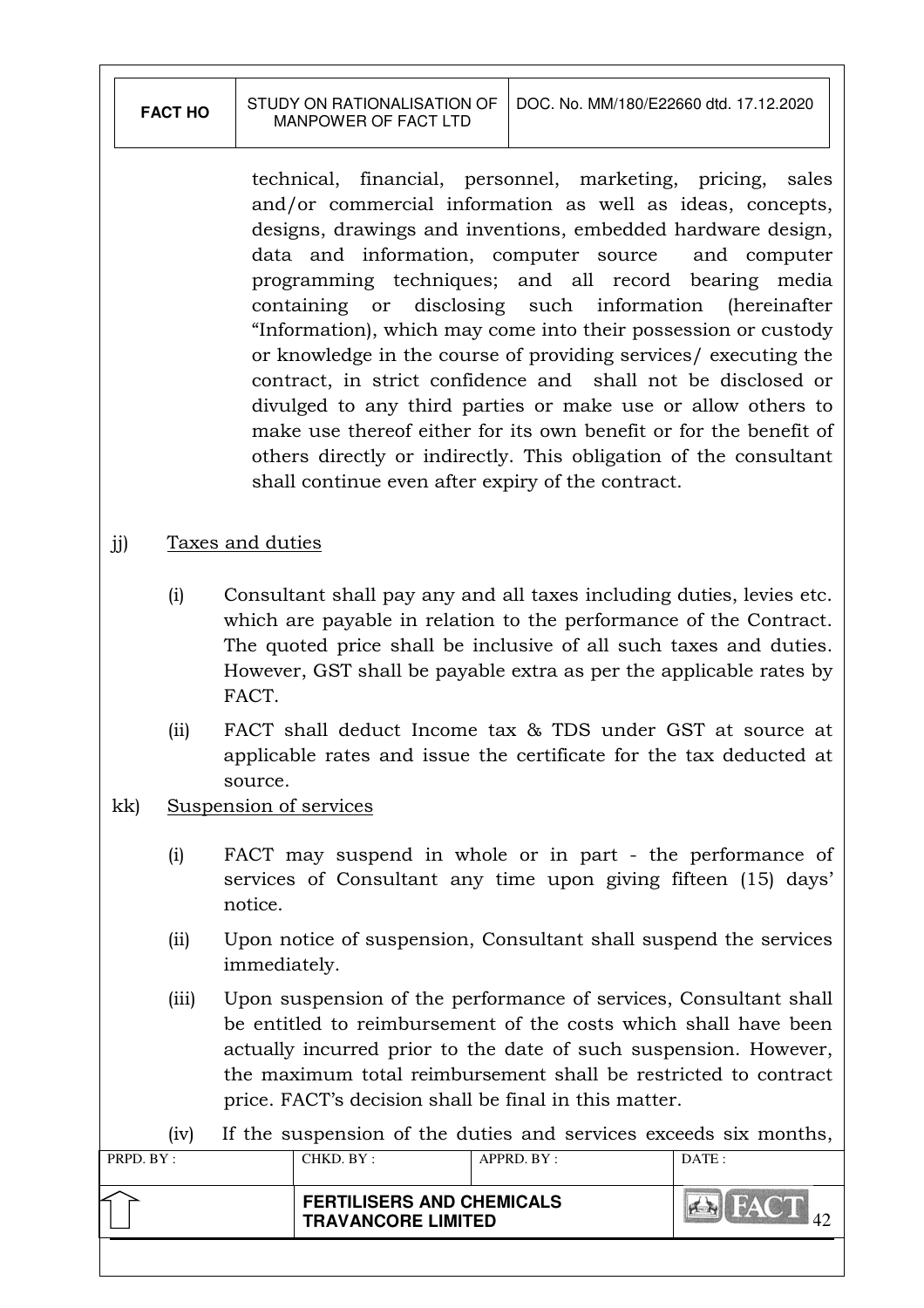technical, financial, personnel, marketing, pricing, sales and/or commercial information as well as ideas, concepts, designs, drawings and inventions, embedded hardware design, data and information, computer source and computer programming techniques; and all record bearing media containing or disclosing such information (hereinafter "Information), which may come into their possession or custody or knowledge in the course of providing services/ executing the contract, in strict confidence and shall not be disclosed or divulged to any third parties or make use or allow others to make use thereof either for its own benefit or for the benefit of others directly or indirectly. This obligation of the consultant shall continue even after expiry of the contract.

jj) Taxes and duties

(i) Consultant shall pay any and all taxes including duties, levies etc. which are payable in relation to the performance of the Contract. The quoted price shall be inclusive of all such taxes and duties. However, GST shall be payable extra as per the applicable rates by FACT.

(ii) FACT shall deduct Income tax & TDS under GST at source at applicable rates and issue the certificate for the tax deducted at source.

kk) Suspension of services

(i) FACT may suspend in whole or in part - the performance of services of Consultant any time upon giving fifteen (15) days' notice.

(ii) Upon notice of suspension, Consultant shall suspend the services immediately.

(iii) Upon suspension of the performance of services, Consultant shall be entitled to reimbursement of the costs which shall have been actually incurred prior to the date of such suspension. However, the maximum total reimbursement shall be restricted to contract price. FACT's decision shall be final in this matter.

(iv) If the suspension of the duties and services exceeds six months,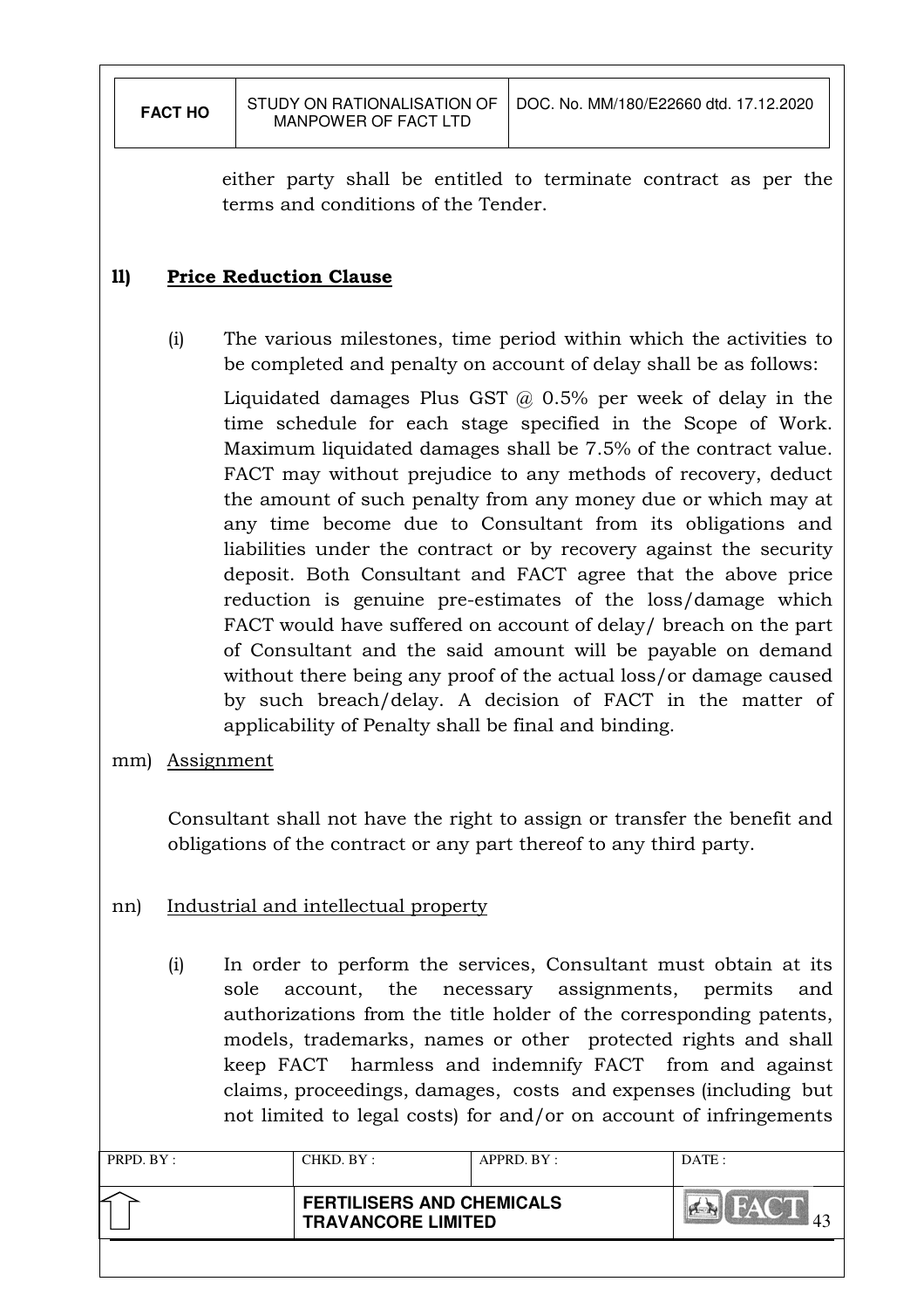either party shall be entitled to terminate contract as per the terms and conditions of the Tender.

**ll) Price Reduction Clause**

(i) The various milestones, time period within which the activities to be completed and penalty on account of delay shall be as follows:

Liquidated damages Plus GST @ 0.5% per week of delay in the time schedule for each stage specified in the Scope of Work. Maximum liquidated damages shall be 7.5% of the contract value. FACT may without prejudice to any methods of recovery, deduct the amount of such penalty from any money due or which may at any time become due to Consultant from its obligations and liabilities under the contract or by recovery against the security deposit. Both Consultant and FACT agree that the above price reduction is genuine pre-estimates of the loss/damage which FACT would have suffered on account of delay/ breach on the part of Consultant and the said amount will be payable on demand without there being any proof of the actual loss/or damage caused by such breach/delay. A decision of FACT in the matter of applicability of Penalty shall be final and binding.

mm) Assignment

Consultant shall not have the right to assign or transfer the benefit and obligations of the contract or any part thereof to any third party.

nn) Industrial and intellectual property

(i) In order to perform the services, Consultant must obtain at its sole account, the necessary assignments, permits and authorizations from the title holder of the corresponding patents, models, trademarks, names or other protected rights and shall keep FACT harmless and indemnify FACT from and against claims, proceedings, damages, costs and expenses (including but not limited to legal costs) for and/or on account of infringements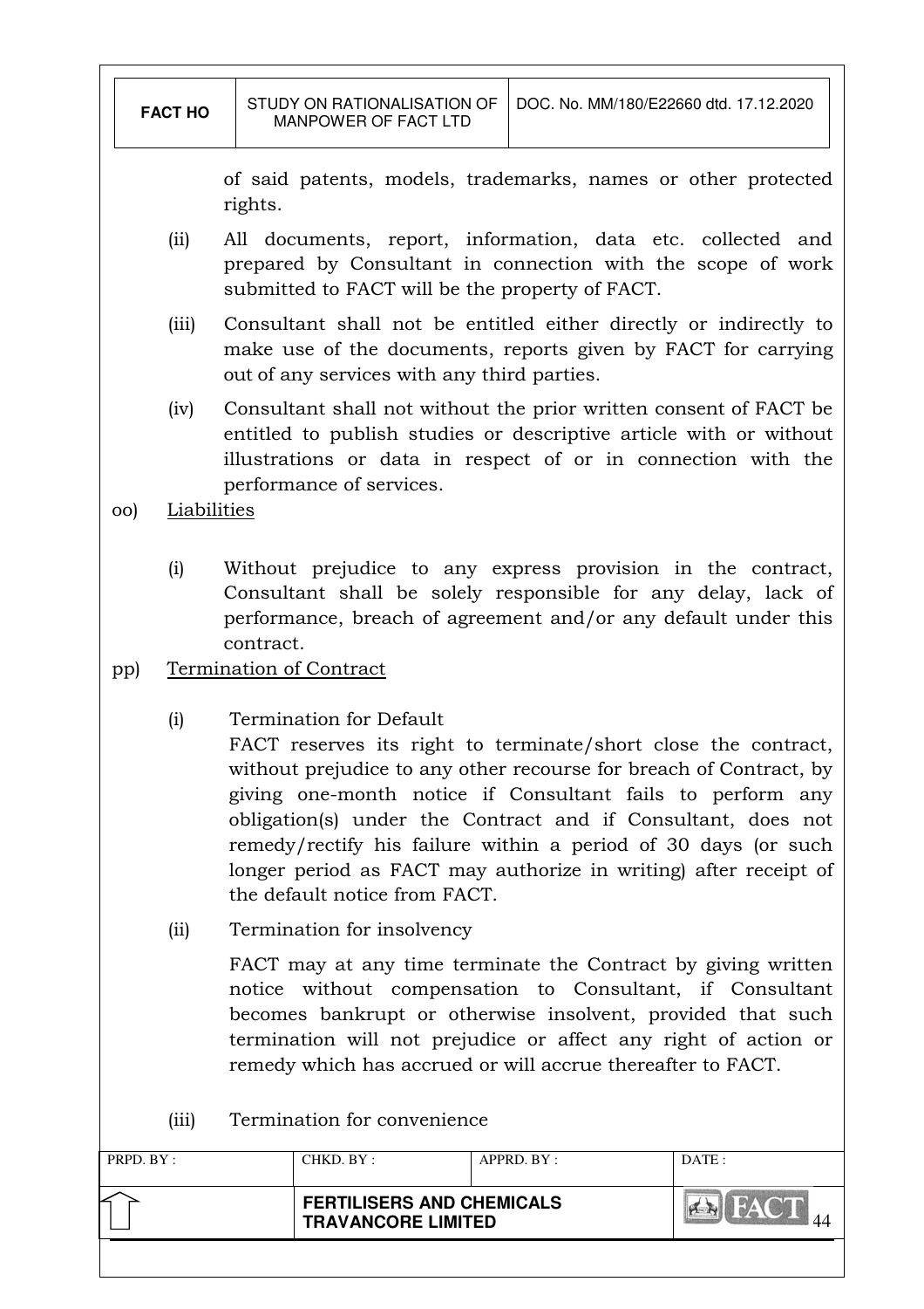of said patents, models, trademarks, names or other protected rights.

(ii) All documents, report, information, data etc. collected and prepared by Consultant in connection with the scope of work submitted to FACT will be the property of FACT.

(iii) Consultant shall not be entitled either directly or indirectly to make use of the documents, reports given by FACT for carrying out of any services with any third parties.

(iv) Consultant shall not without the prior written consent of FACT be entitled to publish studies or descriptive article with or without illustrations or data in respect of or in connection with the performance of services.

oo) Liabilities

(i) Without prejudice to any express provision in the contract, Consultant shall be solely responsible for any delay, lack of performance, breach of agreement and/or any default under this contract.

pp) Termination of Contract

(i) Termination for Default

FACT reserves its right to terminate/short close the contract, without prejudice to any other recourse for breach of Contract, by giving one-month notice if Consultant fails to perform any obligation(s) under the Contract and if Consultant, does not remedy/rectify his failure within a period of 30 days (or such longer period as FACT may authorize in writing) after receipt of the default notice from FACT.

(ii) Termination for insolvency

FACT may at any time terminate the Contract by giving written notice without compensation to Consultant, if Consultant becomes bankrupt or otherwise insolvent, provided that such termination will not prejudice or affect any right of action or remedy which has accrued or will accrue thereafter to FACT.

(iii) Termination for convenience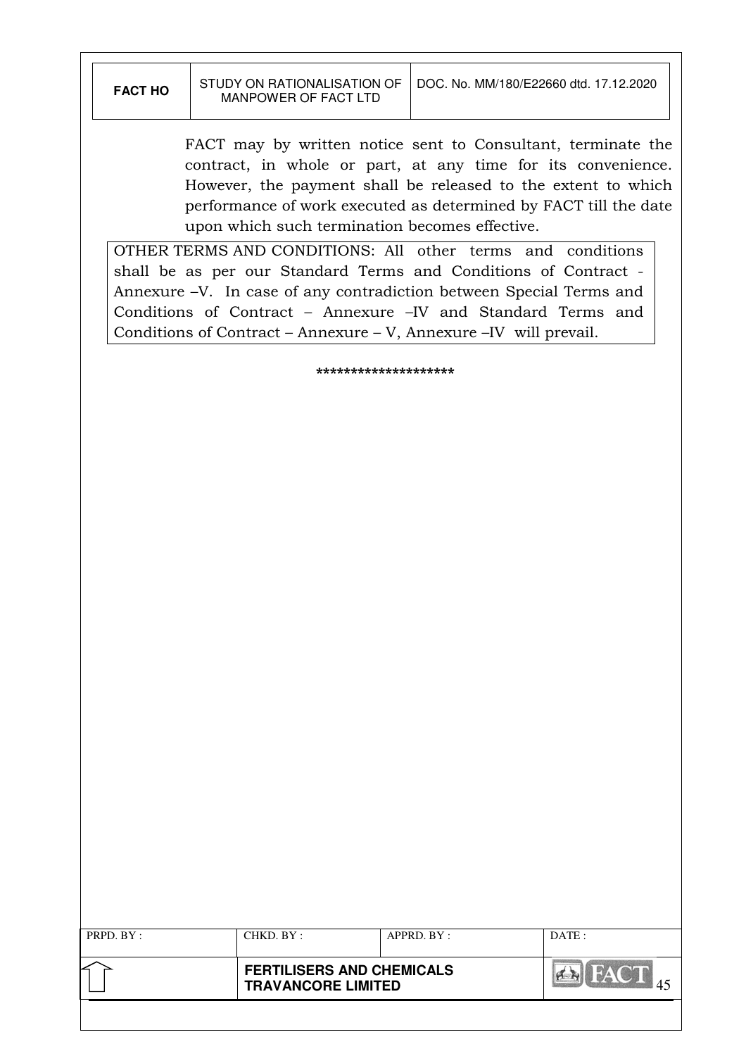FACT may by written notice sent to Consultant, terminate the contract, in whole or part, at any time for its convenience. However, the payment shall be released to the extent to which performance of work executed as determined by FACT till the date upon which such termination becomes effective.

OTHER TERMS AND CONDITIONS: All other terms and conditions shall be as per our Standard Terms and Conditions of Contract - Annexure –V. In case of any contradiction between Special Terms and Conditions of Contract – Annexure –IV and Standard Terms and Conditions of Contract – Annexure – V, Annexure –IV will prevail.

********************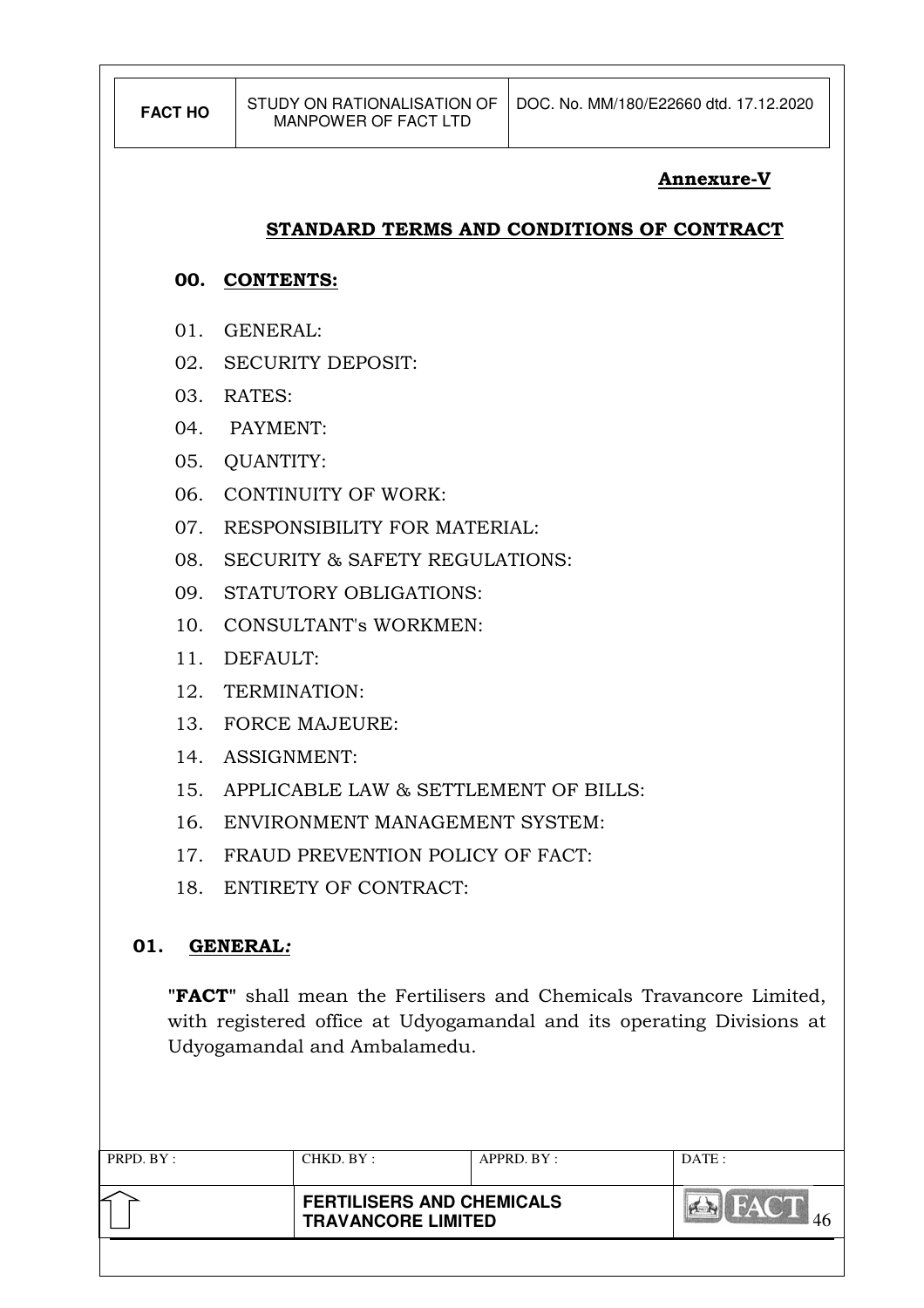**Annexure-V**

## STANDARD TERMS AND CONDITIONS OF CONTRACT

### 00. CONTENTS:

01. GENERAL:
02. SECURITY DEPOSIT:
03. RATES:
04. PAYMENT:
05. QUANTITY:
06. CONTINUITY OF WORK:
07. RESPONSIBILITY FOR MATERIAL:
08. SECURITY & SAFETY REGULATIONS:
09. STATUTORY OBLIGATIONS:
10. CONSULTANT's WORKMEN:
11. DEFAULT:
12. TERMINATION:
13. FORCE MAJEURE:
14. ASSIGNMENT:
15. APPLICABLE LAW & SETTLEMENT OF BILLS:
16. ENVIRONMENT MANAGEMENT SYSTEM:
17. FRAUD PREVENTION POLICY OF FACT:
18. ENTIRETY OF CONTRACT:

### 01. GENERAL*:*

"**FACT**" shall mean the Fertilisers and Chemicals Travancore Limited, with registered office at Udyogamandal and its operating Divisions at Udyogamandal and Ambalamedu.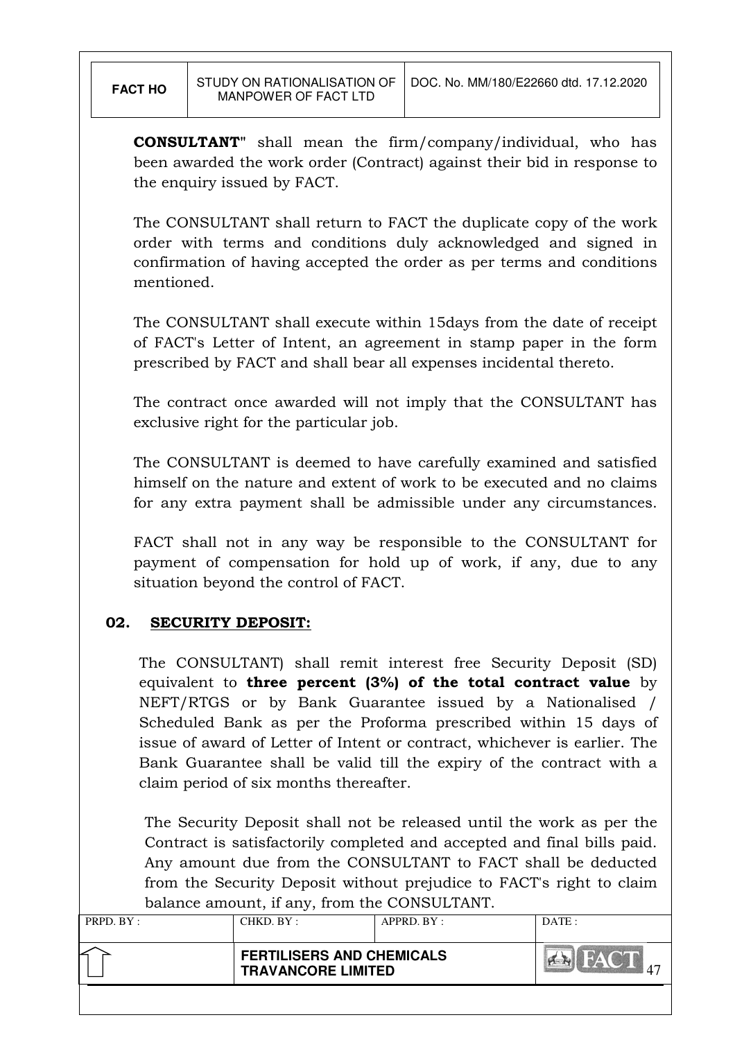**CONSULTANT"** shall mean the firm/company/individual, who has been awarded the work order (Contract) against their bid in response to the enquiry issued by FACT.

The CONSULTANT shall return to FACT the duplicate copy of the work order with terms and conditions duly acknowledged and signed in confirmation of having accepted the order as per terms and conditions mentioned.

The CONSULTANT shall execute within 15days from the date of receipt of FACT's Letter of Intent, an agreement in stamp paper in the form prescribed by FACT and shall bear all expenses incidental thereto.

The contract once awarded will not imply that the CONSULTANT has exclusive right for the particular job.

The CONSULTANT is deemed to have carefully examined and satisfied himself on the nature and extent of work to be executed and no claims for any extra payment shall be admissible under any circumstances.

FACT shall not in any way be responsible to the CONSULTANT for payment of compensation for hold up of work, if any, due to any situation beyond the control of FACT.

## 02. SECURITY DEPOSIT:

The CONSULTANT) shall remit interest free Security Deposit (SD) equivalent to **three percent (3%) of the total contract value** by NEFT/RTGS or by Bank Guarantee issued by a Nationalised / Scheduled Bank as per the Proforma prescribed within 15 days of issue of award of Letter of Intent or contract, whichever is earlier. The Bank Guarantee shall be valid till the expiry of the contract with a claim period of six months thereafter.

The Security Deposit shall not be released until the work as per the Contract is satisfactorily completed and accepted and final bills paid. Any amount due from the CONSULTANT to FACT shall be deducted from the Security Deposit without prejudice to FACT's right to claim balance amount, if any, from the CONSULTANT.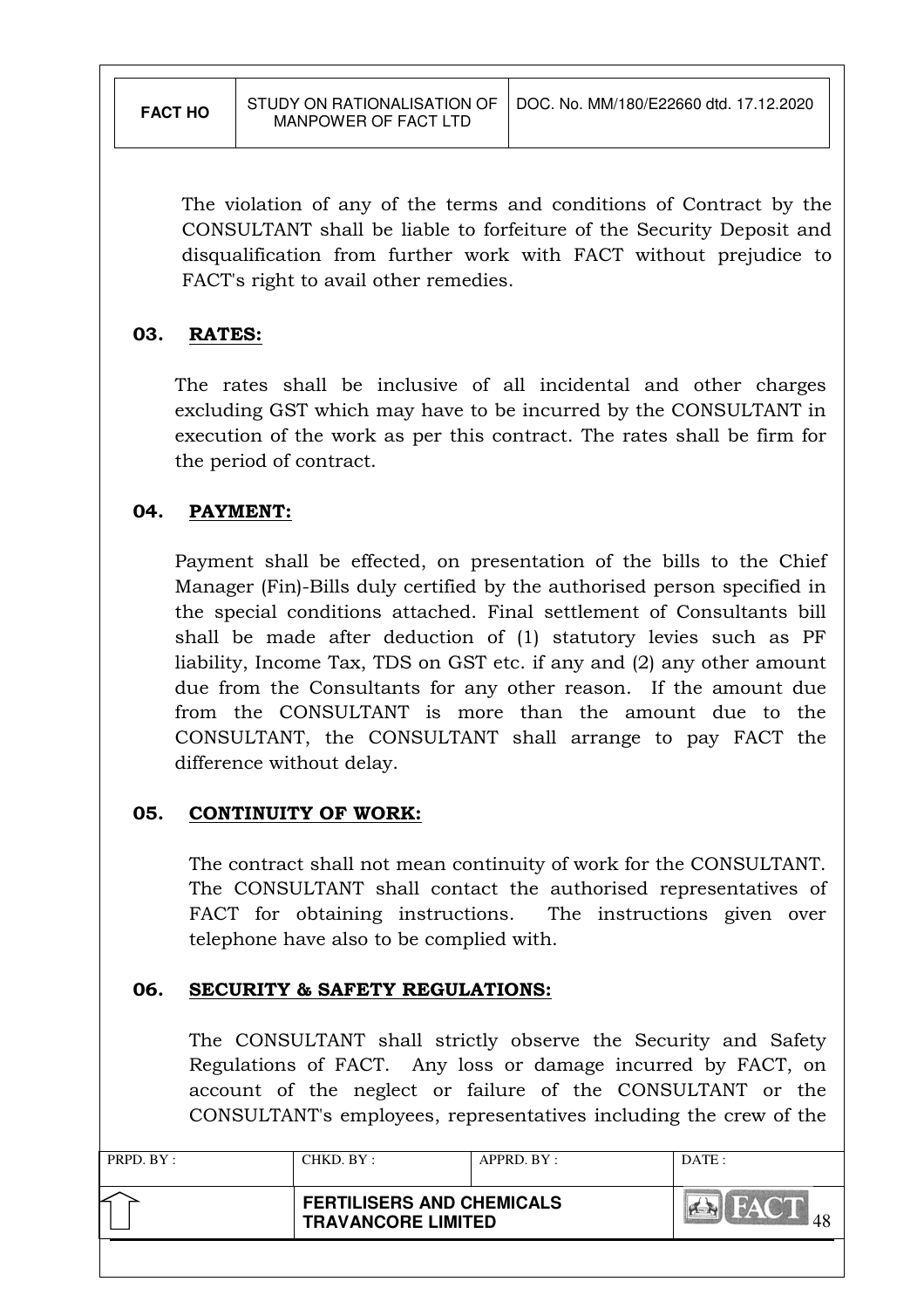The violation of any of the terms and conditions of Contract by the CONSULTANT shall be liable to forfeiture of the Security Deposit and disqualification from further work with FACT without prejudice to FACT's right to avail other remedies.

## 03. RATES:

The rates shall be inclusive of all incidental and other charges excluding GST which may have to be incurred by the CONSULTANT in execution of the work as per this contract. The rates shall be firm for the period of contract.

## 04. PAYMENT:

Payment shall be effected, on presentation of the bills to the Chief Manager (Fin)-Bills duly certified by the authorised person specified in the special conditions attached. Final settlement of Consultants bill shall be made after deduction of (1) statutory levies such as PF liability, Income Tax, TDS on GST etc. if any and (2) any other amount due from the Consultants for any other reason. If the amount due from the CONSULTANT is more than the amount due to the CONSULTANT, the CONSULTANT shall arrange to pay FACT the difference without delay.

## 05. CONTINUITY OF WORK:

The contract shall not mean continuity of work for the CONSULTANT. The CONSULTANT shall contact the authorised representatives of FACT for obtaining instructions. The instructions given over telephone have also to be complied with.

## 06. SECURITY & SAFETY REGULATIONS:

The CONSULTANT shall strictly observe the Security and Safety Regulations of FACT. Any loss or damage incurred by FACT, on account of the neglect or failure of the CONSULTANT or the CONSULTANT's employees, representatives including the crew of the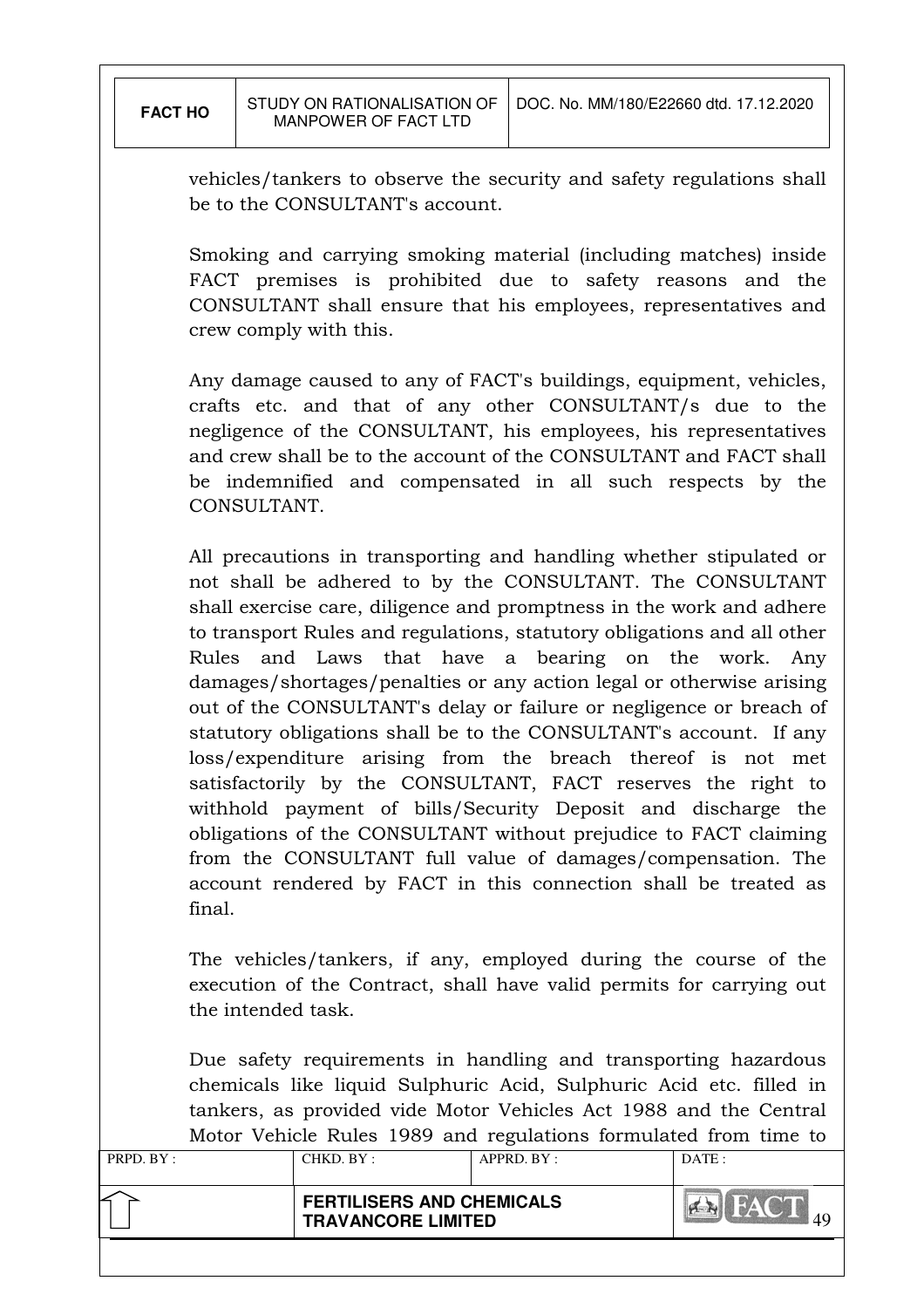vehicles/tankers to observe the security and safety regulations shall be to the CONSULTANT's account.

Smoking and carrying smoking material (including matches) inside FACT premises is prohibited due to safety reasons and the CONSULTANT shall ensure that his employees, representatives and crew comply with this.

Any damage caused to any of FACT's buildings, equipment, vehicles, crafts etc. and that of any other CONSULTANT/s due to the negligence of the CONSULTANT, his employees, his representatives and crew shall be to the account of the CONSULTANT and FACT shall be indemnified and compensated in all such respects by the CONSULTANT.

All precautions in transporting and handling whether stipulated or not shall be adhered to by the CONSULTANT. The CONSULTANT shall exercise care, diligence and promptness in the work and adhere to transport Rules and regulations, statutory obligations and all other Rules and Laws that have a bearing on the work. Any damages/shortages/penalties or any action legal or otherwise arising out of the CONSULTANT's delay or failure or negligence or breach of statutory obligations shall be to the CONSULTANT's account. If any loss/expenditure arising from the breach thereof is not met satisfactorily by the CONSULTANT, FACT reserves the right to withhold payment of bills/Security Deposit and discharge the obligations of the CONSULTANT without prejudice to FACT claiming from the CONSULTANT full value of damages/compensation. The account rendered by FACT in this connection shall be treated as final.

The vehicles/tankers, if any, employed during the course of the execution of the Contract, shall have valid permits for carrying out the intended task.

Due safety requirements in handling and transporting hazardous chemicals like liquid Sulphuric Acid, Sulphuric Acid etc. filled in tankers, as provided vide Motor Vehicles Act 1988 and the Central Motor Vehicle Rules 1989 and regulations formulated from time to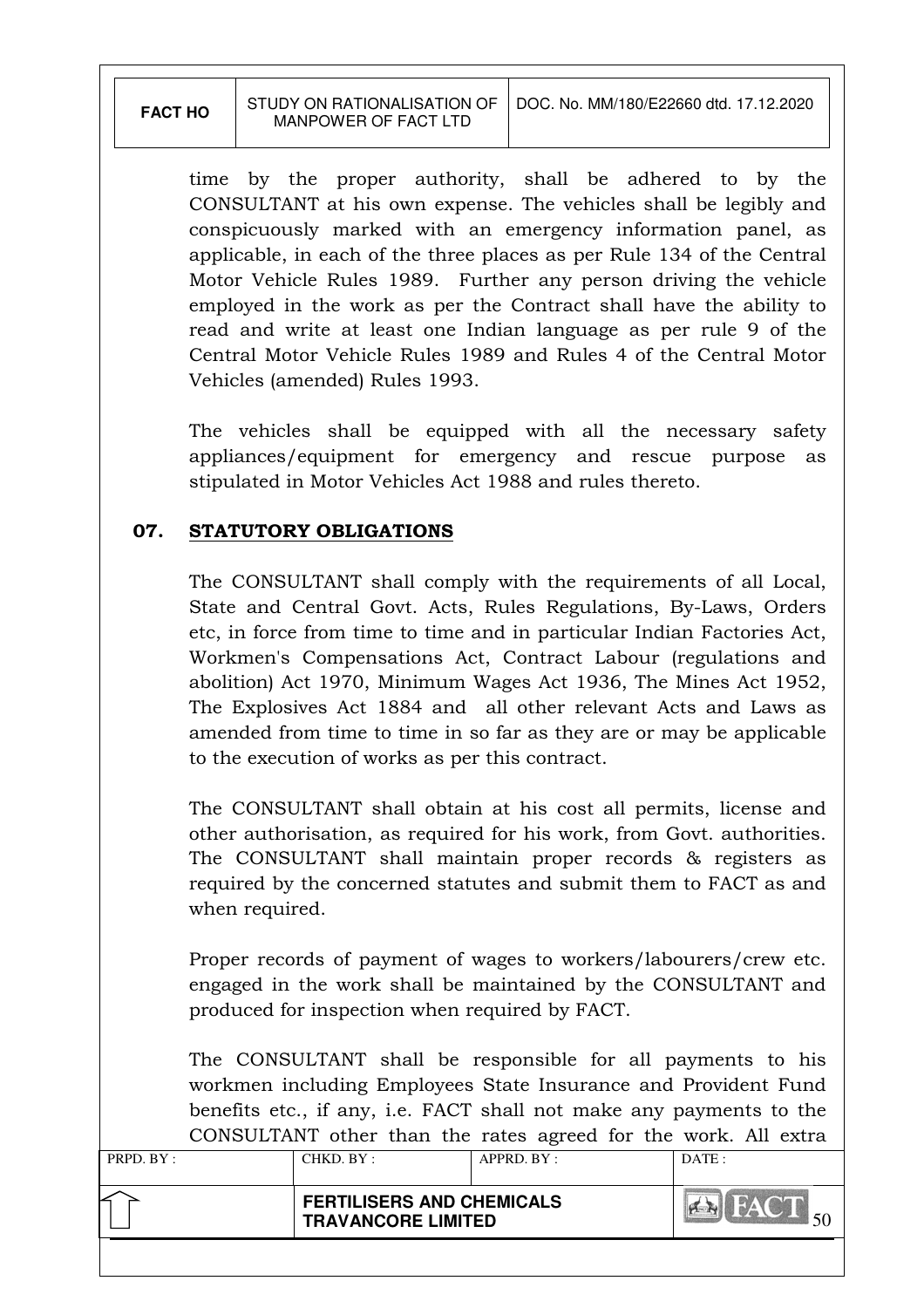time by the proper authority, shall be adhered to by the CONSULTANT at his own expense. The vehicles shall be legibly and conspicuously marked with an emergency information panel, as applicable, in each of the three places as per Rule 134 of the Central Motor Vehicle Rules 1989. Further any person driving the vehicle employed in the work as per the Contract shall have the ability to read and write at least one Indian language as per rule 9 of the Central Motor Vehicle Rules 1989 and Rules 4 of the Central Motor Vehicles (amended) Rules 1993.

The vehicles shall be equipped with all the necessary safety appliances/equipment for emergency and rescue purpose as stipulated in Motor Vehicles Act 1988 and rules thereto.

## 07. STATUTORY OBLIGATIONS

The CONSULTANT shall comply with the requirements of all Local, State and Central Govt. Acts, Rules Regulations, By-Laws, Orders etc, in force from time to time and in particular Indian Factories Act, Workmen's Compensations Act, Contract Labour (regulations and abolition) Act 1970, Minimum Wages Act 1936, The Mines Act 1952, The Explosives Act 1884 and all other relevant Acts and Laws as amended from time to time in so far as they are or may be applicable to the execution of works as per this contract.

The CONSULTANT shall obtain at his cost all permits, license and other authorisation, as required for his work, from Govt. authorities. The CONSULTANT shall maintain proper records & registers as required by the concerned statutes and submit them to FACT as and when required.

Proper records of payment of wages to workers/labourers/crew etc. engaged in the work shall be maintained by the CONSULTANT and produced for inspection when required by FACT.

The CONSULTANT shall be responsible for all payments to his workmen including Employees State Insurance and Provident Fund benefits etc., if any, i.e. FACT shall not make any payments to the CONSULTANT other than the rates agreed for the work. All extra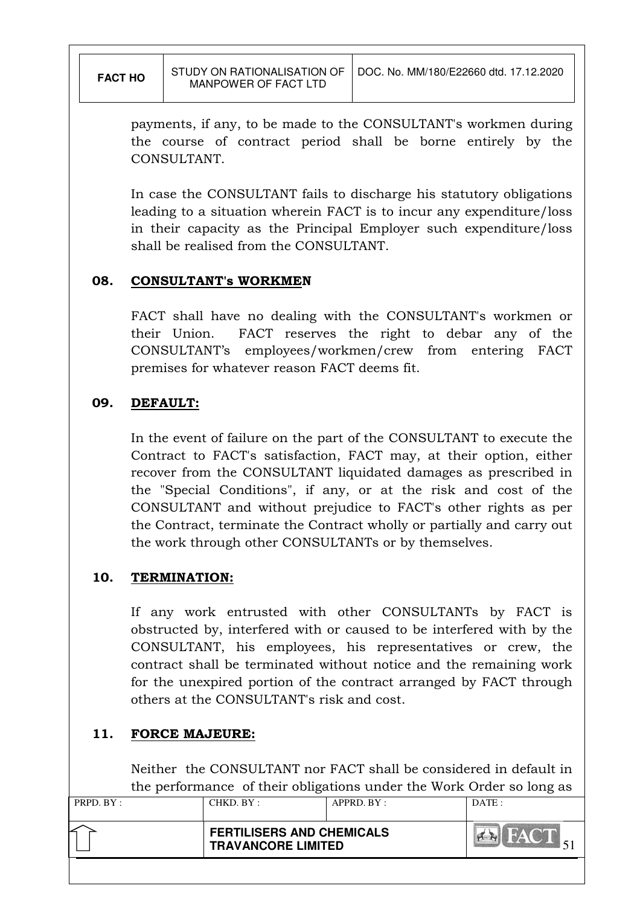payments, if any, to be made to the CONSULTANT's workmen during the course of contract period shall be borne entirely by the CONSULTANT.

In case the CONSULTANT fails to discharge his statutory obligations leading to a situation wherein FACT is to incur any expenditure/loss in their capacity as the Principal Employer such expenditure/loss shall be realised from the CONSULTANT.

## 08. CONSULTANT's WORKMEN

FACT shall have no dealing with the CONSULTANT's workmen or their Union. FACT reserves the right to debar any of the CONSULTANT's employees/workmen/crew from entering FACT premises for whatever reason FACT deems fit.

## 09. DEFAULT:

In the event of failure on the part of the CONSULTANT to execute the Contract to FACT's satisfaction, FACT may, at their option, either recover from the CONSULTANT liquidated damages as prescribed in the "Special Conditions", if any, or at the risk and cost of the CONSULTANT and without prejudice to FACT's other rights as per the Contract, terminate the Contract wholly or partially and carry out the work through other CONSULTANTs or by themselves.

## 10. TERMINATION:

If any work entrusted with other CONSULTANTs by FACT is obstructed by, interfered with or caused to be interfered with by the CONSULTANT, his employees, his representatives or crew, the contract shall be terminated without notice and the remaining work for the unexpired portion of the contract arranged by FACT through others at the CONSULTANT's risk and cost.

## 11. FORCE MAJEURE:

Neither the CONSULTANT nor FACT shall be considered in default in the performance of their obligations under the Work Order so long as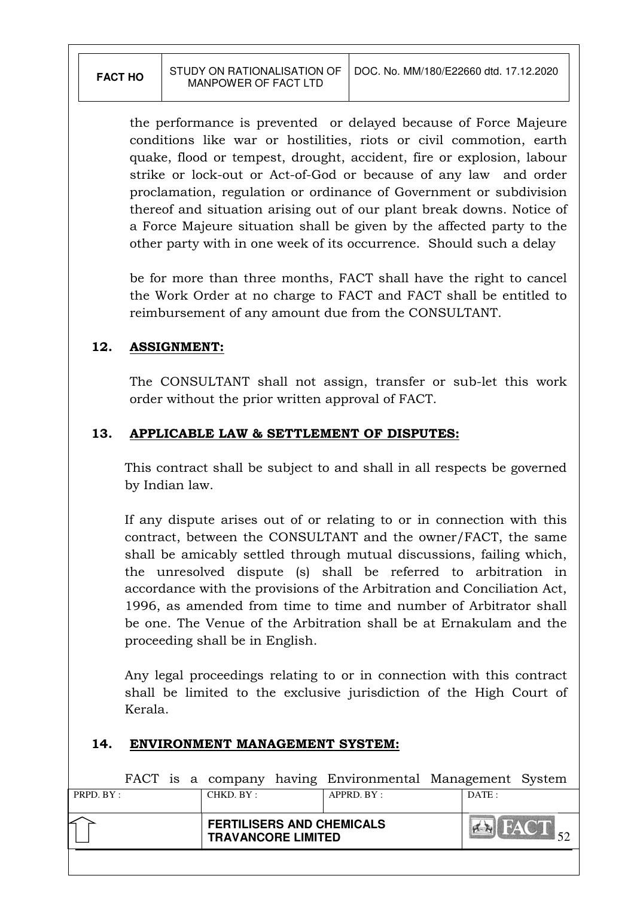the performance is prevented or delayed because of Force Majeure conditions like war or hostilities, riots or civil commotion, earth quake, flood or tempest, drought, accident, fire or explosion, labour strike or lock-out or Act-of-God or because of any law and order proclamation, regulation or ordinance of Government or subdivision thereof and situation arising out of our plant break downs. Notice of a Force Majeure situation shall be given by the affected party to the other party with in one week of its occurrence. Should such a delay

be for more than three months, FACT shall have the right to cancel the Work Order at no charge to FACT and FACT shall be entitled to reimbursement of any amount due from the CONSULTANT.

## 12. ASSIGNMENT:

The CONSULTANT shall not assign, transfer or sub-let this work order without the prior written approval of FACT.

## 13. APPLICABLE LAW & SETTLEMENT OF DISPUTES:

This contract shall be subject to and shall in all respects be governed by Indian law.

If any dispute arises out of or relating to or in connection with this contract, between the CONSULTANT and the owner/FACT, the same shall be amicably settled through mutual discussions, failing which, the unresolved dispute (s) shall be referred to arbitration in accordance with the provisions of the Arbitration and Conciliation Act, 1996, as amended from time to time and number of Arbitrator shall be one. The Venue of the Arbitration shall be at Ernakulam and the proceeding shall be in English.

Any legal proceedings relating to or in connection with this contract shall be limited to the exclusive jurisdiction of the High Court of Kerala.

## 14. ENVIRONMENT MANAGEMENT SYSTEM:

FACT is a company having Environmental Management System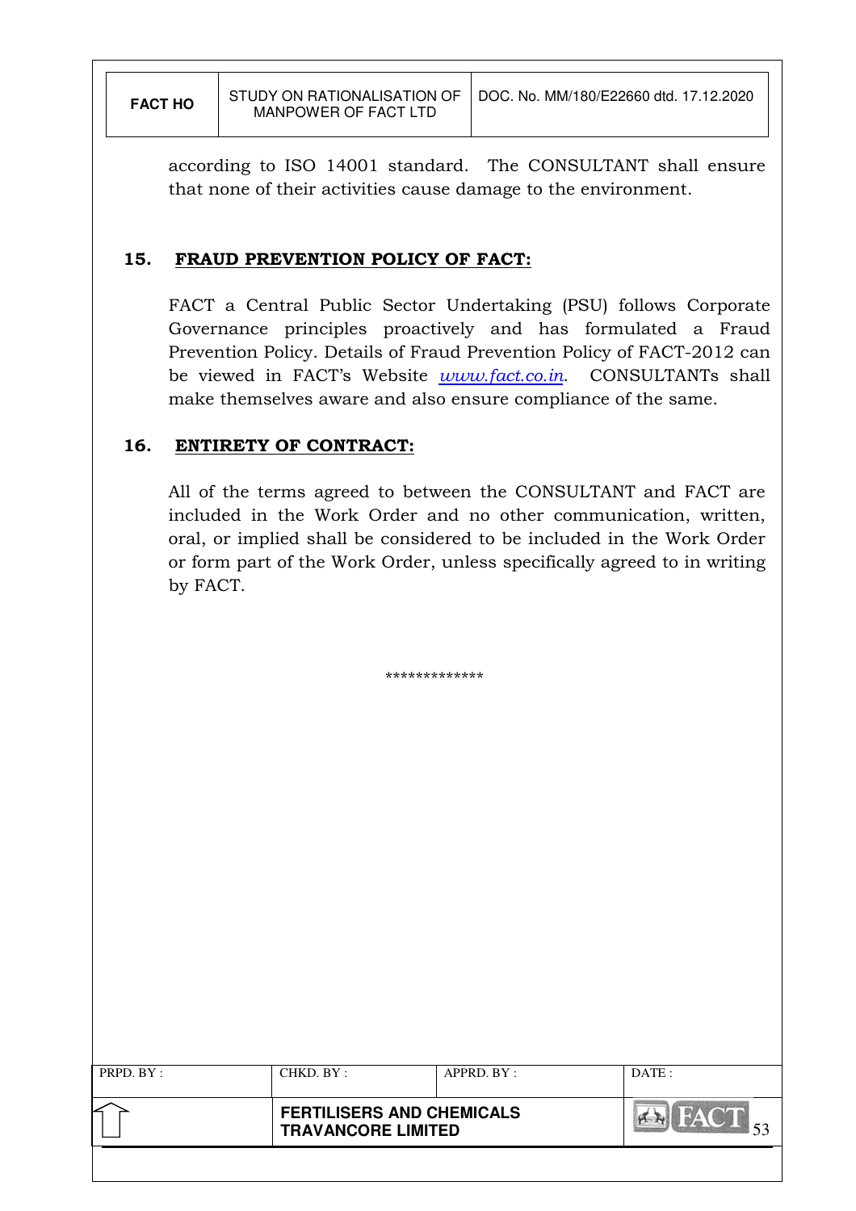according to ISO 14001 standard. The CONSULTANT shall ensure that none of their activities cause damage to the environment.

## 15. FRAUD PREVENTION POLICY OF FACT:

FACT a Central Public Sector Undertaking (PSU) follows Corporate Governance principles proactively and has formulated a Fraud Prevention Policy. Details of Fraud Prevention Policy of FACT-2012 can be viewed in FACT's Website *www.fact.co.in*. CONSULTANTs shall make themselves aware and also ensure compliance of the same.

## 16. ENTIRETY OF CONTRACT:

All of the terms agreed to between the CONSULTANT and FACT are included in the Work Order and no other communication, written, oral, or implied shall be considered to be included in the Work Order or form part of the Work Order, unless specifically agreed to in writing by FACT.

*************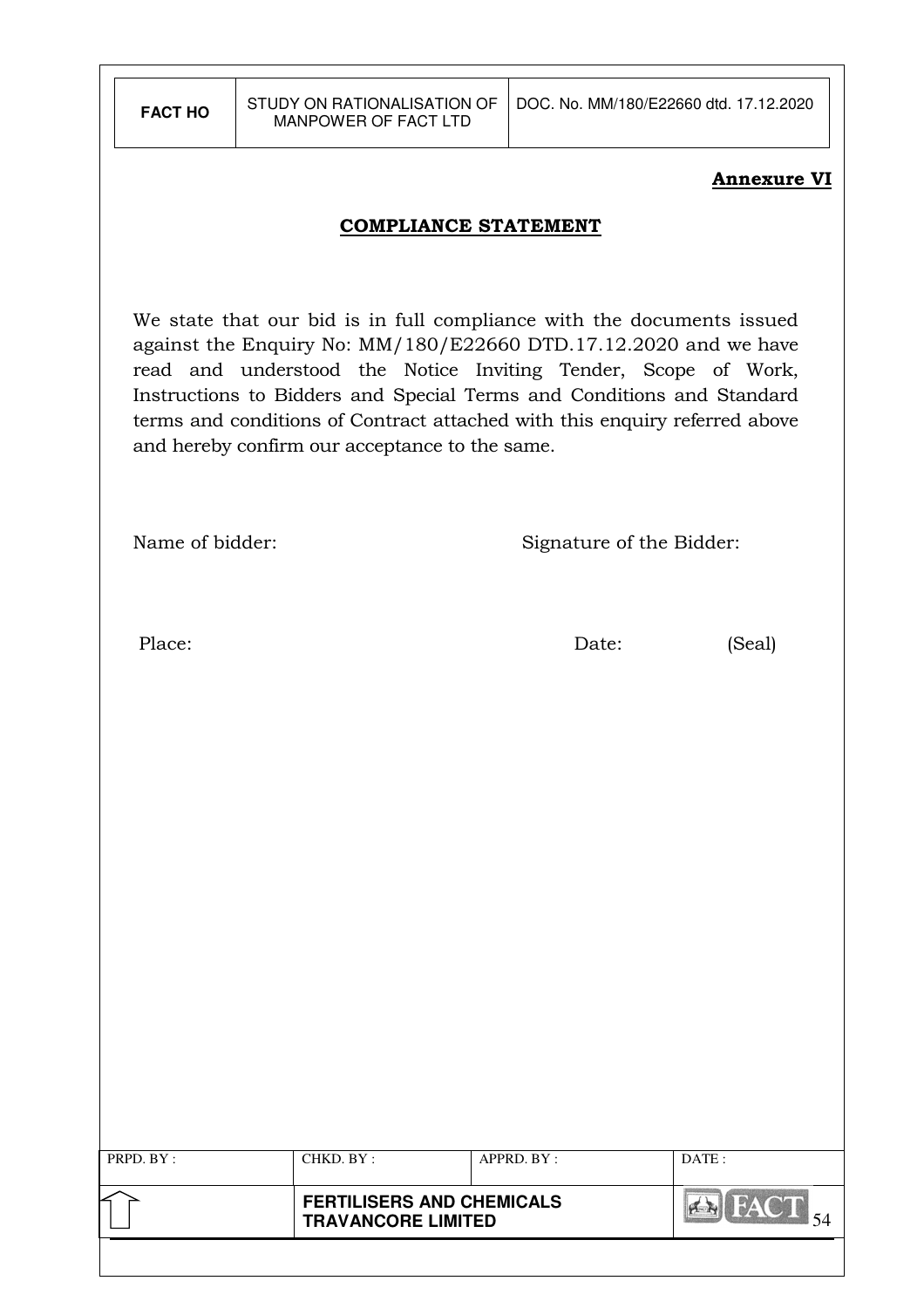**Annexure VI**

## COMPLIANCE STATEMENT

We state that our bid is in full compliance with the documents issued against the Enquiry No: MM/180/E22660 DTD.17.12.2020 and we have read and understood the Notice Inviting Tender, Scope of Work, Instructions to Bidders and Special Terms and Conditions and Standard terms and conditions of Contract attached with this enquiry referred above and hereby confirm our acceptance to the same.

Name of bidder: Signature of the Bidder:

Place: Date: (Seal)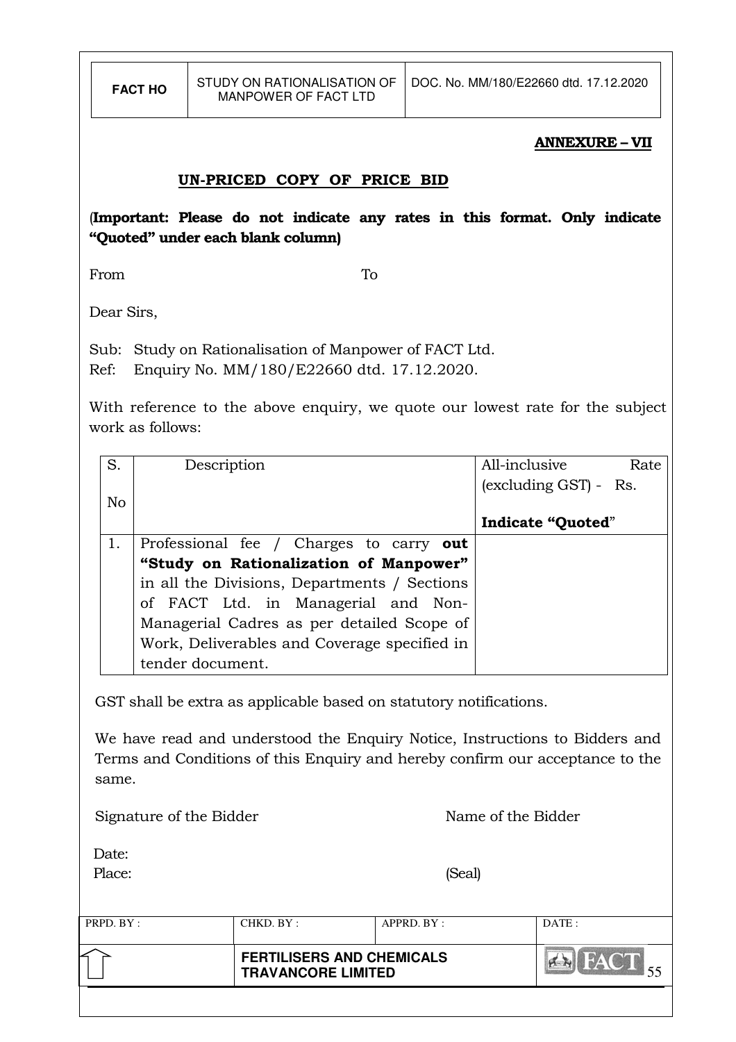**ANNEXURE – VII**

## UN-PRICED COPY OF PRICE BID

(**Important: Please do not indicate any rates in this format. Only indicate "Quoted" under each blank column)**

From To

Dear Sirs,

Sub: Study on Rationalisation of Manpower of FACT Ltd.
Ref: Enquiry No. MM/180/E22660 dtd. 17.12.2020.

With reference to the above enquiry, we quote our lowest rate for the subject work as follows:

| S. No | Description | All-inclusive Rate (excluding GST) - Rs. **Indicate "Quoted"** |
|---|---|---|
| 1. | Professional fee / Charges to carry **out "Study on Rationalization of Manpower"** in all the Divisions, Departments / Sections of FACT Ltd. in Managerial and Non-Managerial Cadres as per detailed Scope of Work, Deliverables and Coverage specified in tender document. | |

GST shall be extra as applicable based on statutory notifications.

We have read and understood the Enquiry Notice, Instructions to Bidders and Terms and Conditions of this Enquiry and hereby confirm our acceptance to the same.

Signature of the Bidder Name of the Bidder

Date:
Place: (Seal)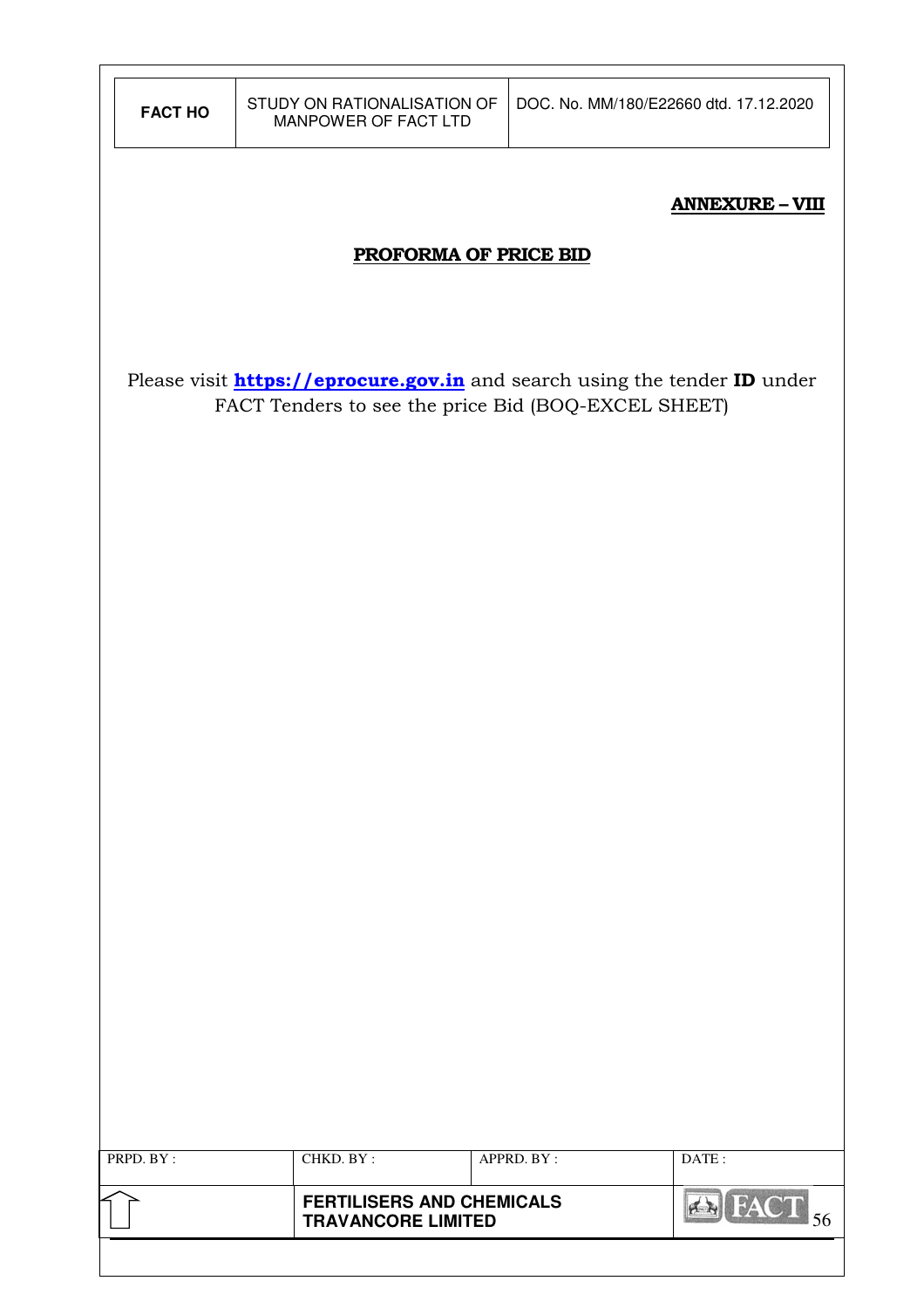**ANNEXURE – VIII**

**PROFORMA OF PRICE BID**

Please visit **https://eprocure.gov.in** and search using the tender **ID** under FACT Tenders to see the price Bid (BOQ-EXCEL SHEET)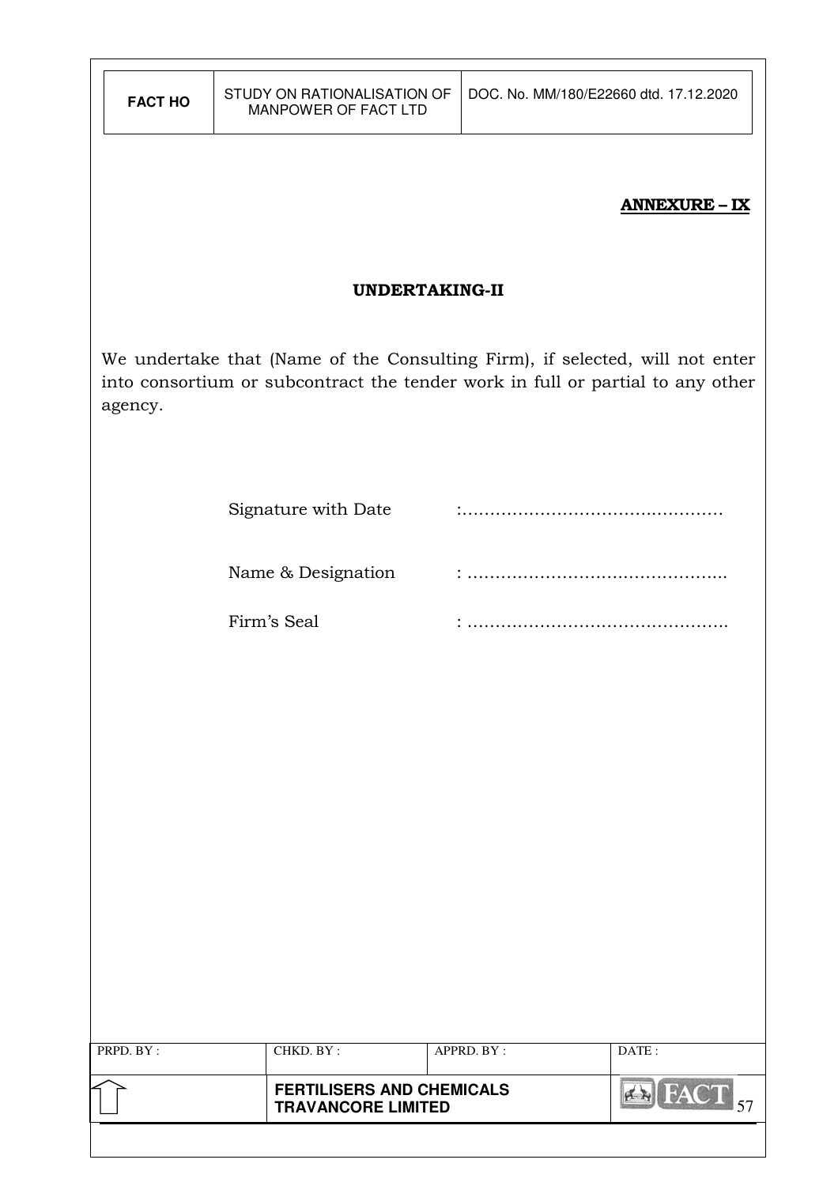**ANNEXURE – IX**

**UNDERTAKING-II**

We undertake that (Name of the Consulting Firm), if selected, will not enter into consortium or subcontract the tender work in full or partial to any other agency.

Signature with Date : ……………………………………….

Name & Design ation : ………………………………………..

Firm's Seal : ………………………………………..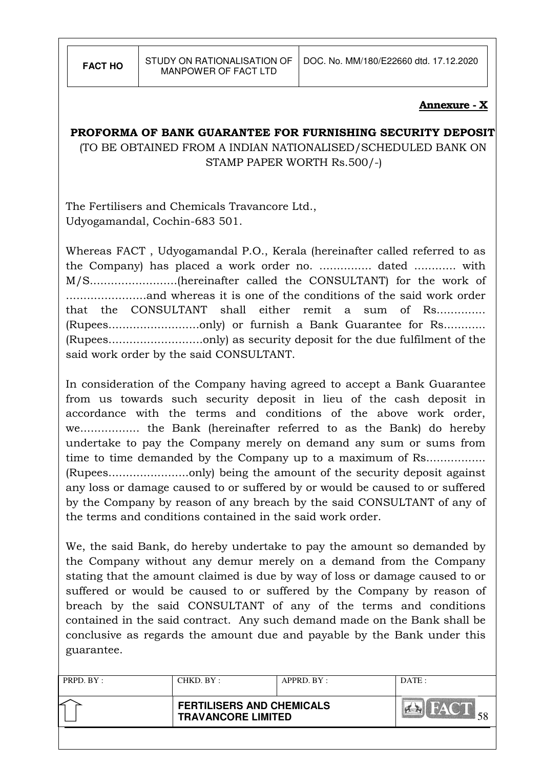**Annexure - X**

**PROFORMA OF BANK GUARANTEE FOR FURNISHING SECURITY DEPOSIT**

(TO BE OBTAINED FROM A INDIAN NATIONALISED/SCHEDULED BANK ON STAMP PAPER WORTH Rs.500/-)

The Fertilisers and Chemicals Travancore Ltd.,
Udyogamandal, Cochin-683 501.

Whereas FACT , Udyogamandal P.O., Kerala (hereinafter called referred to as the Company) has placed a work order no. ............... dated ............ with M/S.........................(hereinafter called the CONSULTANT) for the work of .......................and whereas it is one of the conditions of the said work order that the CONSULTANT shall either remit a sum of Rs.............. (Rupees..........................only) or furnish a Bank Guarantee for Rs............ (Rupees...........................only) as security deposit for the due fulfilment of the said work order by the said CONSULTANT.

In consideration of the Company having agreed to accept a Bank Guarantee from us towards such security deposit in lieu of the cash deposit in accordance with the terms and conditions of the above work order, we................. the Bank (hereinafter referred to as the Bank) do hereby undertake to pay the Company merely on demand any sum or sums from time to time demanded by the Company up to a maximum of Rs................. (Rupees.......................only) being the amount of the security deposit against any loss or damage caused to or suffered by or would be caused to or suffered by the Company by reason of any breach by the said CONSULTANT of any of the terms and conditions contained in the said work order.

We, the said Bank, do hereby undertake to pay the amount so demanded by the Company without any demur merely on a demand from the Company stating that the amount claimed is due by way of loss or damage caused to or suffered or would be caused to or suffered by the Company by reason of breach by the said CONSULTANT of any of the terms and conditions contained in the said contract. Any such demand made on the Bank shall be conclusive as regards the amount due and payable by the Bank under this guarantee.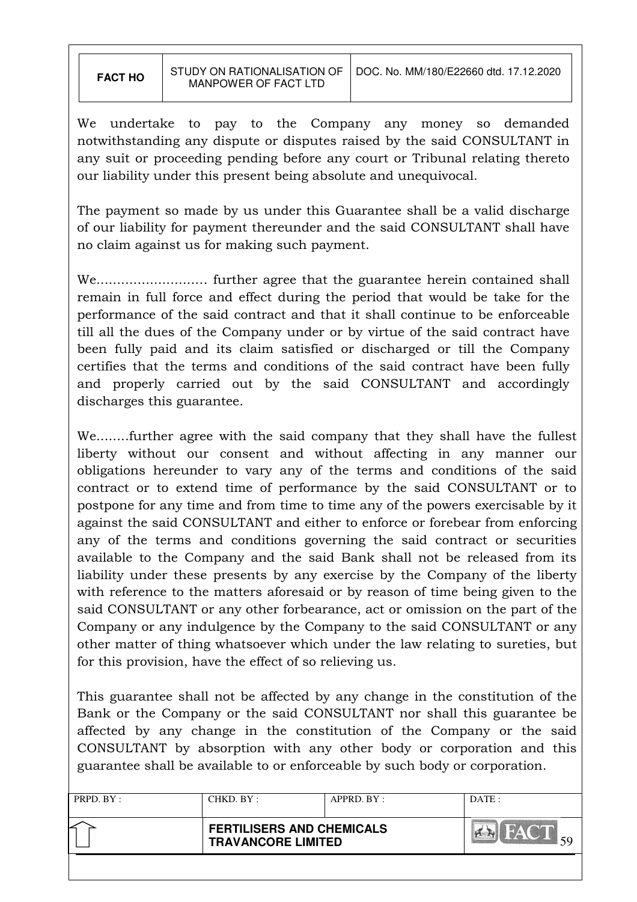We undertake to pay to the Company any money so demanded notwithstanding any dispute or disputes raised by the said CONSULTANT in any suit or proceeding pending before any court or Tribunal relating thereto our liability under this present being absolute and unequivocal.

The payment so made by us under this Guarantee shall be a valid discharge of our liability for payment thereunder and the said CONSULTANT shall have no claim against us for making such payment.

We……………………… further agree that the guarantee herein contained shall remain in full force and effect during the period that would be take for the performance of the said contract and that it shall continue to be enforceable till all the dues of the Company under or by virtue of the said contract have been fully paid and its claim satisfied or discharged or till the Company certifies that the terms and conditions of the said contract have been fully and properly carried out by the said CONSULTANT and accordingly discharges this guarantee.

We……..further agree with the said company that they shall have the fullest liberty without our consent and without affecting in any manner our obligations hereunder to vary any of the terms and conditions of the said contract or to extend time of performance by the said CONSULTANT or to postpone for any time and from time to time any of the powers exercisable by it against the said CONSULTANT and either to enforce or forebear from enforcing any of the terms and conditions governing the said contract or securities available to the Company and the said Bank shall not be released from its liability under these presents by any exercise by the Company of the liberty with reference to the matters aforesaid or by reason of time being given to the said CONSULTANT or any other forbearance, act or omission on the part of the Company or any indulgence by the Company to the said CONSULTANT or any other matter of thing whatsoever which under the law relating to sureties, but for this provision, have the effect of so relieving us.

This guarantee shall not be affected by any change in the constitution of the Bank or the Company or the said CONSULTANT nor shall this guarantee be affected by any change in the constitution of the Company or the said CONSULTANT by absorption with any other body or corporation and this guarantee shall be available to or enforceable by such body or corporation.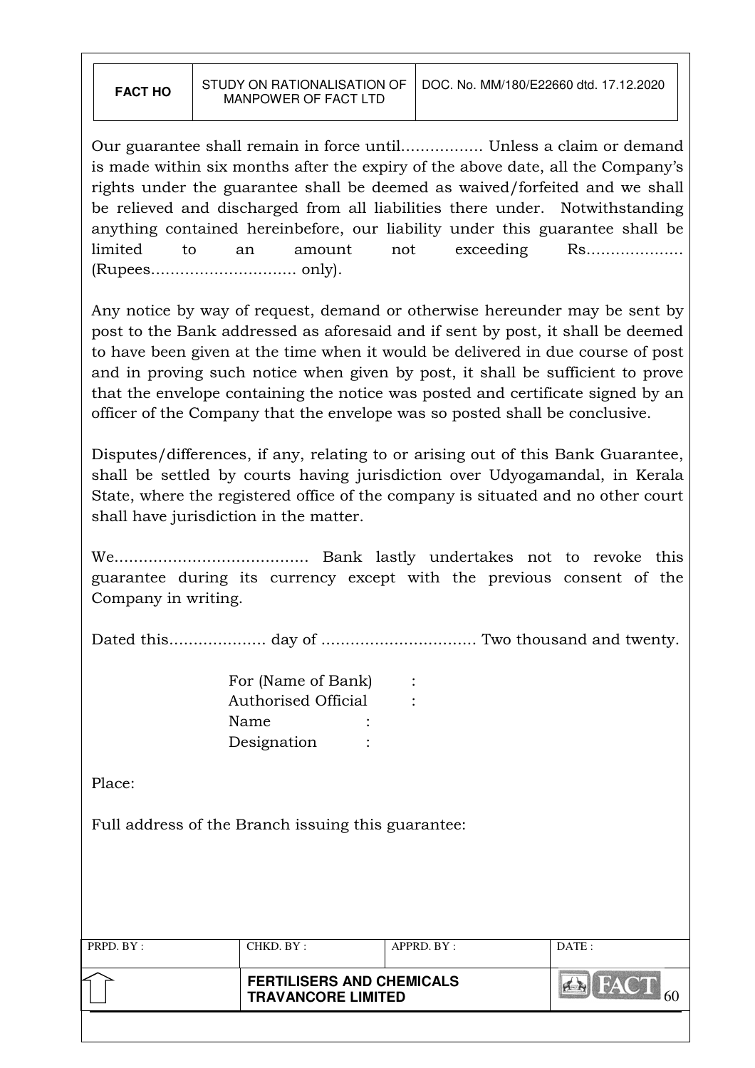Our guarantee shall remain in force until................. Unless a claim or demand is made within six months after the expiry of the above date, all the Company's rights under the guarantee shall be deemed as waived/forfeited and we shall be relieved and discharged from all liabilities there under. Notwithstanding anything contained hereinbefore, our liability under this guarantee shall be limited to an amount not exceeding Rs.................... (Rupees.............................. only).

Any notice by way of request, demand or otherwise hereunder may be sent by post to the Bank addressed as aforesaid and if sent by post, it shall be deemed to have been given at the time when it would be delivered in due course of post and in proving such notice when given by post, it shall be sufficient to prove that the envelope containing the notice was posted and certificate signed by an officer of the Company that the envelope was so posted shall be conclusive.

Disputes/differences, if any, relating to or arising out of this Bank Guarantee, shall be settled by courts having jurisdiction over Udyogamandal, in Kerala State, where the registered office of the company is situated and no other court shall have jurisdiction in the matter.

We........................................ Bank lastly undertakes not to revoke this guarantee during its currency except with the previous consent of the Company in writing.

Dated this.................... day of ................................ Two thousand and twenty.

For (Name of Bank) :
Authorised Official :
Name :
Designation :

Place:

Full address of the Branch issuing this guarantee: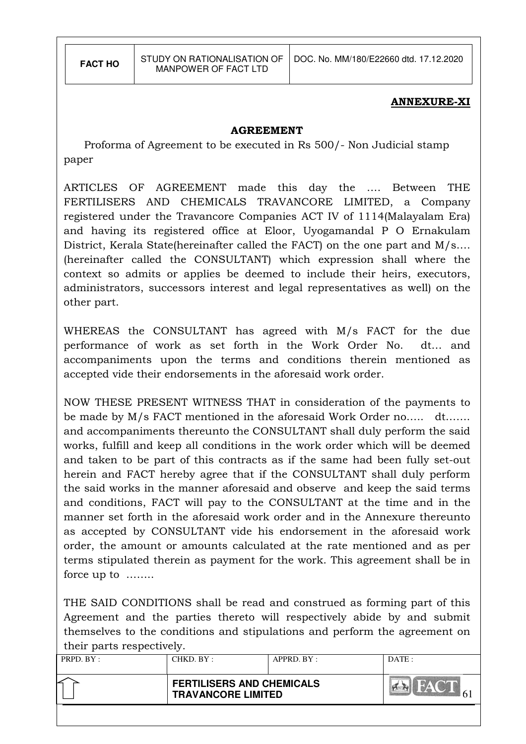**ANNEXURE-XI**

## AGREEMENT

Proforma of Agreement to be executed in Rs 500/- Non Judicial stamp paper

ARTICLES OF AGREEMENT made this day the …. Between THE FERTILISERS AND CHEMICALS TRAVANCORE LIMITED, a Company registered under the Travancore Companies ACT IV of 1114(Malayalam Era) and having its registered office at Eloor, Uyogamandal P O Ernakulam District, Kerala State(hereinafter called the FACT) on the one part and M/s…. (hereinafter called the CONSULTANT) which expression shall where the context so admits or applies be deemed to include their heirs, executors, administrators, successors interest and legal representatives as well) on the other part.

WHEREAS the CONSULTANT has agreed with M/s FACT for the due performance of work as set forth in the Work Order No. dt… and accompaniments upon the terms and conditions therein mentioned as accepted vide their endorsements in the aforesaid work order.

NOW THESE PRESENT WITNESS THAT in consideration of the payments to be made by M/s FACT mentioned in the aforesaid Work Order no….. dt……. and accompaniments thereunto the CONSULTANT shall duly perform the said works, fulfill and keep all conditions in the work order which will be deemed and taken to be part of this contracts as if the same had been fully set-out herein and FACT hereby agree that if the CONSULTANT shall duly perform the said works in the manner aforesaid and observe and keep the said terms and conditions, FACT will pay to the CONSULTANT at the time and in the manner set forth in the aforesaid work order and in the Annexure thereunto as accepted by CONSULTANT vide his endorsement in the aforesaid work order, the amount or amounts calculated at the rate mentioned and as per terms stipulated therein as payment for the work. This agreement shall be in force up to ……..

THE SAID CONDITIONS shall be read and construed as forming part of this Agreement and the parties thereto will respectively abide by and submit themselves to the conditions and stipulations and perform the agreement on their parts respectively.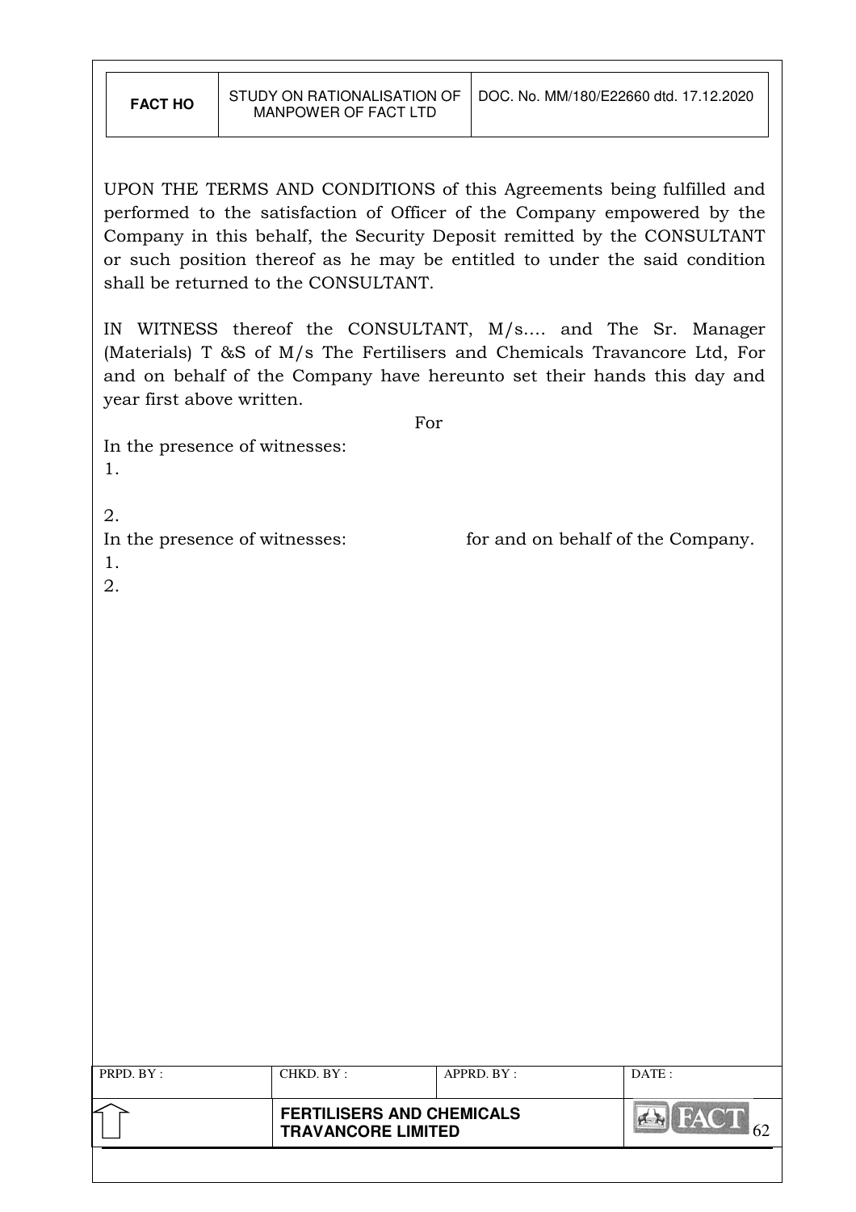UPON THE TERMS AND CONDITIONS of this Agreements being fulfilled and performed to the satisfaction of Officer of the Company empowered by the Company in this behalf, the Security Deposit remitted by the CONSULTANT or such position thereof as he may be entitled to under the said condition shall be returned to the CONSULTANT.

IN WITNESS thereof the CONSULTANT, M/s…. and The Sr. Manager (Materials) T &S of M/s The Fertilisers and Chemicals Travancore Ltd, For and on behalf of the Company have hereunto set their hands this day and year first above written.

For

In the presence of witnesses:

1.

2.

In the presence of witnesses: for and on behalf of the Company.

1.

2.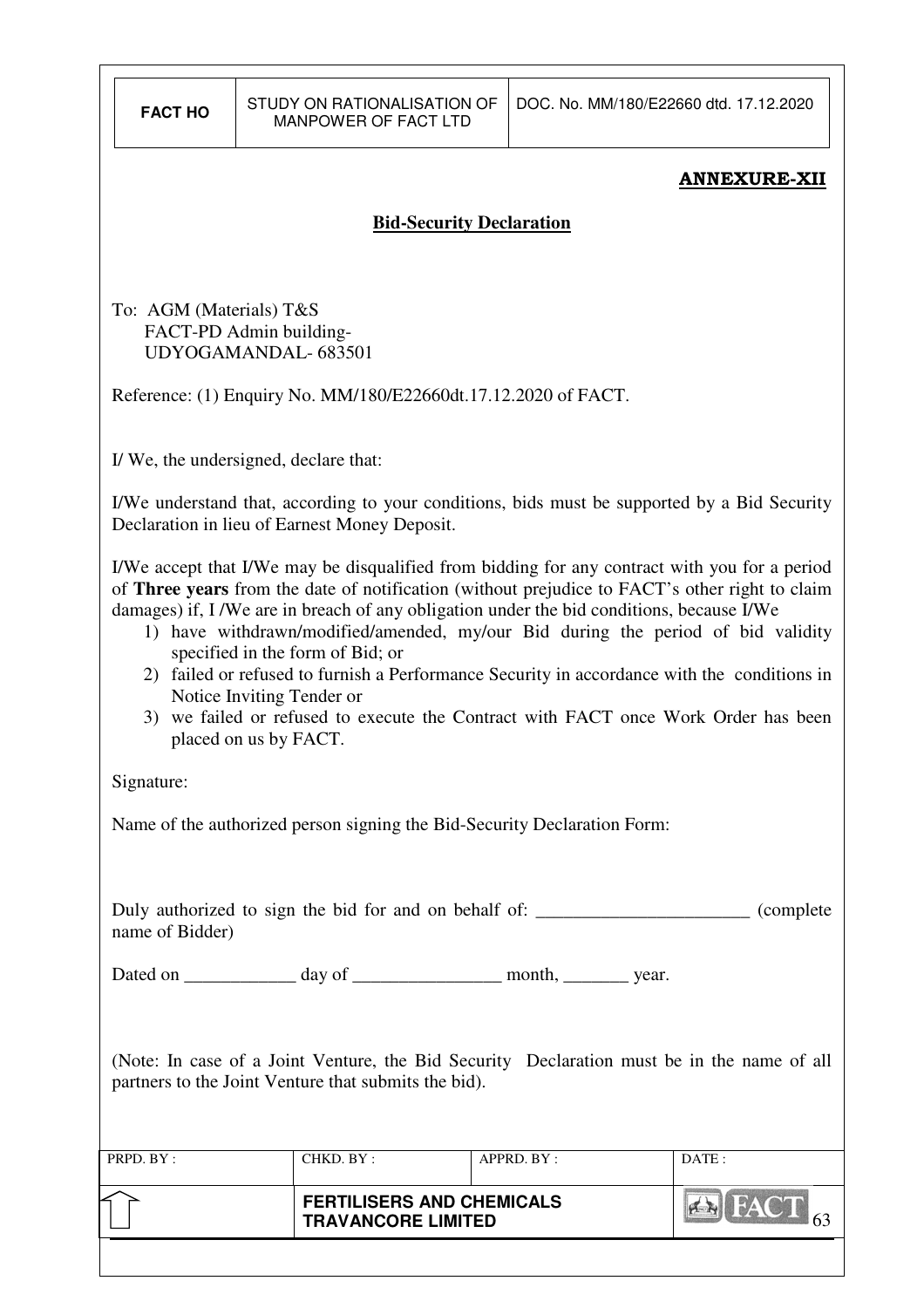## ANNEXURE-XII

### Bid-Security Declaration

To: AGM (Materials) T&S
FACT-PD Admin building-
UDYOGAMANDAL- 683501

Reference: (1) Enquiry No. MM/180/E22660dt.17.12.2020 of FACT.

I/ We, the undersigned, declare that:

I/We understand that, according to your conditions, bids must be supported by a Bid Security Declaration in lieu of Earnest Money Deposit.

I/We accept that I/We may be disqualified from bidding for any contract with you for a period of **Three years** from the date of notification (without prejudice to FACT's other right to claim damages) if, I /We are in breach of any obligation under the bid conditions, because I/We

1) have withdrawn/modified/amended, my/our Bid during the period of bid validity specified in the form of Bid; or
2) failed or refused to furnish a Performance Security in accordance with the conditions in Notice Inviting Tender or
3) we failed or refused to execute the Contract with FACT once Work Order has been placed on us by FACT.

Signature:

Name of the authorized person signing the Bid-Security Declaration Form:

Duly authorized to sign the bid for and on behalf of: _______________________ (complete name of Bidder)

Dated on ____________ day of ________________ month, _______ year.

(Note: In case of a Joint Venture, the Bid Security Declaration must be in the name of all partners to the Joint Venture that submits the bid).